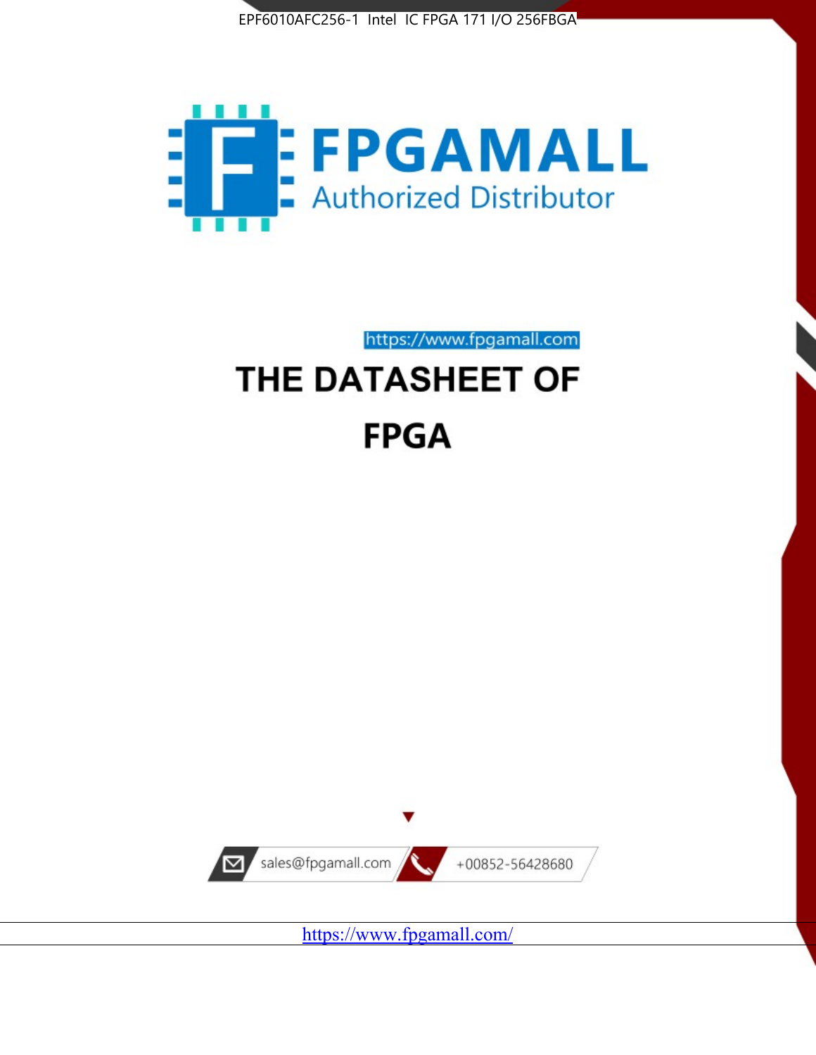EPF6010AFC256-1 Intel IC FPGA 171 I/O 256FBGA

FPGAMALL

Authorized Distributor

https://www.fpgamall.com

# THE DATASHEET OF

# FPGA

sales@fpgamall.com

+00852-56428680

https://www.fpgamall.com/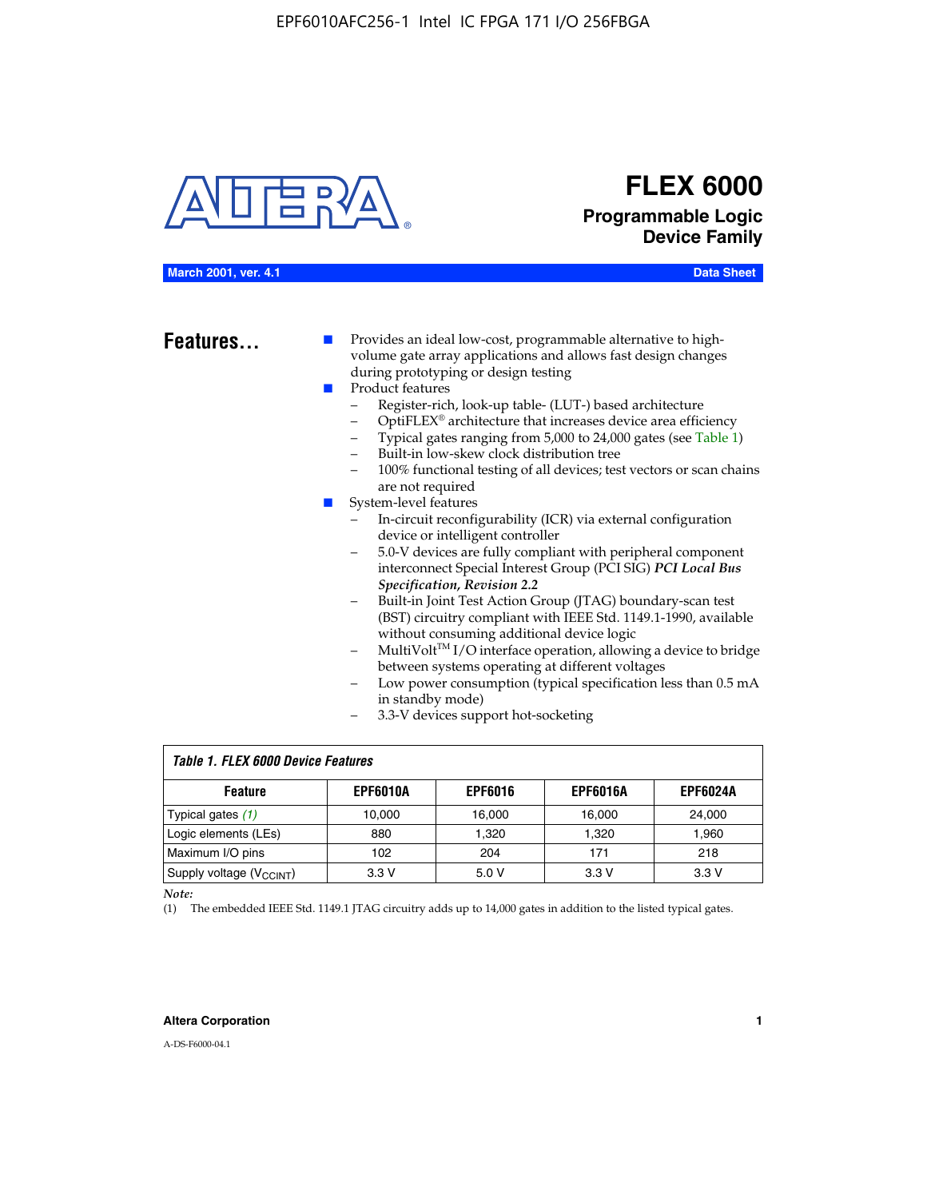# FLEX 6000

## Programmable Logic Device Family

**March 2001, ver. 4.1** **Data Sheet**

## Features...

- Provides an ideal low-cost, programmable alternative to high-volume gate array applications and allows fast design changes during prototyping or design testing
- Product features
  - Register-rich, look-up table- (LUT-) based architecture
  - OptiFLEX® architecture that increases device area efficiency
  - Typical gates ranging from 5,000 to 24,000 gates (see Table 1)
  - Built-in low-skew clock distribution tree
  - 100% functional testing of all devices; test vectors or scan chains are not required
- System-level features
  - In-circuit reconfigurability (ICR) via external configuration device or intelligent controller
  - 5.0-V devices are fully compliant with peripheral component interconnect Special Interest Group (PCI SIG) ***PCI Local Bus Specification, Revision 2.2***
  - Built-in Joint Test Action Group (JTAG) boundary-scan test (BST) circuitry compliant with IEEE Std. 1149.1-1990, available without consuming additional device logic
  - MultiVolt™ I/O interface operation, allowing a device to bridge between systems operating at different voltages
  - Low power consumption (typical specification less than 0.5 mA in standby mode)
  - 3.3-V devices support hot-socketing

*Table 1. FLEX 6000 Device Features*

| Feature | EPF6010A | EPF6016 | EPF6016A | EPF6024A |
|---|---|---|---|---|
| Typical gates *(1)* | 10,000 | 16,000 | 16,000 | 24,000 |
| Logic elements (LEs) | 880 | 1,320 | 1,320 | 1,960 |
| Maximum I/O pins | 102 | 204 | 171 | 218 |
| Supply voltage ($V_{CCINT}$) | 3.3 V | 5.0 V | 3.3 V | 3.3 V |

*Note:*

(1) The embedded IEEE Std. 1149.1 JTAG circuitry adds up to 14,000 gates in addition to the listed typical gates.

A-DS-F6000-04.1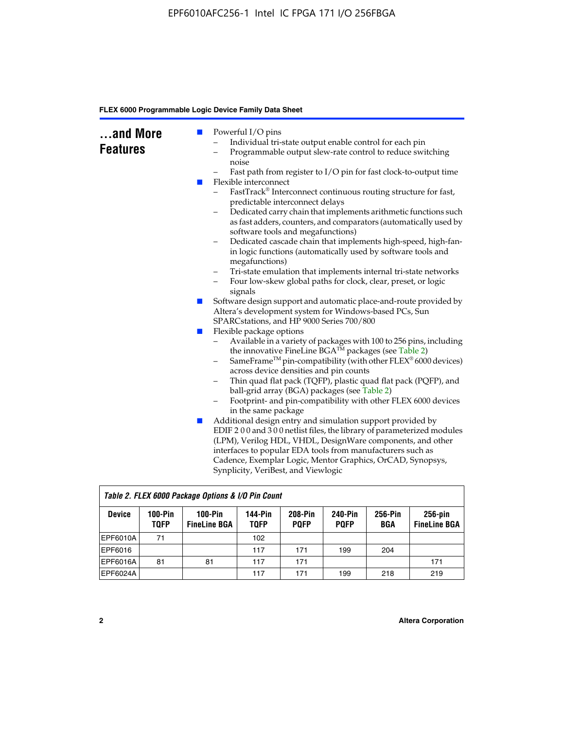## ...and More Features

- Powerful I/O pins
  - Individual tri-state output enable control for each pin
  - Programmable output slew-rate control to reduce switching noise
  - Fast path from register to I/O pin for fast clock-to-output time
- Flexible interconnect
  - FastTrack® Interconnect continuous routing structure for fast, predictable interconnect delays
  - Dedicated carry chain that implements arithmetic functions such as fast adders, counters, and comparators (automatically used by software tools and megafunctions)
  - Dedicated cascade chain that implements high-speed, high-fan-in logic functions (automatically used by software tools and megafunctions)
  - Tri-state emulation that implements internal tri-state networks
  - Four low-skew global paths for clock, clear, preset, or logic signals
- Software design support and automatic place-and-route provided by Altera's development system for Windows-based PCs, Sun SPARCstations, and HP 9000 Series 700/800
- Flexible package options
  - Available in a variety of packages with 100 to 256 pins, including the innovative FineLine BGA™ packages (see Table 2)
  - SameFrame™ pin-compatibility (with other FLEX® 6000 devices) across device densities and pin counts
  - Thin quad flat pack (TQFP), plastic quad flat pack (PQFP), and ball-grid array (BGA) packages (see Table 2)
  - Footprint- and pin-compatibility with other FLEX 6000 devices in the same package
- Additional design entry and simulation support provided by EDIF 2 0 0 and 3 0 0 netlist files, the library of parameterized modules (LPM), Verilog HDL, VHDL, DesignWare components, and other interfaces to popular EDA tools from manufacturers such as Cadence, Exemplar Logic, Mentor Graphics, OrCAD, Synopsys, Synplicity, VeriBest, and Viewlogic

*Table 2. FLEX 6000 Package Options & I/O Pin Count*

| Device | 100-Pin TQFP | 100-Pin FineLine BGA | 144-Pin TQFP | 208-Pin PQFP | 240-Pin PQFP | 256-Pin BGA | 256-pin FineLine BGA |
|---|---|---|---|---|---|---|---|
| EPF6010A | 71 | | 102 | | | | |
| EPF6016 | | | 117 | 171 | 199 | 204 | |
| EPF6016A | 81 | 81 | 117 | 171 | | | 171 |
| EPF6024A | | | 117 | 171 | 199 | 218 | 219 |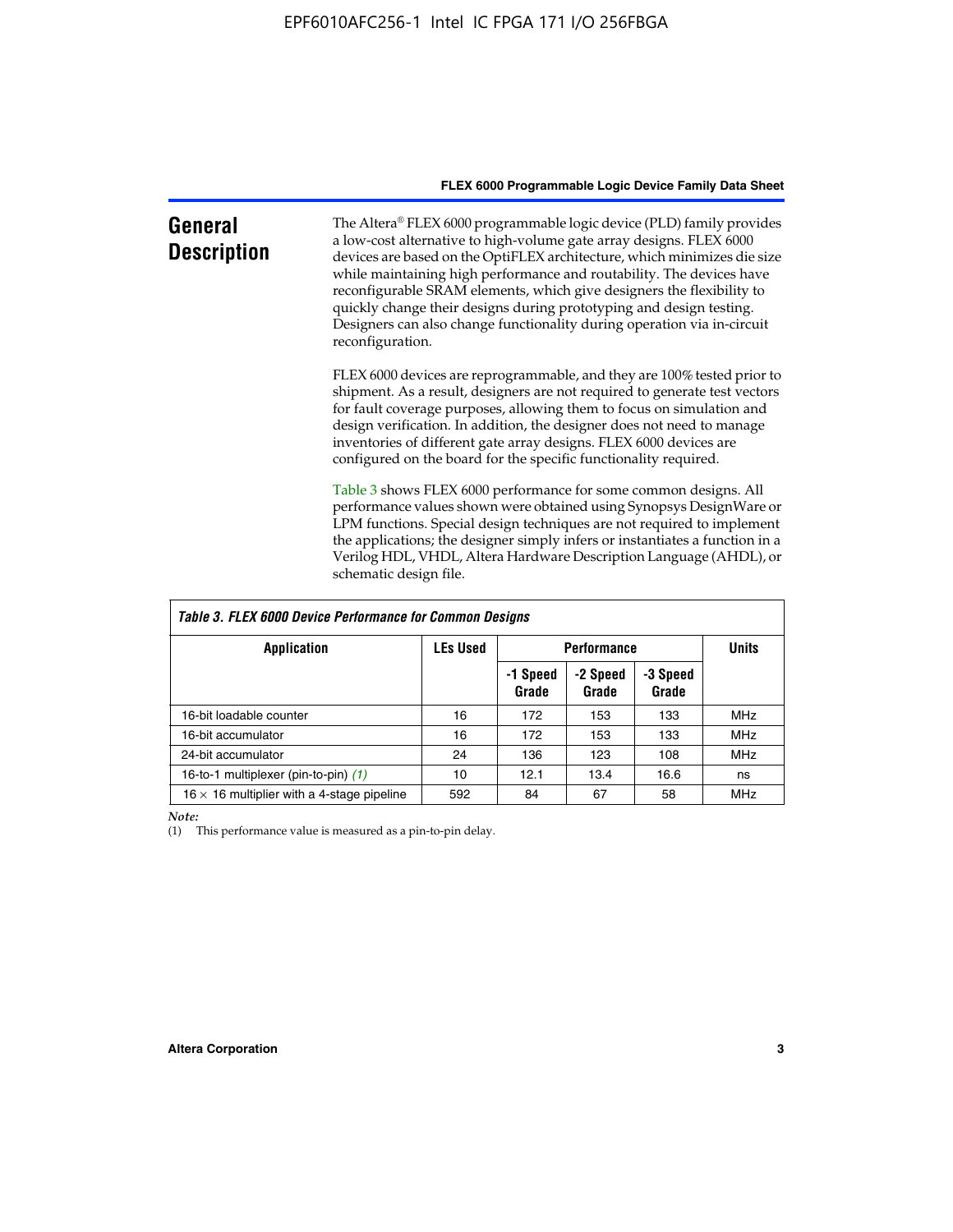## General Description

The Altera® FLEX 6000 programmable logic device (PLD) family provides a low-cost alternative to high-volume gate array designs. FLEX 6000 devices are based on the OptiFLEX architecture, which minimizes die size while maintaining high performance and routability. The devices have reconfigurable SRAM elements, which give designers the flexibility to quickly change their designs during prototyping and design testing. Designers can also change functionality during operation via in-circuit reconfiguration.

FLEX 6000 devices are reprogrammable, and they are 100% tested prior to shipment. As a result, designers are not required to generate test vectors for fault coverage purposes, allowing them to focus on simulation and design verification. In addition, the designer does not need to manage inventories of different gate array designs. FLEX 6000 devices are configured on the board for the specific functionality required.

Table 3 shows FLEX 6000 performance for some common designs. All performance values shown were obtained using Synopsys DesignWare or LPM functions. Special design techniques are not required to implement the applications; the designer simply infers or instantiates a function in a Verilog HDL, VHDL, Altera Hardware Description Language (AHDL), or schematic design file.

*Table 3. FLEX 6000 Device Performance for Common Designs*

| Application | LEs Used | Performance | | | Units |
|---|---|---|---|---|---|
| | | -1 Speed Grade | -2 Speed Grade | -3 Speed Grade | |
| 16-bit loadable counter | 16 | 172 | 153 | 133 | MHz |
| 16-bit accumulator | 16 | 172 | 153 | 133 | MHz |
| 24-bit accumulator | 24 | 136 | 123 | 108 | MHz |
| 16-to-1 multiplexer (pin-to-pin) *(1)* | 10 | 12.1 | 13.4 | 16.6 | ns |
| 16 × 16 multiplier with a 4-stage pipeline | 592 | 84 | 67 | 58 | MHz |

*Note:*
(1) This performance value is measured as a pin-to-pin delay.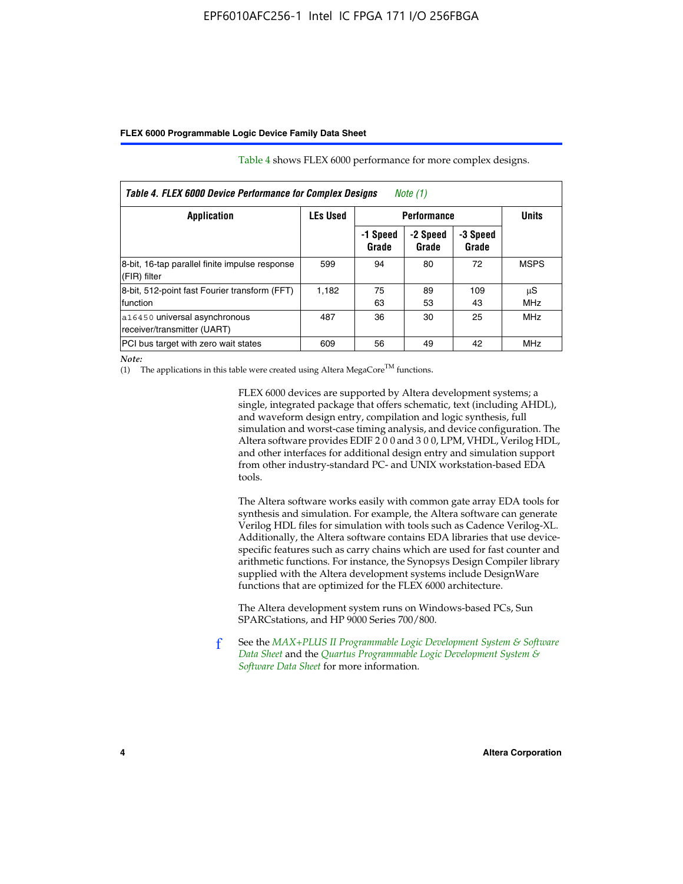Table 4 shows FLEX 6000 performance for more complex designs.

*Table 4. FLEX 6000 Device Performance for Complex Designs* *Note (1)*

| Application | LEs Used | Performance | | | Units |
|---|---|---|---|---|---|
| | | -1 Speed Grade | -2 Speed Grade | -3 Speed Grade | |
| 8-bit, 16-tap parallel finite impulse response (FIR) filter | 599 | 94 | 80 | 72 | MSPS |
| 8-bit, 512-point fast Fourier transform (FFT) function | 1,182 | 75<br>63 | 89<br>53 | 109<br>43 | µS<br>MHz |
| a16450 universal asynchronous receiver/transmitter (UART) | 487 | 36 | 30 | 25 | MHz |
| PCI bus target with zero wait states | 609 | 56 | 49 | 42 | MHz |

*Note:*
(1) The applications in this table were created using Altera MegaCore™ functions.

FLEX 6000 devices are supported by Altera development systems; a single, integrated package that offers schematic, text (including AHDL), and waveform design entry, compilation and logic synthesis, full simulation and worst-case timing analysis, and device configuration. The Altera software provides EDIF 2 0 0 and 3 0 0, LPM, VHDL, Verilog HDL, and other interfaces for additional design entry and simulation support from other industry-standard PC- and UNIX workstation-based EDA tools.

The Altera software works easily with common gate array EDA tools for synthesis and simulation. For example, the Altera software can generate Verilog HDL files for simulation with tools such as Cadence Verilog-XL. Additionally, the Altera software contains EDA libraries that use device-specific features such as carry chains which are used for fast counter and arithmetic functions. For instance, the Synopsys Design Compiler library supplied with the Altera development systems include DesignWare functions that are optimized for the FLEX 6000 architecture.

The Altera development system runs on Windows-based PCs, Sun SPARCstations, and HP 9000 Series 700/800.

See the *MAX+PLUS II Programmable Logic Development System & Software Data Sheet* and the *Quartus Programmable Logic Development System & Software Data Sheet* for more information.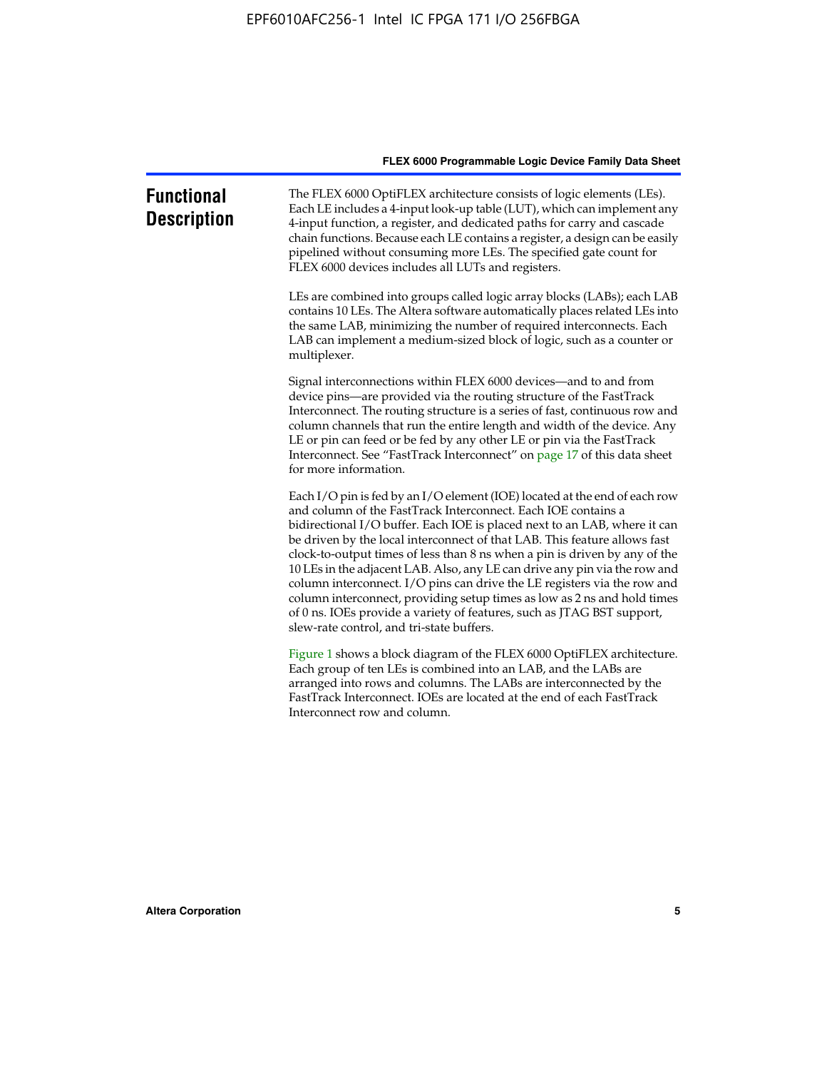## Functional Description

The FLEX 6000 OptiFLEX architecture consists of logic elements (LEs). Each LE includes a 4-input look-up table (LUT), which can implement any 4-input function, a register, and dedicated paths for carry and cascade chain functions. Because each LE contains a register, a design can be easily pipelined without consuming more LEs. The specified gate count for FLEX 6000 devices includes all LUTs and registers.

LEs are combined into groups called logic array blocks (LABs); each LAB contains 10 LEs. The Altera software automatically places related LEs into the same LAB, minimizing the number of required interconnects. Each LAB can implement a medium-sized block of logic, such as a counter or multiplexer.

Signal interconnections within FLEX 6000 devices—and to and from device pins—are provided via the routing structure of the FastTrack Interconnect. The routing structure is a series of fast, continuous row and column channels that run the entire length and width of the device. Any LE or pin can feed or be fed by any other LE or pin via the FastTrack Interconnect. See "FastTrack Interconnect" on page 17 of this data sheet for more information.

Each I/O pin is fed by an I/O element (IOE) located at the end of each row and column of the FastTrack Interconnect. Each IOE contains a bidirectional I/O buffer. Each IOE is placed next to an LAB, where it can be driven by the local interconnect of that LAB. This feature allows fast clock-to-output times of less than 8 ns when a pin is driven by any of the 10 LEs in the adjacent LAB. Also, any LE can drive any pin via the row and column interconnect. I/O pins can drive the LE registers via the row and column interconnect, providing setup times as low as 2 ns and hold times of 0 ns. IOEs provide a variety of features, such as JTAG BST support, slew-rate control, and tri-state buffers.

Figure 1 shows a block diagram of the FLEX 6000 OptiFLEX architecture. Each group of ten LEs is combined into an LAB, and the LABs are arranged into rows and columns. The LABs are interconnected by the FastTrack Interconnect. IOEs are located at the end of each FastTrack Interconnect row and column.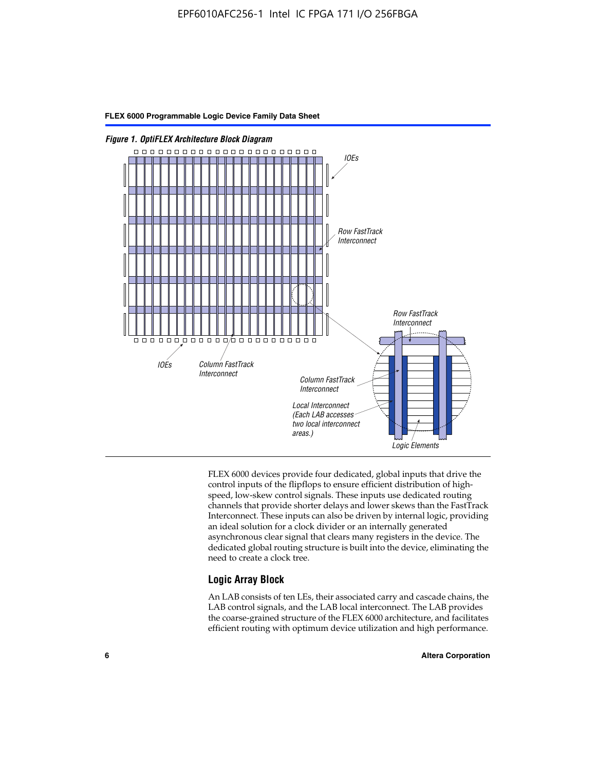*Figure 1. OptiFLEX Architecture Block Diagram*

FLEX 6000 devices provide four dedicated, global inputs that drive the control inputs of the flipflops to ensure efficient distribution of high-speed, low-skew control signals. These inputs use dedicated routing channels that provide shorter delays and lower skews than the FastTrack Interconnect. These inputs can also be driven by internal logic, providing an ideal solution for a clock divider or an internally generated asynchronous clear signal that clears many registers in the device. The dedicated global routing structure is built into the device, eliminating the need to create a clock tree.

## Logic Array Block

An LAB consists of ten LEs, their associated carry and cascade chains, the LAB control signals, and the LAB local interconnect. The LAB provides the coarse-grained structure of the FLEX 6000 architecture, and facilitates efficient routing with optimum device utilization and high performance.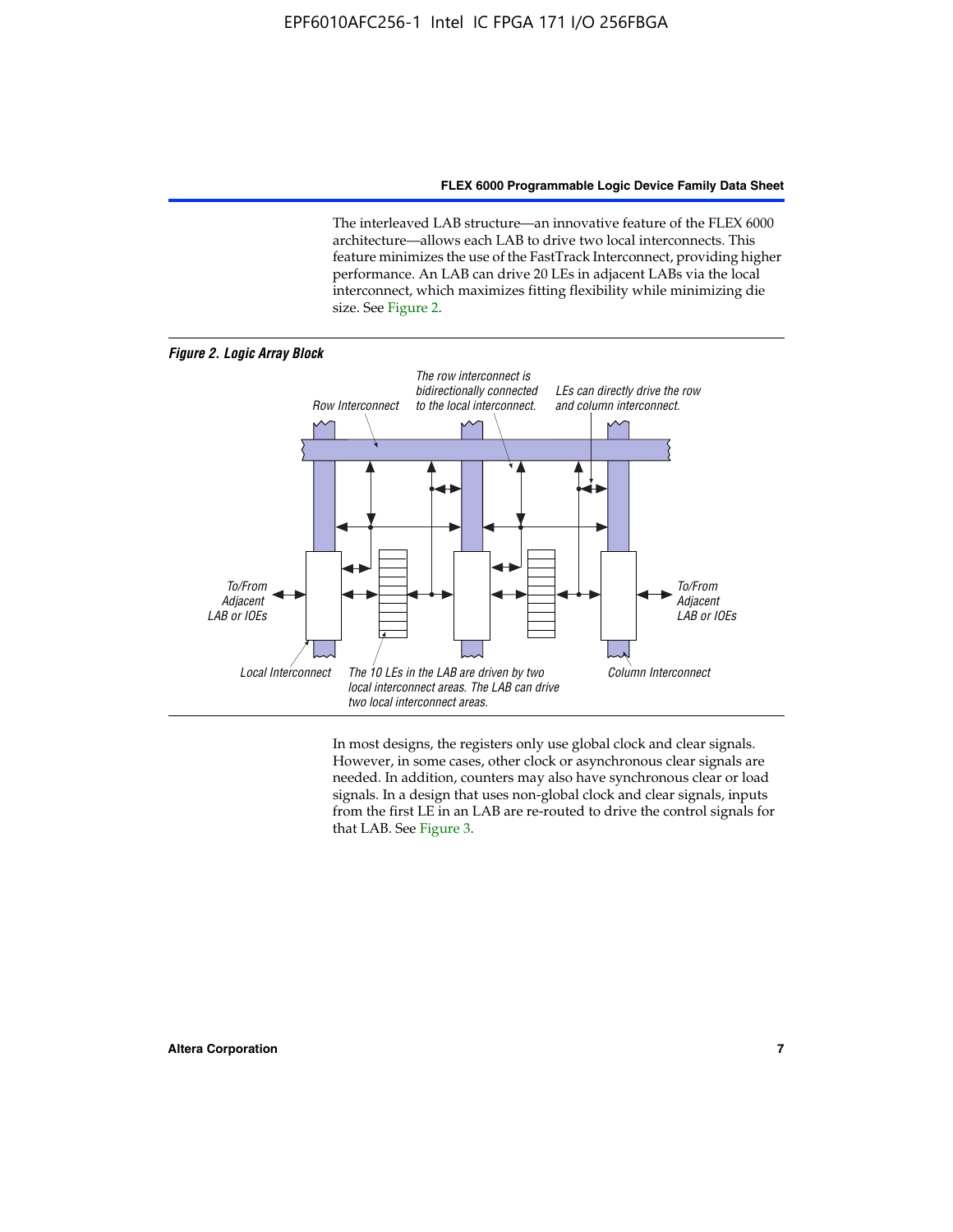The interleaved LAB structure—an innovative feature of the FLEX 6000 architecture—allows each LAB to drive two local interconnects. This feature minimizes the use of the FastTrack Interconnect, providing higher performance. An LAB can drive 20 LEs in adjacent LABs via the local interconnect, which maximizes fitting flexibility while minimizing die size. See Figure 2.

*Figure 2. Logic Array Block*

Row Interconnect

The row interconnect is bidirectionally connected to the local interconnect.

LEs can directly drive the row and column interconnect.

To/From Adjacent LAB or IOEs

To/From Adjacent LAB or IOEs

Local Interconnect

The 10 LEs in the LAB are driven by two local interconnect areas. The LAB can drive two local interconnect areas.

Column Interconnect

In most designs, the registers only use global clock and clear signals. However, in some cases, other clock or asynchronous clear signals are needed. In addition, counters may also have synchronous clear or load signals. In a design that uses non-global clock and clear signals, inputs from the first LE in an LAB are re-routed to drive the control signals for that LAB. See Figure 3.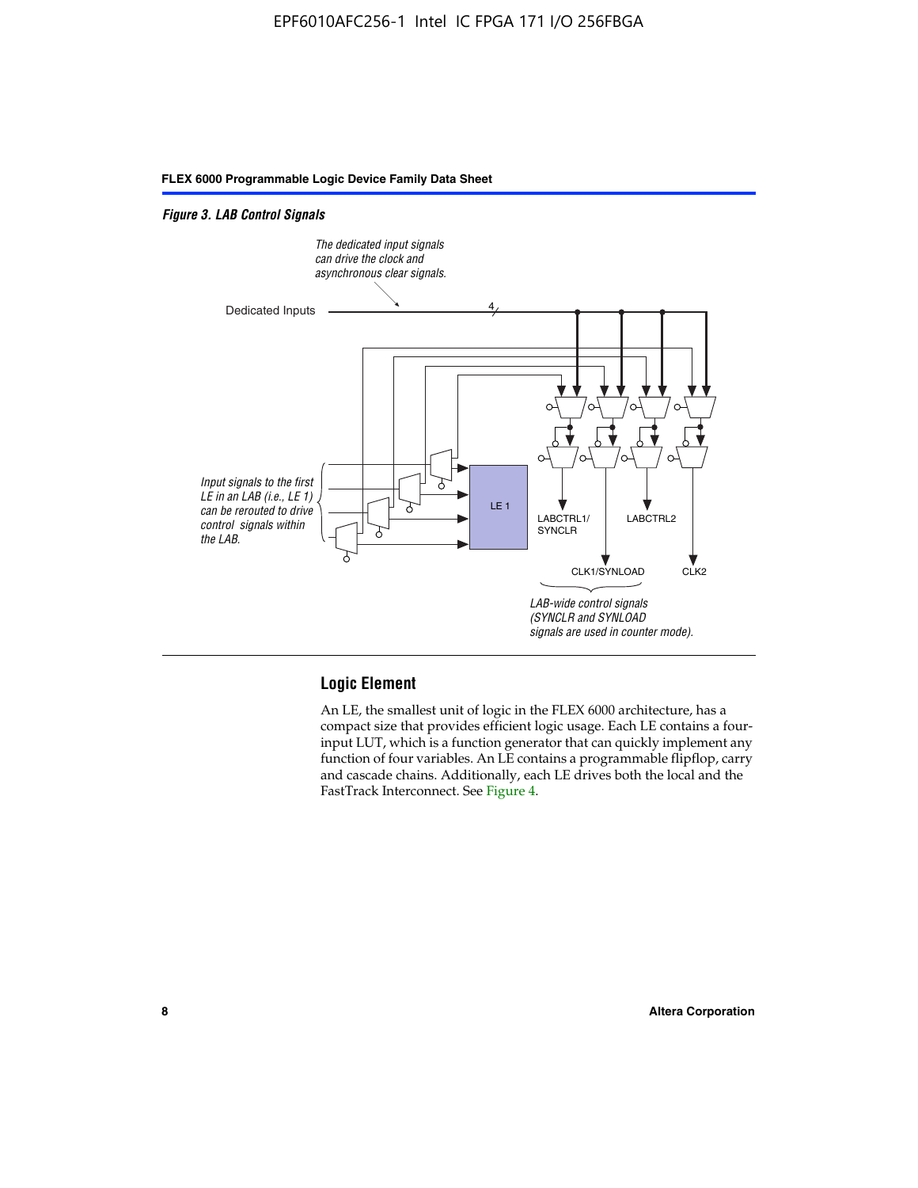*Figure 3. LAB Control Signals*

*The dedicated input signals can drive the clock and asynchronous clear signals.*

Dedicated Inputs

4

*Input signals to the first LE in an LAB (i.e., LE 1) can be rerouted to drive control signals within the LAB.*

LE 1

LABCTRL1/ SYNCLR

LABCTRL2

CLK1/SYNLOAD

CLK2

*LAB-wide control signals (SYNCLR and SYNLOAD signals are used in counter mode).*

## Logic Element

An LE, the smallest unit of logic in the FLEX 6000 architecture, has a compact size that provides efficient logic usage. Each LE contains a four-input LUT, which is a function generator that can quickly implement any function of four variables. An LE contains a programmable flipflop, carry and cascade chains. Additionally, each LE drives both the local and the FastTrack Interconnect. See Figure 4.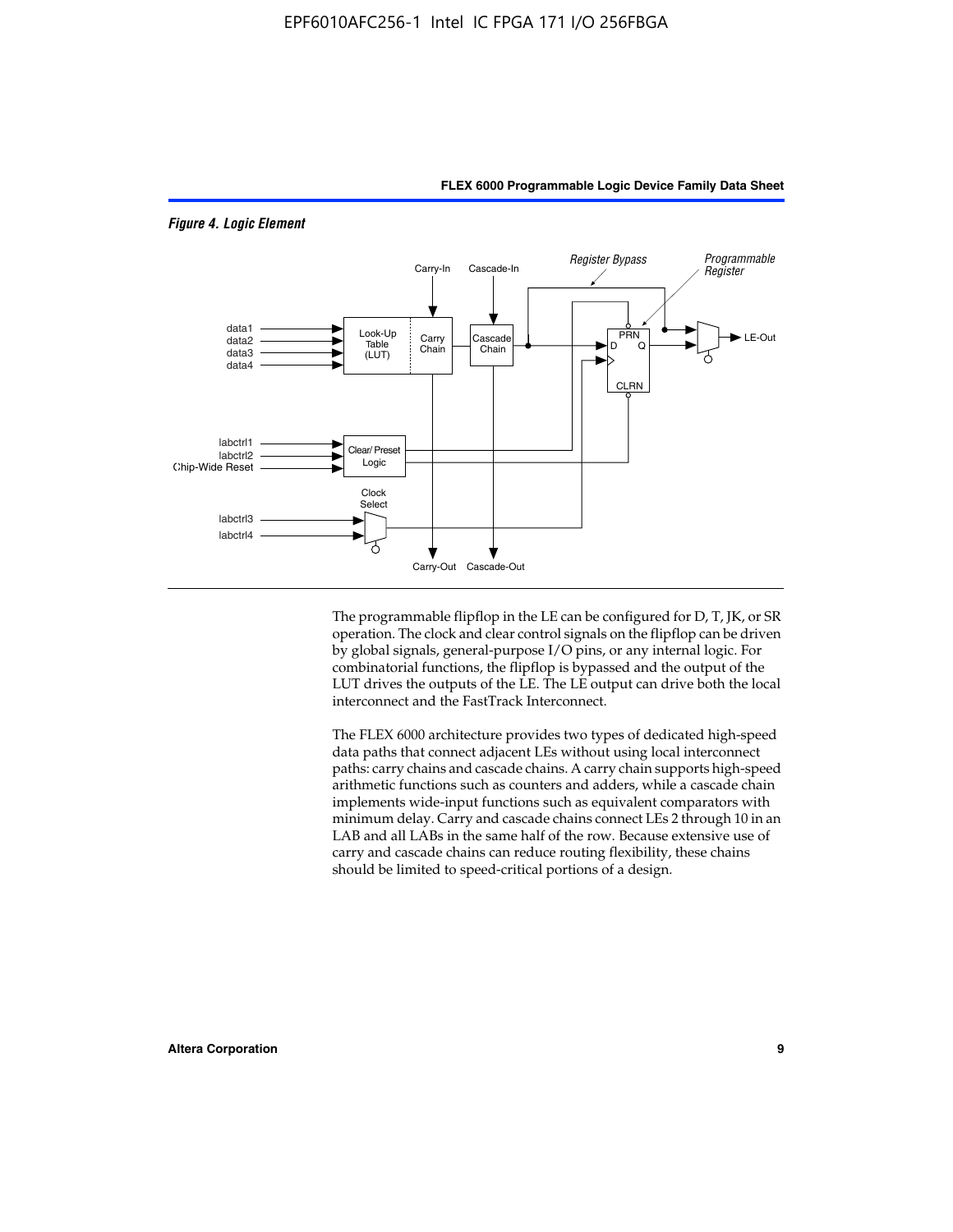*Figure 4. Logic Element*

The programmable flipflop in the LE can be configured for D, T, JK, or SR operation. The clock and clear control signals on the flipflop can be driven by global signals, general-purpose I/O pins, or any internal logic. For combinatorial functions, the flipflop is bypassed and the output of the LUT drives the outputs of the LE. The LE output can drive both the local interconnect and the FastTrack Interconnect.

The FLEX 6000 architecture provides two types of dedicated high-speed data paths that connect adjacent LEs without using local interconnect paths: carry chains and cascade chains. A carry chain supports high-speed arithmetic functions such as counters and adders, while a cascade chain implements wide-input functions such as equivalent comparators with minimum delay. Carry and cascade chains connect LEs 2 through 10 in an LAB and all LABs in the same half of the row. Because extensive use of carry and cascade chains can reduce routing flexibility, these chains should be limited to speed-critical portions of a design.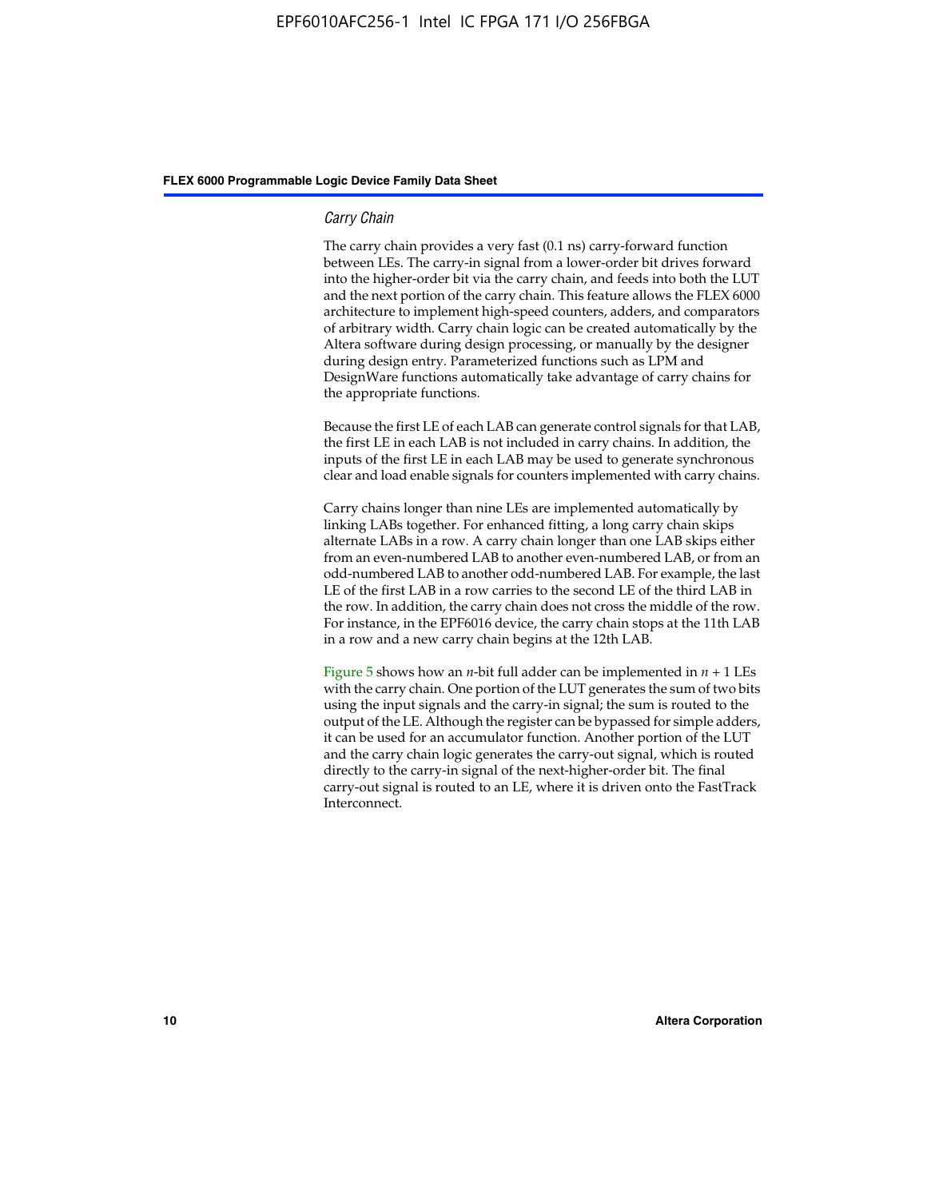### *Carry Chain*

The carry chain provides a very fast (0.1 ns) carry-forward function between LEs. The carry-in signal from a lower-order bit drives forward into the higher-order bit via the carry chain, and feeds into both the LUT and the next portion of the carry chain. This feature allows the FLEX 6000 architecture to implement high-speed counters, adders, and comparators of arbitrary width. Carry chain logic can be created automatically by the Altera software during design processing, or manually by the designer during design entry. Parameterized functions such as LPM and DesignWare functions automatically take advantage of carry chains for the appropriate functions.

Because the first LE of each LAB can generate control signals for that LAB, the first LE in each LAB is not included in carry chains. In addition, the inputs of the first LE in each LAB may be used to generate synchronous clear and load enable signals for counters implemented with carry chains.

Carry chains longer than nine LEs are implemented automatically by linking LABs together. For enhanced fitting, a long carry chain skips alternate LABs in a row. A carry chain longer than one LAB skips either from an even-numbered LAB to another even-numbered LAB, or from an odd-numbered LAB to another odd-numbered LAB. For example, the last LE of the first LAB in a row carries to the second LE of the third LAB in the row. In addition, the carry chain does not cross the middle of the row. For instance, in the EPF6016 device, the carry chain stops at the 11th LAB in a row and a new carry chain begins at the 12th LAB.

Figure 5 shows how an $n$-bit full adder can be implemented in $n + 1$ LEs with the carry chain. One portion of the LUT generates the sum of two bits using the input signals and the carry-in signal; the sum is routed to the output of the LE. Although the register can be bypassed for simple adders, it can be used for an accumulator function. Another portion of the LUT and the carry chain logic generates the carry-out signal, which is routed directly to the carry-in signal of the next-higher-order bit. The final carry-out signal is routed to an LE, where it is driven onto the FastTrack Interconnect.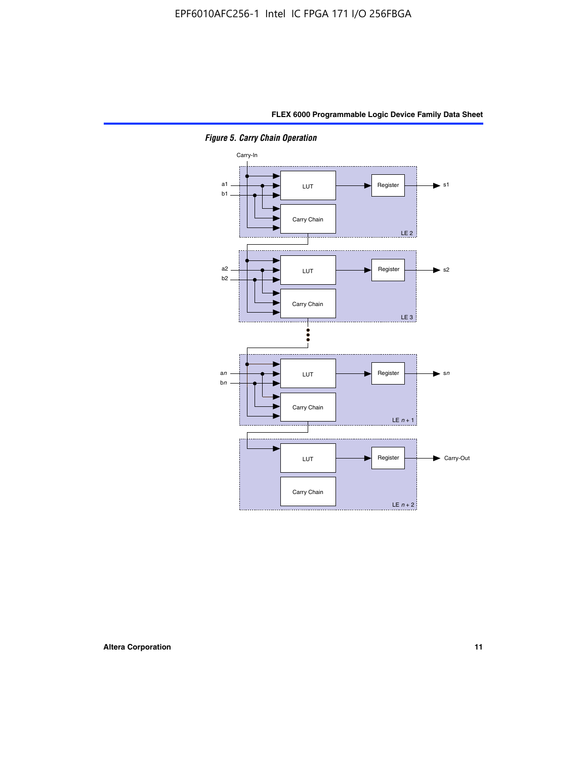*Figure 5. Carry Chain Operation*

Carry-In

a1
b1

LUT

Register

s1

Carry Chain

LE 2

a2
b2

LUT

Register

s2

Carry Chain

LE 3

a*n*
b*n*

LUT

Register

s*n*

Carry Chain

LE *n* + 1

LUT

Register

Carry-Out

Carry Chain

LE *n* + 2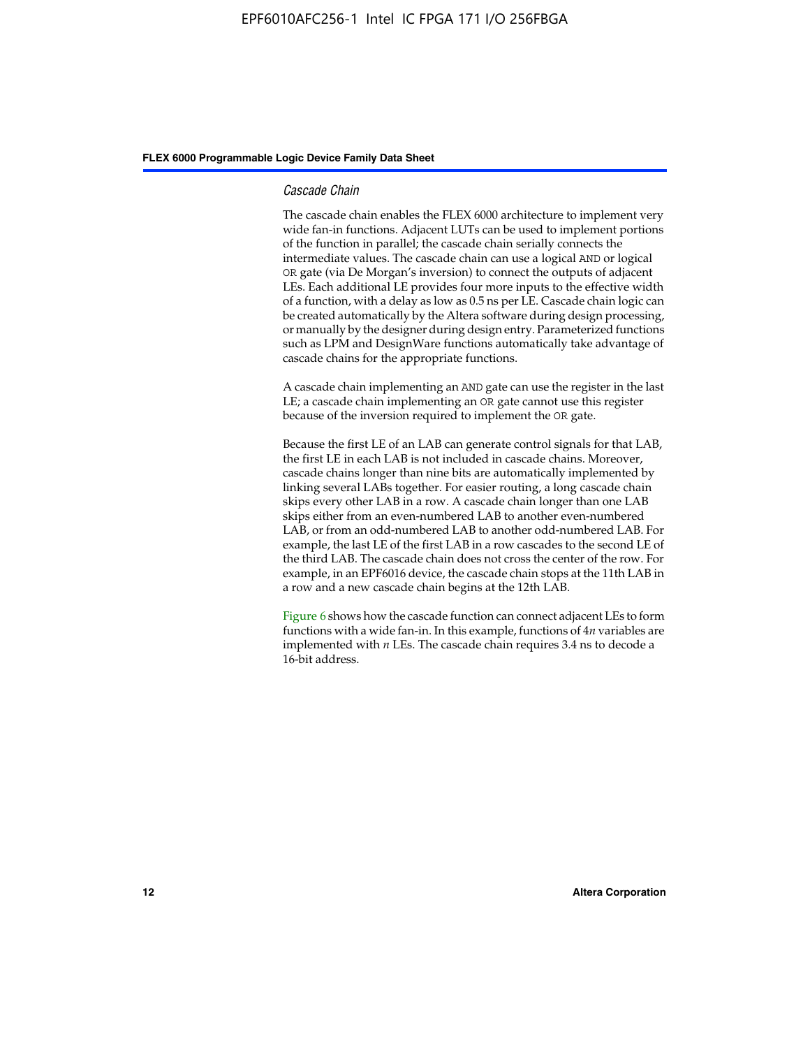### *Cascade Chain*

The cascade chain enables the FLEX 6000 architecture to implement very wide fan-in functions. Adjacent LUTs can be used to implement portions of the function in parallel; the cascade chain serially connects the intermediate values. The cascade chain can use a logical AND or logical OR gate (via De Morgan's inversion) to connect the outputs of adjacent LEs. Each additional LE provides four more inputs to the effective width of a function, with a delay as low as 0.5 ns per LE. Cascade chain logic can be created automatically by the Altera software during design processing, or manually by the designer during design entry. Parameterized functions such as LPM and DesignWare functions automatically take advantage of cascade chains for the appropriate functions.

A cascade chain implementing an AND gate can use the register in the last LE; a cascade chain implementing an OR gate cannot use this register because of the inversion required to implement the OR gate.

Because the first LE of an LAB can generate control signals for that LAB, the first LE in each LAB is not included in cascade chains. Moreover, cascade chains longer than nine bits are automatically implemented by linking several LABs together. For easier routing, a long cascade chain skips every other LAB in a row. A cascade chain longer than one LAB skips either from an even-numbered LAB to another even-numbered LAB, or from an odd-numbered LAB to another odd-numbered LAB. For example, the last LE of the first LAB in a row cascades to the second LE of the third LAB. The cascade chain does not cross the center of the row. For example, in an EPF6016 device, the cascade chain stops at the 11th LAB in a row and a new cascade chain begins at the 12th LAB.

Figure 6 shows how the cascade function can connect adjacent LEs to form functions with a wide fan-in. In this example, functions of $4n$ variables are implemented with $n$ LEs. The cascade chain requires 3.4 ns to decode a 16-bit address.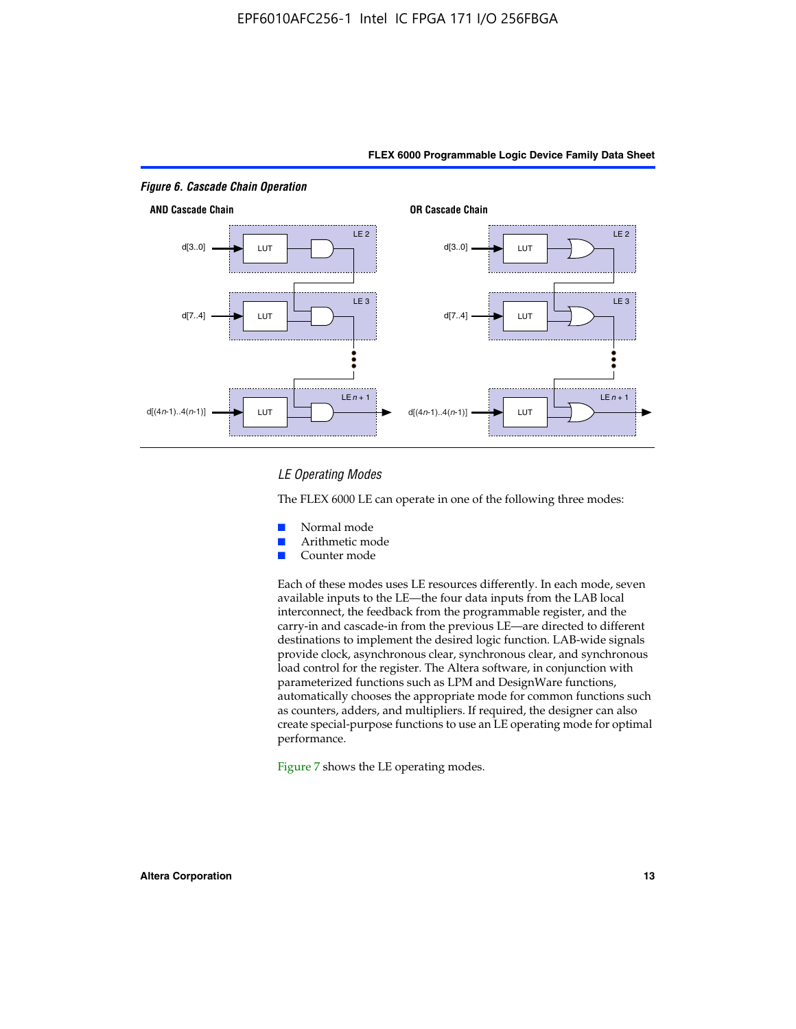*Figure 6. Cascade Chain Operation*

AND Cascade Chain

OR Cascade Chain

*LE Operating Modes*

The FLEX 6000 LE can operate in one of the following three modes:

- Normal mode
- Arithmetic mode
- Counter mode

Each of these modes uses LE resources differently. In each mode, seven available inputs to the LE—the four data inputs from the LAB local interconnect, the feedback from the programmable register, and the carry-in and cascade-in from the previous LE—are directed to different destinations to implement the desired logic function. LAB-wide signals provide clock, asynchronous clear, synchronous clear, and synchronous load control for the register. The Altera software, in conjunction with parameterized functions such as LPM and DesignWare functions, automatically chooses the appropriate mode for common functions such as counters, adders, and multipliers. If required, the designer can also create special-purpose functions to use an LE operating mode for optimal performance.

Figure 7 shows the LE operating modes.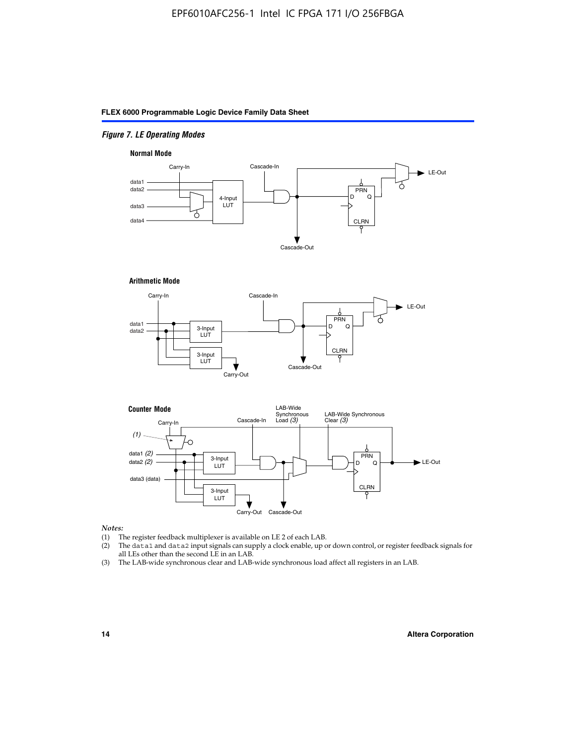*Figure 7. LE Operating Modes*

**Normal Mode**

Carry-In, Cascade-In, data1, data2, data3, data4, 4-Input LUT, PRN, D, Q, CLRN, LE-Out, Cascade-Out

**Arithmetic Mode**

Carry-In, Cascade-In, data1, data2, 3-Input LUT, 3-Input LUT, PRN, D, Q, CLRN, LE-Out, Carry-Out, Cascade-Out

**Counter Mode**

Carry-In, (1), Cascade-In, LAB-Wide Synchronous Load (3), LAB-Wide Synchronous Clear (3), data1 (2), data2 (2), data3 (data), 3-Input LUT, 3-Input LUT, PRN, D, Q, CLRN, LE-Out, Carry-Out, Cascade-Out

*Notes:*

(1) The register feedback multiplexer is available on LE 2 of each LAB.

(2) The `data1` and `data2` input signals can supply a clock enable, up or down control, or register feedback signals for all LEs other than the second LE in an LAB.

(3) The LAB-wide synchronous clear and LAB-wide synchronous load affect all registers in an LAB.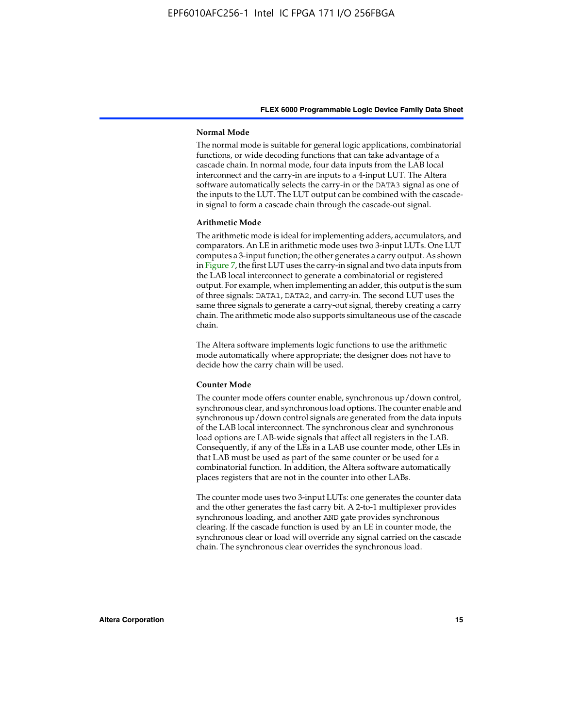#### Normal Mode

The normal mode is suitable for general logic applications, combinatorial functions, or wide decoding functions that can take advantage of a cascade chain. In normal mode, four data inputs from the LAB local interconnect and the carry-in are inputs to a 4-input LUT. The Altera software automatically selects the carry-in or the DATA3 signal as one of the inputs to the LUT. The LUT output can be combined with the cascade-in signal to form a cascade chain through the cascade-out signal.

#### Arithmetic Mode

The arithmetic mode is ideal for implementing adders, accumulators, and comparators. An LE in arithmetic mode uses two 3-input LUTs. One LUT computes a 3-input function; the other generates a carry output. As shown in Figure 7, the first LUT uses the carry-in signal and two data inputs from the LAB local interconnect to generate a combinatorial or registered output. For example, when implementing an adder, this output is the sum of three signals: DATA1, DATA2, and carry-in. The second LUT uses the same three signals to generate a carry-out signal, thereby creating a carry chain. The arithmetic mode also supports simultaneous use of the cascade chain.

The Altera software implements logic functions to use the arithmetic mode automatically where appropriate; the designer does not have to decide how the carry chain will be used.

#### Counter Mode

The counter mode offers counter enable, synchronous up/down control, synchronous clear, and synchronous load options. The counter enable and synchronous up/down control signals are generated from the data inputs of the LAB local interconnect. The synchronous clear and synchronous load options are LAB-wide signals that affect all registers in the LAB. Consequently, if any of the LEs in a LAB use counter mode, other LEs in that LAB must be used as part of the same counter or be used for a combinatorial function. In addition, the Altera software automatically places registers that are not in the counter into other LABs.

The counter mode uses two 3-input LUTs: one generates the counter data and the other generates the fast carry bit. A 2-to-1 multiplexer provides synchronous loading, and another AND gate provides synchronous clearing. If the cascade function is used by an LE in counter mode, the synchronous clear or load will override any signal carried on the cascade chain. The synchronous clear overrides the synchronous load.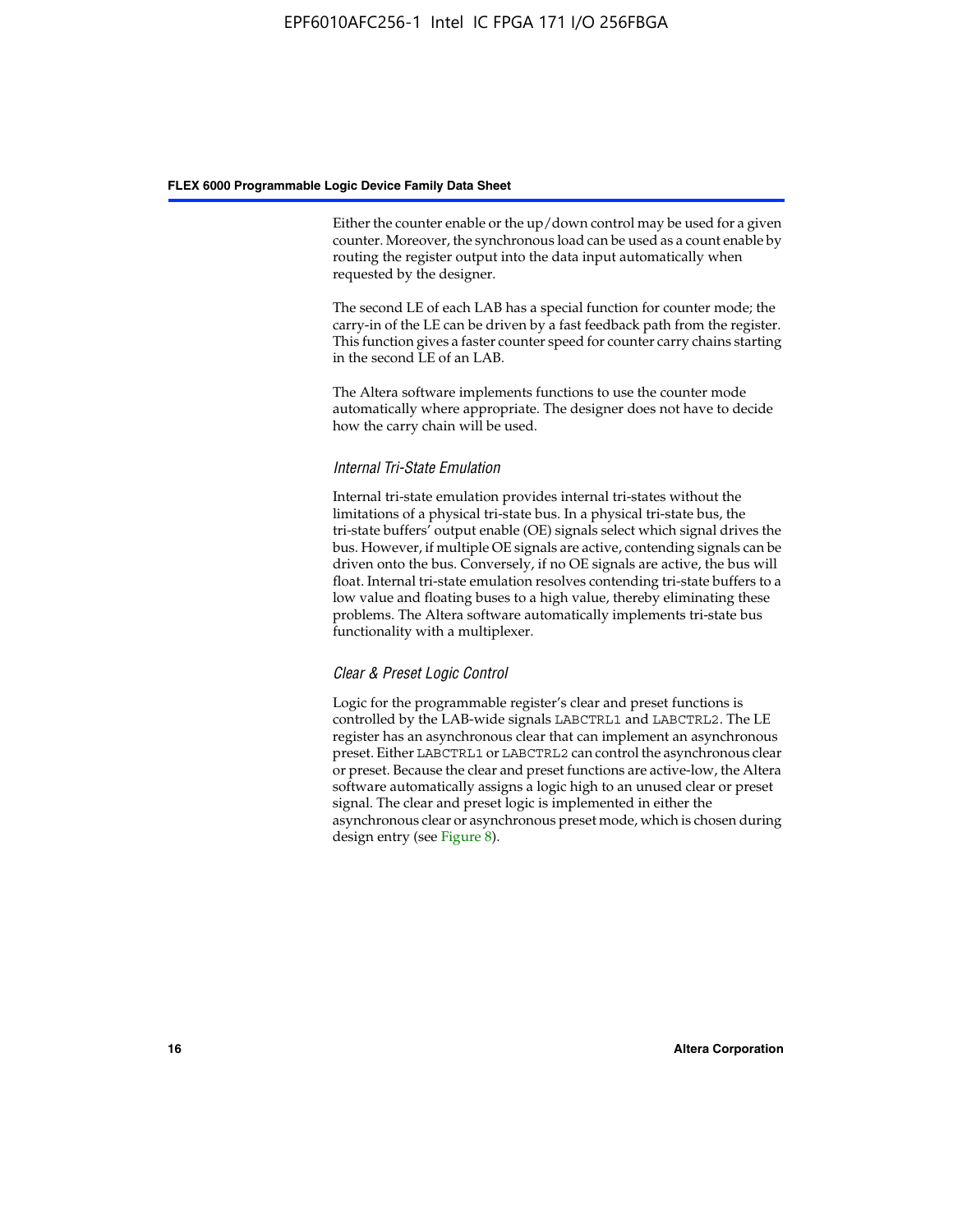Either the counter enable or the up/down control may be used for a given counter. Moreover, the synchronous load can be used as a count enable by routing the register output into the data input automatically when requested by the designer.

The second LE of each LAB has a special function for counter mode; the carry-in of the LE can be driven by a fast feedback path from the register. This function gives a faster counter speed for counter carry chains starting in the second LE of an LAB.

The Altera software implements functions to use the counter mode automatically where appropriate. The designer does not have to decide how the carry chain will be used.

#### *Internal Tri-State Emulation*

Internal tri-state emulation provides internal tri-states without the limitations of a physical tri-state bus. In a physical tri-state bus, the tri-state buffers' output enable (OE) signals select which signal drives the bus. However, if multiple OE signals are active, contending signals can be driven onto the bus. Conversely, if no OE signals are active, the bus will float. Internal tri-state emulation resolves contending tri-state buffers to a low value and floating buses to a high value, thereby eliminating these problems. The Altera software automatically implements tri-state bus functionality with a multiplexer.

#### *Clear & Preset Logic Control*

Logic for the programmable register's clear and preset functions is controlled by the LAB-wide signals `LABCTRL1` and `LABCTRL2`. The LE register has an asynchronous clear that can implement an asynchronous preset. Either `LABCTRL1` or `LABCTRL2` can control the asynchronous clear or preset. Because the clear and preset functions are active-low, the Altera software automatically assigns a logic high to an unused clear or preset signal. The clear and preset logic is implemented in either the asynchronous clear or asynchronous preset mode, which is chosen during design entry (see Figure 8).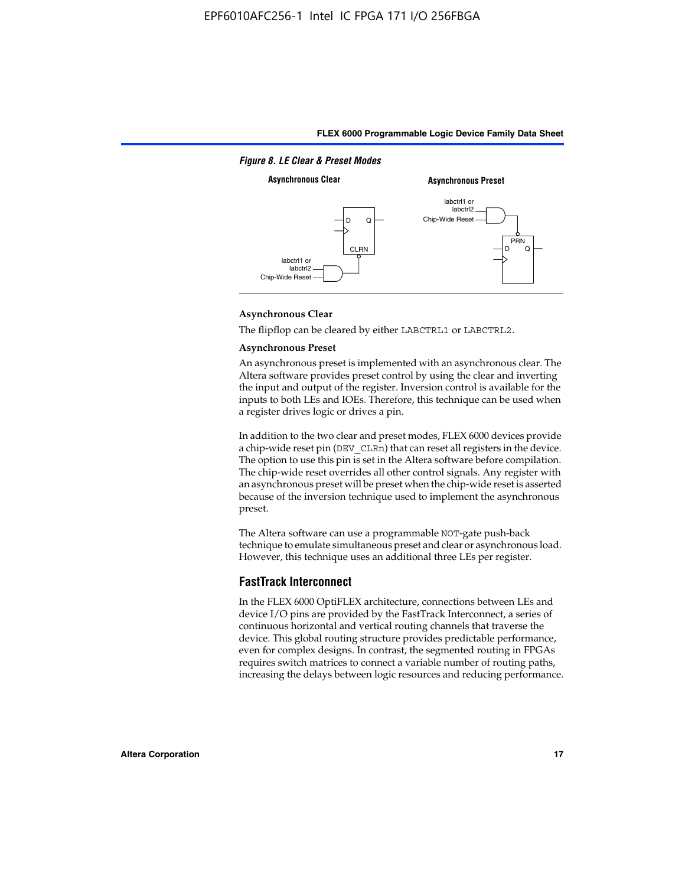*Figure 8. LE Clear & Preset Modes*

**Asynchronous Clear**

**Asynchronous Preset**

labctrl1 or labctrl2

Chip-Wide Reset

D Q

CLRN

PRN

**Asynchronous Clear**

The flipflop can be cleared by either LABCTRL1 or LABCTRL2.

**Asynchronous Preset**

An asynchronous preset is implemented with an asynchronous clear. The Altera software provides preset control by using the clear and inverting the input and output of the register. Inversion control is available for the inputs to both LEs and IOEs. Therefore, this technique can be used when a register drives logic or drives a pin.

In addition to the two clear and preset modes, FLEX 6000 devices provide a chip-wide reset pin (DEV_CLRn) that can reset all registers in the device. The option to use this pin is set in the Altera software before compilation. The chip-wide reset overrides all other control signals. Any register with an asynchronous preset will be preset when the chip-wide reset is asserted because of the inversion technique used to implement the asynchronous preset.

The Altera software can use a programmable NOT-gate push-back technique to emulate simultaneous preset and clear or asynchronous load. However, this technique uses an additional three LEs per register.

## FastTrack Interconnect

In the FLEX 6000 OptiFLEX architecture, connections between LEs and device I/O pins are provided by the FastTrack Interconnect, a series of continuous horizontal and vertical routing channels that traverse the device. This global routing structure provides predictable performance, even for complex designs. In contrast, the segmented routing in FPGAs requires switch matrices to connect a variable number of routing paths, increasing the delays between logic resources and reducing performance.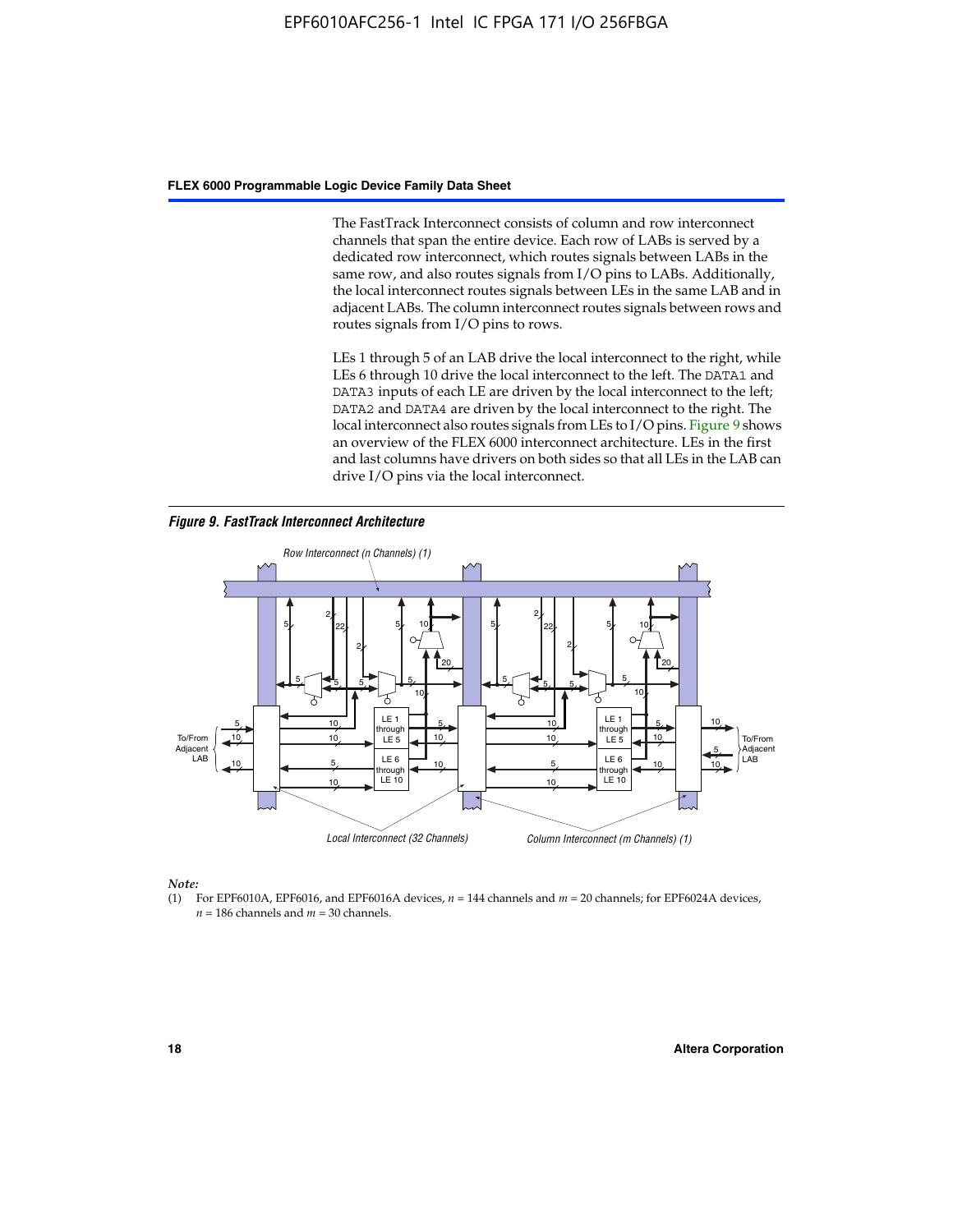The FastTrack Interconnect consists of column and row interconnect channels that span the entire device. Each row of LABs is served by a dedicated row interconnect, which routes signals between LABs in the same row, and also routes signals from I/O pins to LABs. Additionally, the local interconnect routes signals between LEs in the same LAB and in adjacent LABs. The column interconnect routes signals between rows and routes signals from I/O pins to rows.

LEs 1 through 5 of an LAB drive the local interconnect to the right, while LEs 6 through 10 drive the local interconnect to the left. The DATA1 and DATA3 inputs of each LE are driven by the local interconnect to the left; DATA2 and DATA4 are driven by the local interconnect to the right. The local interconnect also routes signals from LEs to I/O pins. Figure 9 shows an overview of the FLEX 6000 interconnect architecture. LEs in the first and last columns have drivers on both sides so that all LEs in the LAB can drive I/O pins via the local interconnect.

*Figure 9. FastTrack Interconnect Architecture*

*Note:*

(1) For EPF6010A, EPF6016, and EPF6016A devices, $n$ = 144 channels and $m$ = 20 channels; for EPF6024A devices, $n$ = 186 channels and $m$ = 30 channels.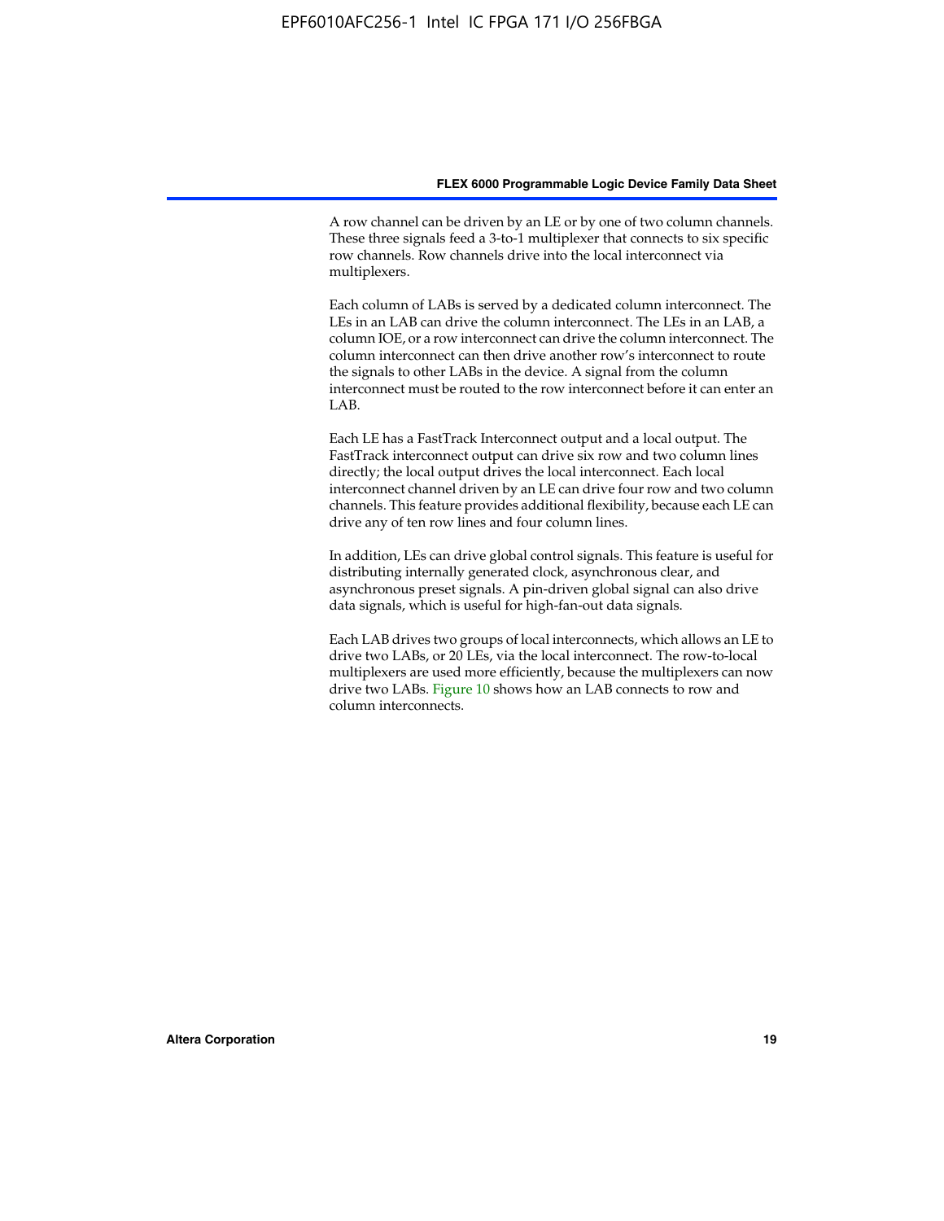A row channel can be driven by an LE or by one of two column channels. These three signals feed a 3-to-1 multiplexer that connects to six specific row channels. Row channels drive into the local interconnect via multiplexers.

Each column of LABs is served by a dedicated column interconnect. The LEs in an LAB can drive the column interconnect. The LEs in an LAB, a column IOE, or a row interconnect can drive the column interconnect. The column interconnect can then drive another row's interconnect to route the signals to other LABs in the device. A signal from the column interconnect must be routed to the row interconnect before it can enter an LAB.

Each LE has a FastTrack Interconnect output and a local output. The FastTrack interconnect output can drive six row and two column lines directly; the local output drives the local interconnect. Each local interconnect channel driven by an LE can drive four row and two column channels. This feature provides additional flexibility, because each LE can drive any of ten row lines and four column lines.

In addition, LEs can drive global control signals. This feature is useful for distributing internally generated clock, asynchronous clear, and asynchronous preset signals. A pin-driven global signal can also drive data signals, which is useful for high-fan-out data signals.

Each LAB drives two groups of local interconnects, which allows an LE to drive two LABs, or 20 LEs, via the local interconnect. The row-to-local multiplexers are used more efficiently, because the multiplexers can now drive two LABs. Figure 10 shows how an LAB connects to row and column interconnects.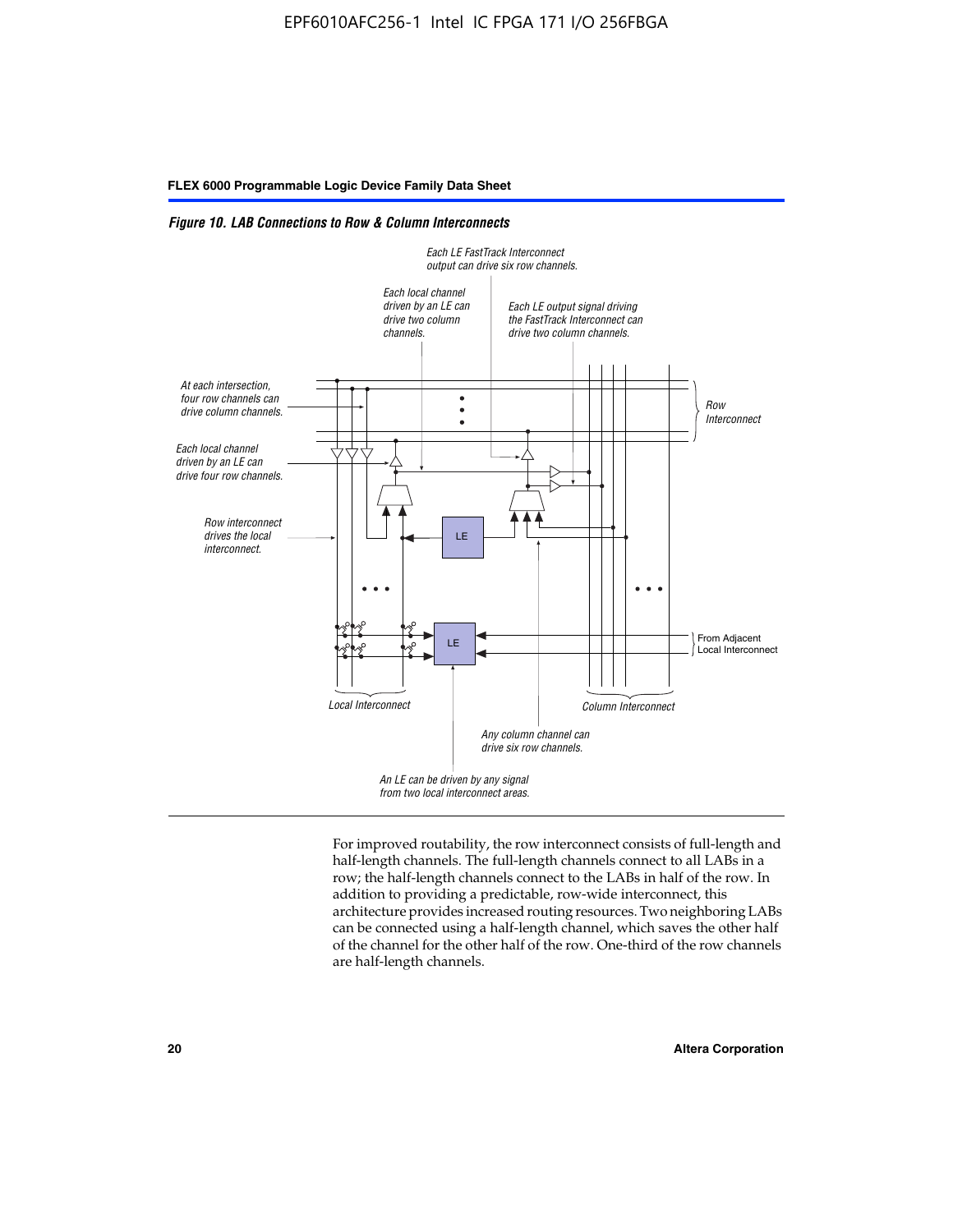*Figure 10. LAB Connections to Row & Column Interconnects*

Each LE FastTrack Interconnect output can drive six row channels.

Each local channel driven by an LE can drive two column channels.

Each LE output signal driving the FastTrack Interconnect can drive two column channels.

At each intersection, four row channels can drive column channels.

Row Interconnect

Each local channel driven by an LE can drive four row channels.

Row interconnect drives the local interconnect.

LE

LE

From Adjacent Local Interconnect

Local Interconnect

Column Interconnect

Any column channel can drive six row channels.

An LE can be driven by any signal from two local interconnect areas.

For improved routability, the row interconnect consists of full-length and half-length channels. The full-length channels connect to all LABs in a row; the half-length channels connect to the LABs in half of the row. In addition to providing a predictable, row-wide interconnect, this architecture provides increased routing resources. Two neighboring LABs can be connected using a half-length channel, which saves the other half of the channel for the other half of the row. One-third of the row channels are half-length channels.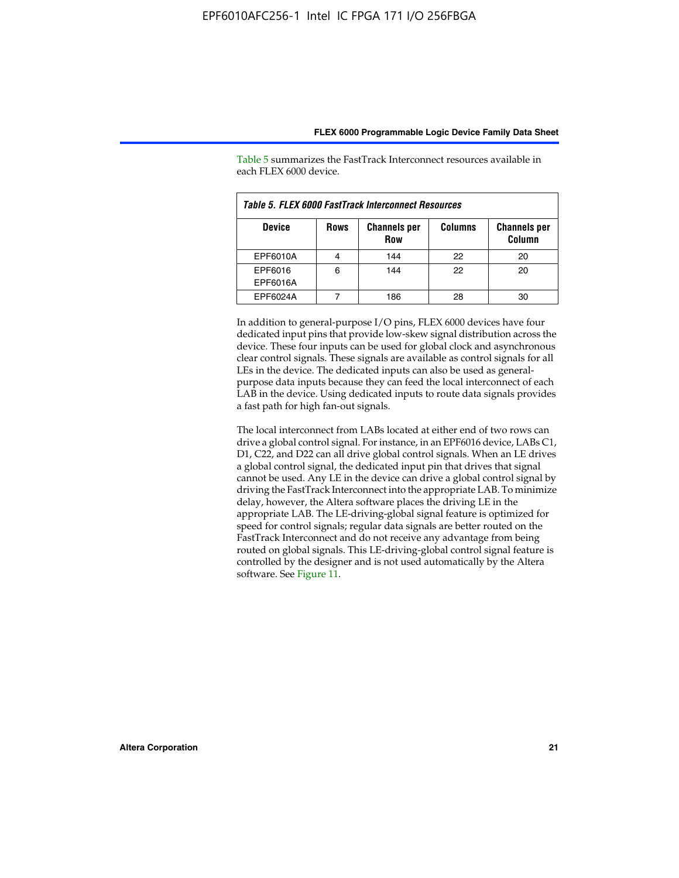Table 5 summarizes the FastTrack Interconnect resources available in each FLEX 6000 device.

*Table 5. FLEX 6000 FastTrack Interconnect Resources*

| Device | Rows | Channels per Row | Columns | Channels per Column |
|---|---|---|---|---|
| EPF6010A | 4 | 144 | 22 | 20 |
| EPF6016<br>EPF6016A | 6 | 144 | 22 | 20 |
| EPF6024A | 7 | 186 | 28 | 30 |

In addition to general-purpose I/O pins, FLEX 6000 devices have four dedicated input pins that provide low-skew signal distribution across the device. These four inputs can be used for global clock and asynchronous clear control signals. These signals are available as control signals for all LEs in the device. The dedicated inputs can also be used as general-purpose data inputs because they can feed the local interconnect of each LAB in the device. Using dedicated inputs to route data signals provides a fast path for high fan-out signals.

The local interconnect from LABs located at either end of two rows can drive a global control signal. For instance, in an EPF6016 device, LABs C1, D1, C22, and D22 can all drive global control signals. When an LE drives a global control signal, the dedicated input pin that drives that signal cannot be used. Any LE in the device can drive a global control signal by driving the FastTrack Interconnect into the appropriate LAB. To minimize delay, however, the Altera software places the driving LE in the appropriate LAB. The LE-driving-global signal feature is optimized for speed for control signals; regular data signals are better routed on the FastTrack Interconnect and do not receive any advantage from being routed on global signals. This LE-driving-global control signal feature is controlled by the designer and is not used automatically by the Altera software. See Figure 11.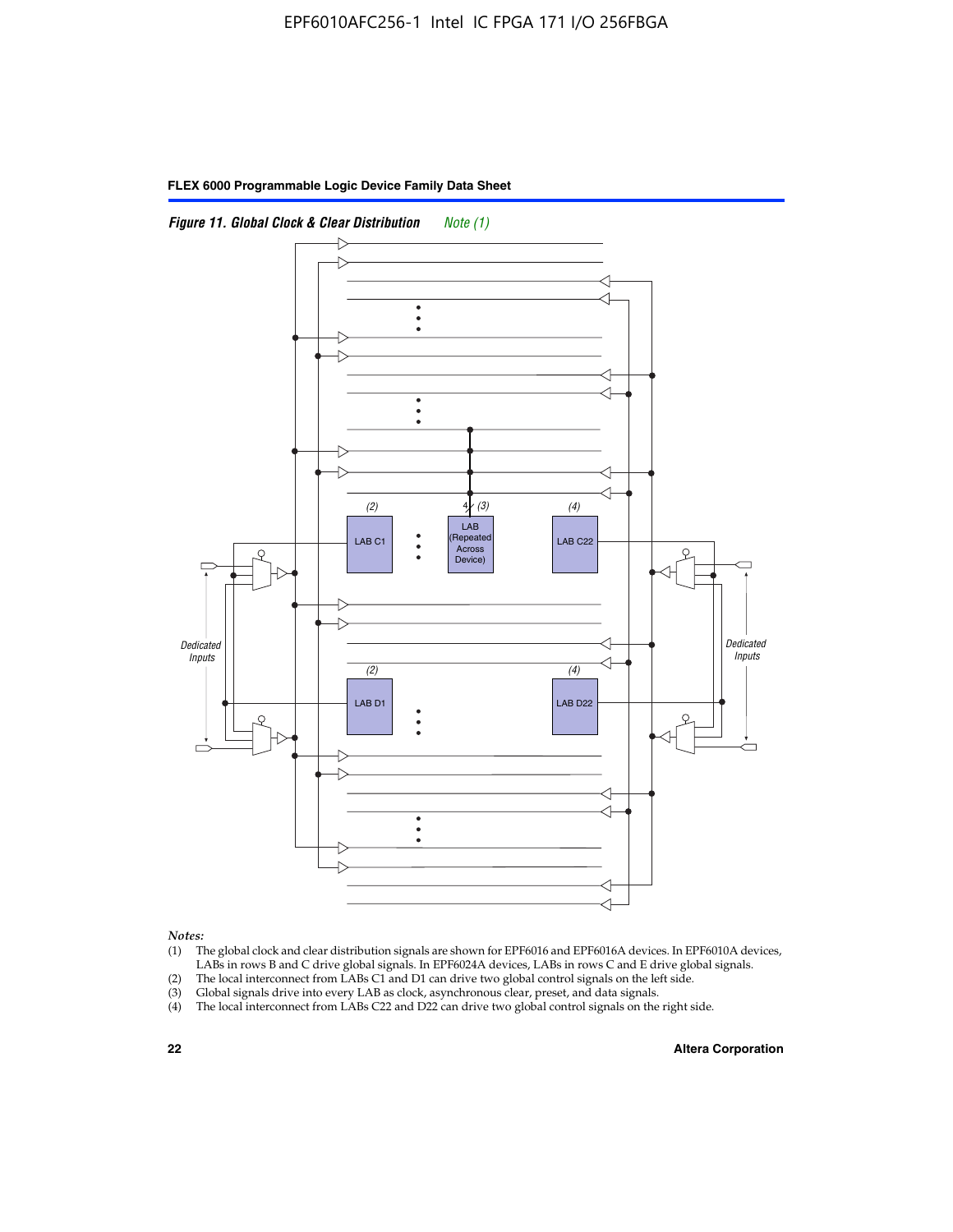*Figure 11. Global Clock & Clear Distribution* *Note (1)*

*Notes:*

(1) The global clock and clear distribution signals are shown for EPF6016 and EPF6016A devices. In EPF6010A devices, LABs in rows B and C drive global signals. In EPF6024A devices, LABs in rows C and E drive global signals.
(2) The local interconnect from LABs C1 and D1 can drive two global control signals on the left side.
(3) Global signals drive into every LAB as clock, asynchronous clear, preset, and data signals.
(4) The local interconnect from LABs C22 and D22 can drive two global control signals on the right side.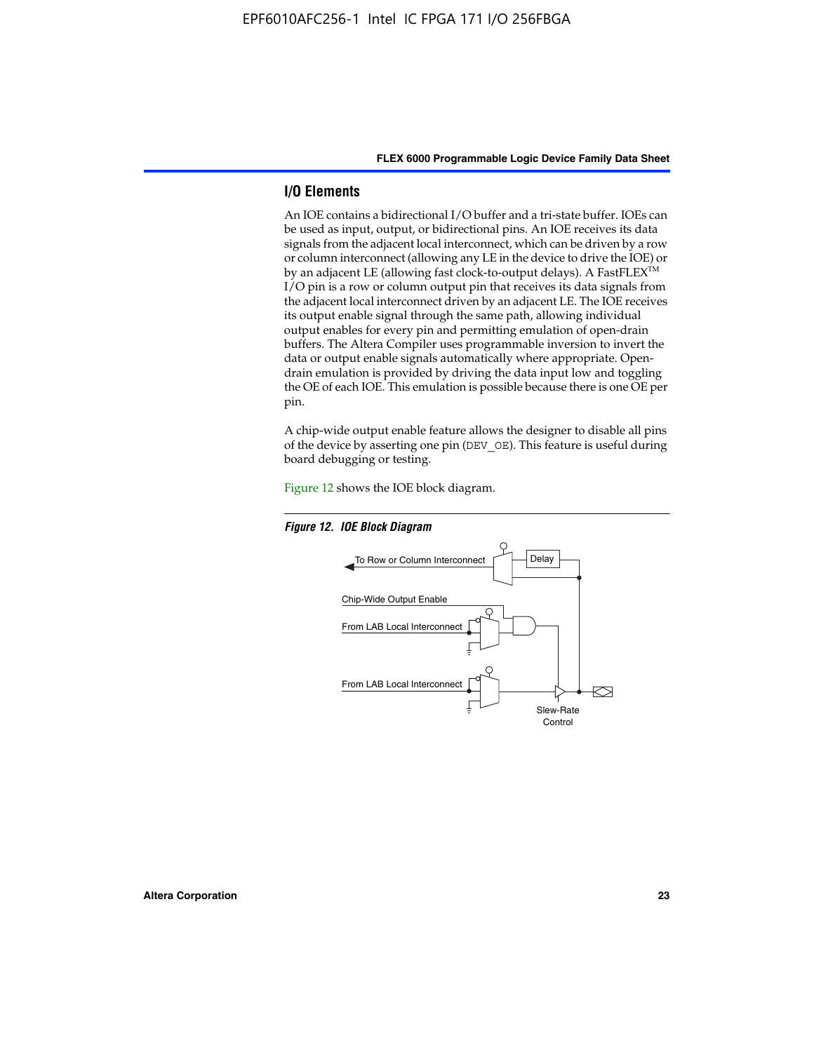## I/O Elements

An IOE contains a bidirectional I/O buffer and a tri-state buffer. IOEs can be used as input, output, or bidirectional pins. An IOE receives its data signals from the adjacent local interconnect, which can be driven by a row or column interconnect (allowing any LE in the device to drive the IOE) or by an adjacent LE (allowing fast clock-to-output delays). A FastFLEX™ I/O pin is a row or column output pin that receives its data signals from the adjacent local interconnect driven by an adjacent LE. The IOE receives its output enable signal through the same path, allowing individual output enables for every pin and permitting emulation of open-drain buffers. The Altera Compiler uses programmable inversion to invert the data or output enable signals automatically where appropriate. Open-drain emulation is provided by driving the data input low and toggling the OE of each IOE. This emulation is possible because there is one OE per pin.

A chip-wide output enable feature allows the designer to disable all pins of the device by asserting one pin (DEV_OE). This feature is useful during board debugging or testing.

Figure 12 shows the IOE block diagram.

*Figure 12. IOE Block Diagram*

To Row or Column Interconnect

Delay

Chip-Wide Output Enable

From LAB Local Interconnect

From LAB Local Interconnect

Slew-Rate Control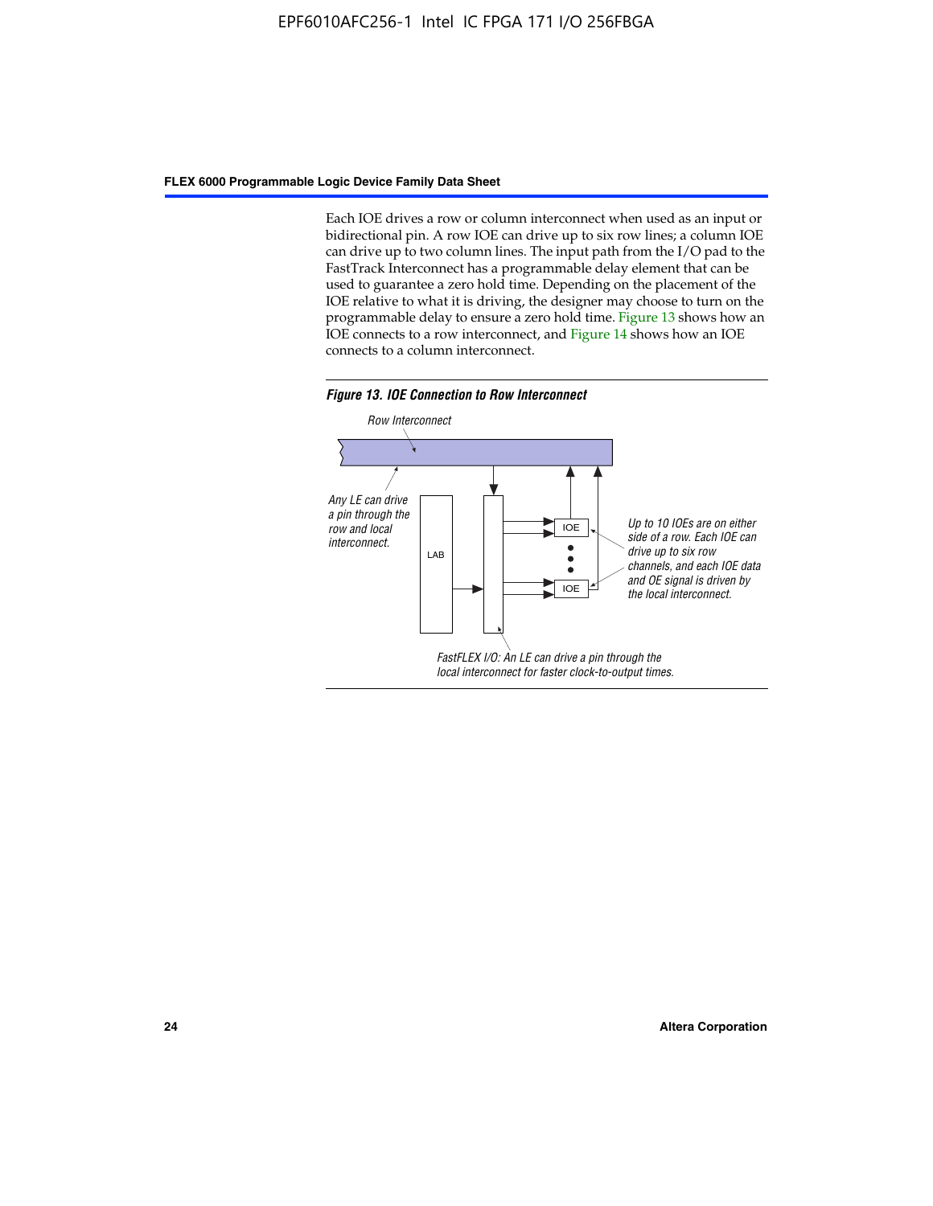Each IOE drives a row or column interconnect when used as an input or bidirectional pin. A row IOE can drive up to six row lines; a column IOE can drive up to two column lines. The input path from the I/O pad to the FastTrack Interconnect has a programmable delay element that can be used to guarantee a zero hold time. Depending on the placement of the IOE relative to what it is driving, the designer may choose to turn on the programmable delay to ensure a zero hold time. Figure 13 shows how an IOE connects to a row interconnect, and Figure 14 shows how an IOE connects to a column interconnect.

***Figure 13. IOE Connection to Row Interconnect***

*Row Interconnect*

*Any LE can drive a pin through the row and local interconnect.*

LAB

IOE

IOE

*Up to 10 IOEs are on either side of a row. Each IOE can drive up to six row channels, and each IOE data and OE signal is driven by the local interconnect.*

*FastFLEX I/O: An LE can drive a pin through the local interconnect for faster clock-to-output times.*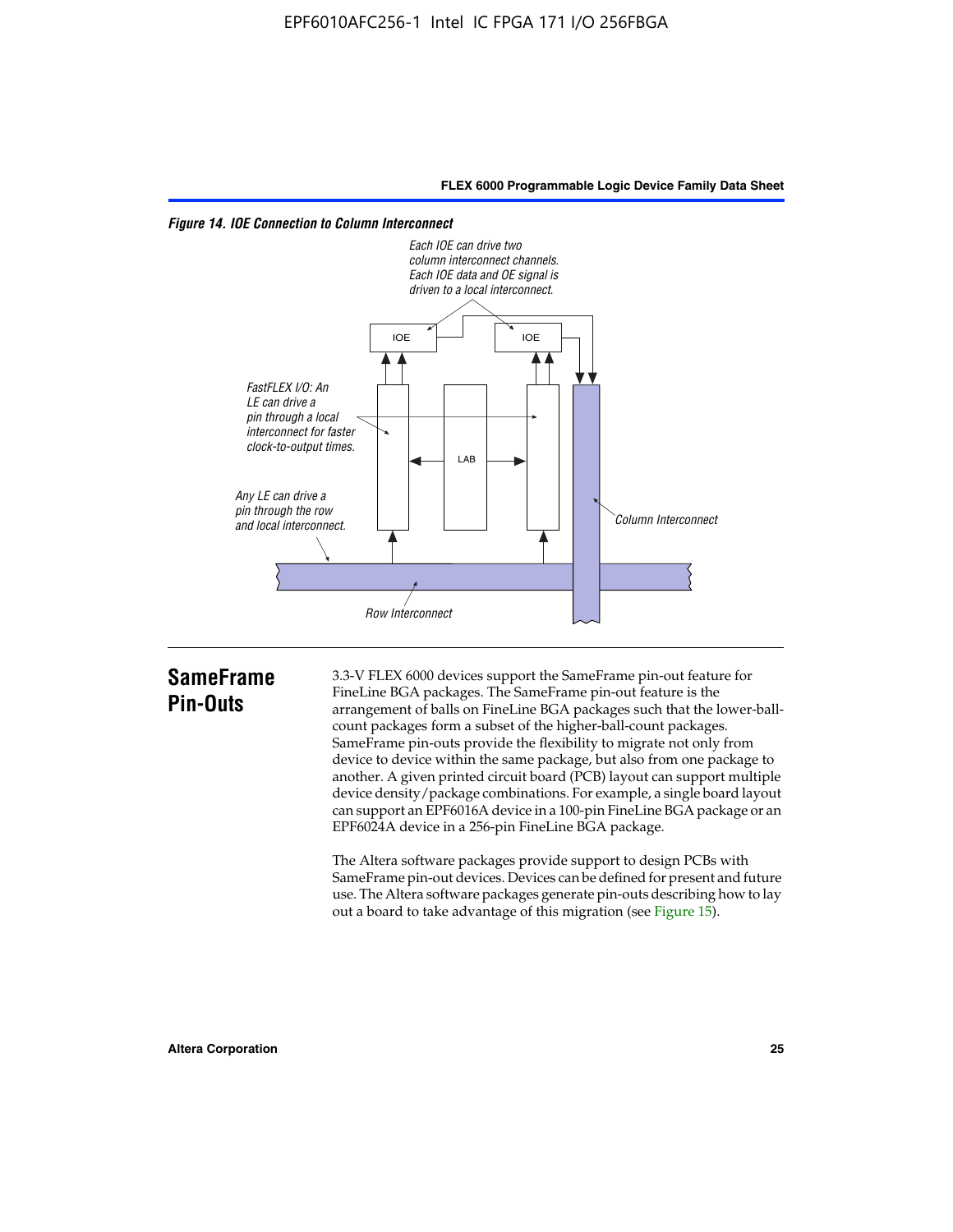*Figure 14. IOE Connection to Column Interconnect*

Each IOE can drive two column interconnect channels. Each IOE data and OE signal is driven to a local interconnect.

FastFLEX I/O: An LE can drive a pin through a local interconnect for faster clock-to-output times.

Any LE can drive a pin through the row and local interconnect.

IOE

IOE

LAB

Column Interconnect

Row Interconnect

## SameFrame Pin-Outs

3.3-V FLEX 6000 devices support the SameFrame pin-out feature for FineLine BGA packages. The SameFrame pin-out feature is the arrangement of balls on FineLine BGA packages such that the lower-ball-count packages form a subset of the higher-ball-count packages. SameFrame pin-outs provide the flexibility to migrate not only from device to device within the same package, but also from one package to another. A given printed circuit board (PCB) layout can support multiple device density/package combinations. For example, a single board layout can support an EPF6016A device in a 100-pin FineLine BGA package or an EPF6024A device in a 256-pin FineLine BGA package.

The Altera software packages provide support to design PCBs with SameFrame pin-out devices. Devices can be defined for present and future use. The Altera software packages generate pin-outs describing how to lay out a board to take advantage of this migration (see Figure 15).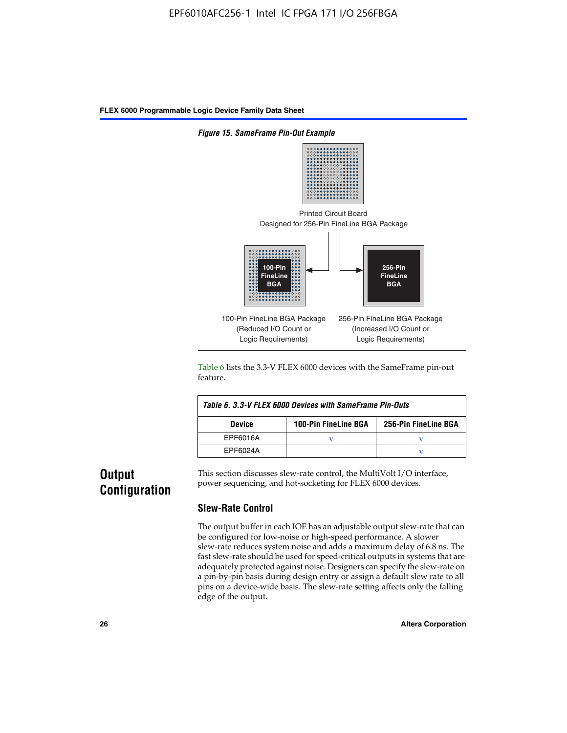*Figure 15. SameFrame Pin-Out Example*

Printed Circuit Board
Designed for 256-Pin FineLine BGA Package

100-Pin FineLine BGA

256-Pin FineLine BGA

100-Pin FineLine BGA Package
(Reduced I/O Count or
Logic Requirements)

256-Pin FineLine BGA Package
(Increased I/O Count or
Logic Requirements)

Table 6 lists the 3.3-V FLEX 6000 devices with the SameFrame pin-out feature.

*Table 6. 3.3-V FLEX 6000 Devices with SameFrame Pin-Outs*

| Device | 100-Pin FineLine BGA | 256-Pin FineLine BGA |
|---|---|---|
| EPF6016A | v | v |
| EPF6024A | | v |

## Output Configuration

This section discusses slew-rate control, the MultiVolt I/O interface, power sequencing, and hot-socketing for FLEX 6000 devices.

### Slew-Rate Control

The output buffer in each IOE has an adjustable output slew-rate that can be configured for low-noise or high-speed performance. A slower slew-rate reduces system noise and adds a maximum delay of 6.8 ns. The fast slew-rate should be used for speed-critical outputs in systems that are adequately protected against noise. Designers can specify the slew-rate on a pin-by-pin basis during design entry or assign a default slew rate to all pins on a device-wide basis. The slew-rate setting affects only the falling edge of the output.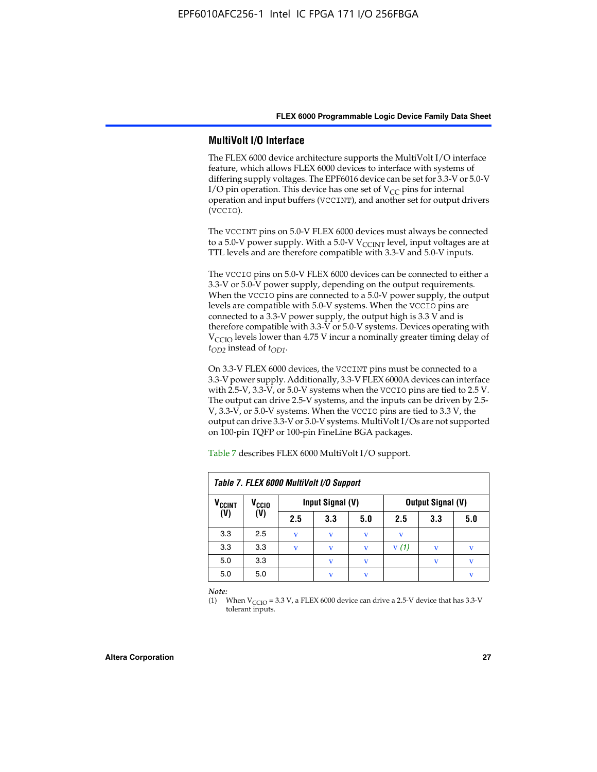## MultiVolt I/O Interface

The FLEX 6000 device architecture supports the MultiVolt I/O interface feature, which allows FLEX 6000 devices to interface with systems of differing supply voltages. The EPF6016 device can be set for 3.3-V or 5.0-V I/O pin operation. This device has one set of $V_{CC}$ pins for internal operation and input buffers (VCCINT), and another set for output drivers (VCCIO).

The VCCINT pins on 5.0-V FLEX 6000 devices must always be connected to a 5.0-V power supply. With a 5.0-V $V_{CCINT}$ level, input voltages are at TTL levels and are therefore compatible with 3.3-V and 5.0-V inputs.

The VCCIO pins on 5.0-V FLEX 6000 devices can be connected to either a 3.3-V or 5.0-V power supply, depending on the output requirements. When the VCCIO pins are connected to a 5.0-V power supply, the output levels are compatible with 5.0-V systems. When the VCCIO pins are connected to a 3.3-V power supply, the output high is 3.3 V and is therefore compatible with 3.3-V or 5.0-V systems. Devices operating with $V_{CCIO}$ levels lower than 4.75 V incur a nominally greater timing delay of $t_{OD2}$ instead of $t_{OD1}$.

On 3.3-V FLEX 6000 devices, the VCCINT pins must be connected to a 3.3-V power supply. Additionally, 3.3-V FLEX 6000A devices can interface with 2.5-V, 3.3-V, or 5.0-V systems when the VCCIO pins are tied to 2.5 V. The output can drive 2.5-V systems, and the inputs can be driven by 2.5-V, 3.3-V, or 5.0-V systems. When the VCCIO pins are tied to 3.3 V, the output can drive 3.3-V or 5.0-V systems. MultiVolt I/Os are not supported on 100-pin TQFP or 100-pin FineLine BGA packages.

Table 7 describes FLEX 6000 MultiVolt I/O support.

**Table 7. FLEX 6000 MultiVolt I/O Support**

| $V_{CCINT}$ (V) | $V_{CCIO}$ (V) | Input Signal (V) | | | Output Signal (V) | | |
|---|---|---|---|---|---|---|---|
| | | 2.5 | 3.3 | 5.0 | 2.5 | 3.3 | 5.0 |
| 3.3 | 2.5 | v | v | v | v | | |
| 3.3 | 3.3 | v | v | v | v *(1)* | v | v |
| 5.0 | 3.3 | | v | v | | v | v |
| 5.0 | 5.0 | | v | v | | | v |

*Note:*

(1) When $V_{CCIO}$ = 3.3 V, a FLEX 6000 device can drive a 2.5-V device that has 3.3-V tolerant inputs.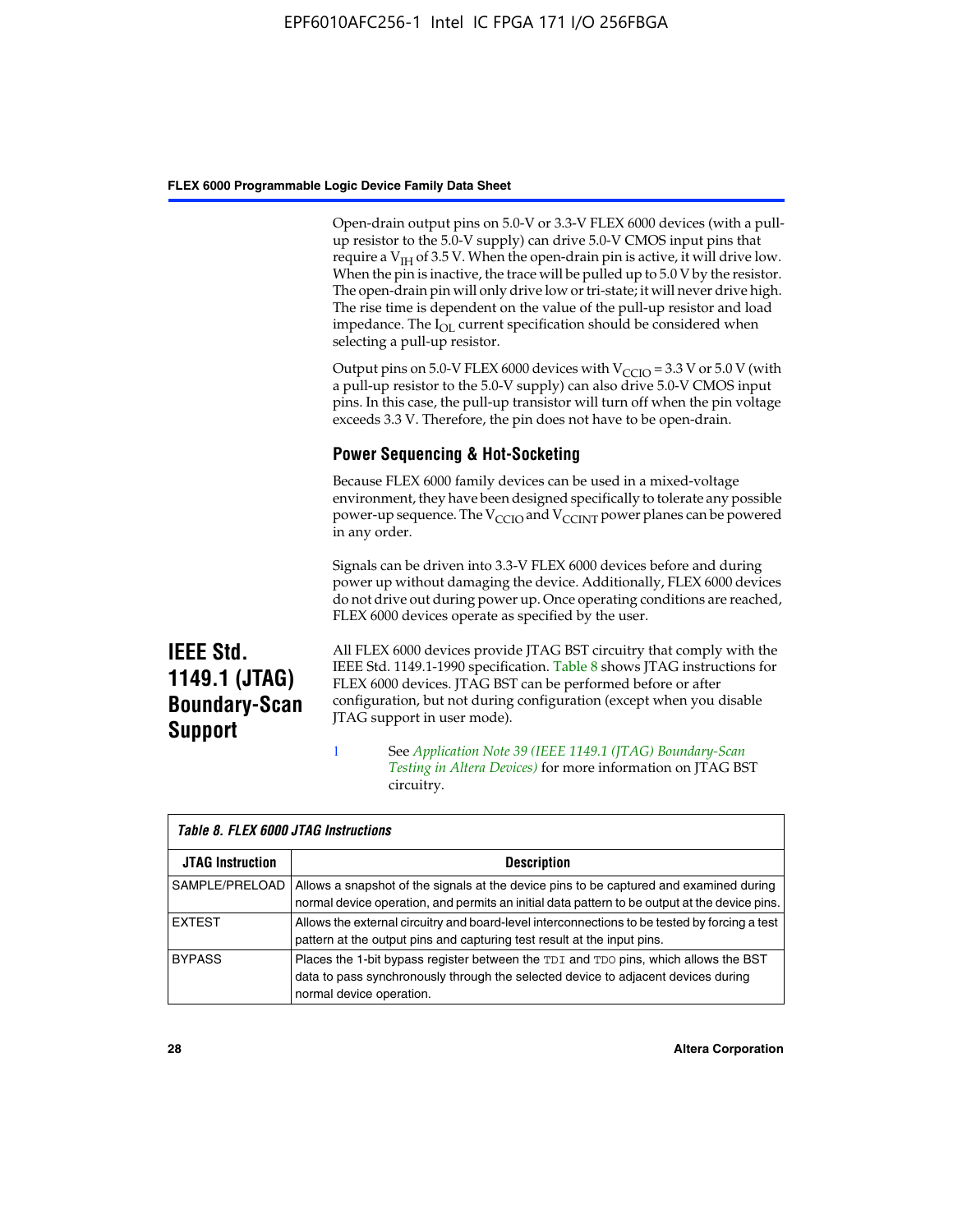Open-drain output pins on 5.0-V or 3.3-V FLEX 6000 devices (with a pull-up resistor to the 5.0-V supply) can drive 5.0-V CMOS input pins that require a $V_{IH}$ of 3.5 V. When the open-drain pin is active, it will drive low. When the pin is inactive, the trace will be pulled up to 5.0 V by the resistor. The open-drain pin will only drive low or tri-state; it will never drive high. The rise time is dependent on the value of the pull-up resistor and load impedance. The $I_{OL}$ current specification should be considered when selecting a pull-up resistor.

Output pins on 5.0-V FLEX 6000 devices with $V_{CCIO}$ = 3.3 V or 5.0 V (with a pull-up resistor to the 5.0-V supply) can also drive 5.0-V CMOS input pins. In this case, the pull-up transistor will turn off when the pin voltage exceeds 3.3 V. Therefore, the pin does not have to be open-drain.

### Power Sequencing & Hot-Socketing

Because FLEX 6000 family devices can be used in a mixed-voltage environment, they have been designed specifically to tolerate any possible power-up sequence. The $V_{CCIO}$ and $V_{CCINT}$ power planes can be powered in any order.

Signals can be driven into 3.3-V FLEX 6000 devices before and during power up without damaging the device. Additionally, FLEX 6000 devices do not drive out during power up. Once operating conditions are reached, FLEX 6000 devices operate as specified by the user.

## IEEE Std. 1149.1 (JTAG) Boundary-Scan Support

All FLEX 6000 devices provide JTAG BST circuitry that comply with the IEEE Std. 1149.1-1990 specification. Table 8 shows JTAG instructions for FLEX 6000 devices. JTAG BST can be performed before or after configuration, but not during configuration (except when you disable JTAG support in user mode).

See *Application Note 39 (IEEE 1149.1 (JTAG) Boundary-Scan Testing in Altera Devices)* for more information on JTAG BST circuitry.

*Table 8. FLEX 6000 JTAG Instructions*

| JTAG Instruction | Description |
|---|---|
| SAMPLE/PRELOAD | Allows a snapshot of the signals at the device pins to be captured and examined during normal device operation, and permits an initial data pattern to be output at the device pins. |
| EXTEST | Allows the external circuitry and board-level interconnections to be tested by forcing a test pattern at the output pins and capturing test result at the input pins. |
| BYPASS | Places the 1-bit bypass register between the TDI and TDO pins, which allows the BST data to pass synchronously through the selected device to adjacent devices during normal device operation. |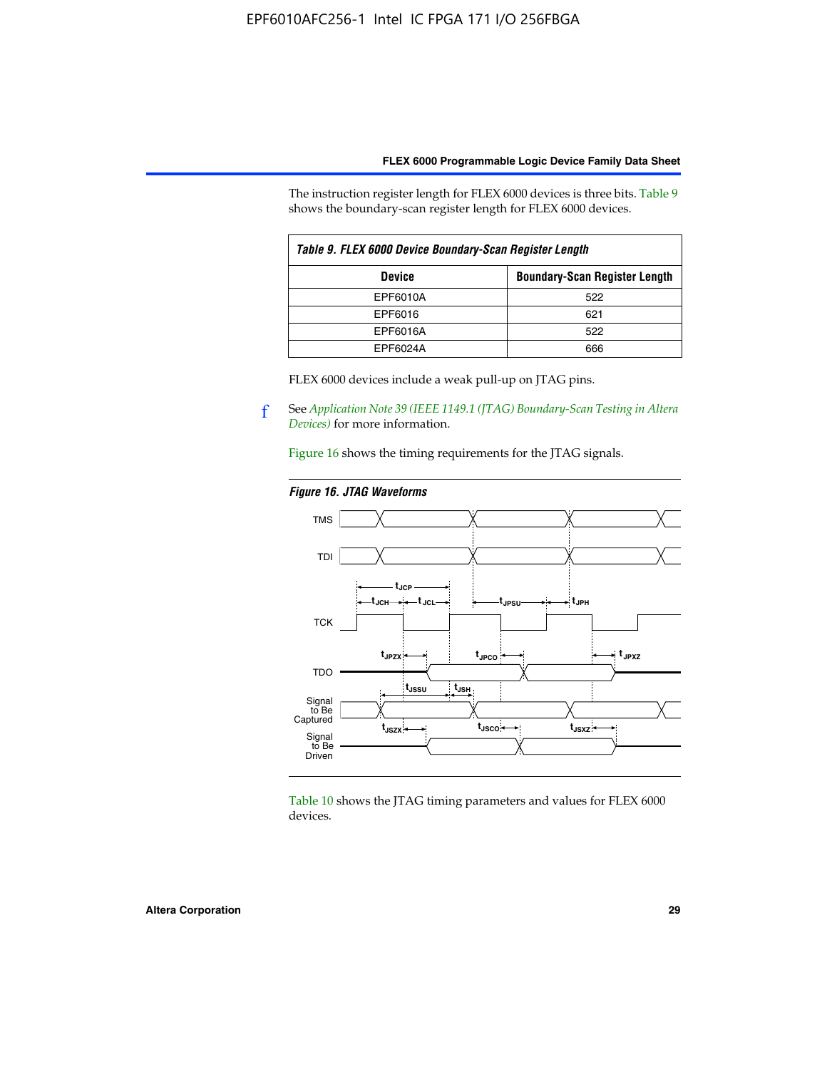The instruction register length for FLEX 6000 devices is three bits. Table 9 shows the boundary-scan register length for FLEX 6000 devices.

| Table 9. FLEX 6000 Device Boundary-Scan Register Length | |
|---|---|
| **Device** | **Boundary-Scan Register Length** |
| EPF6010A | 522 |
| EPF6016 | 621 |
| EPF6016A | 522 |
| EPF6024A | 666 |

FLEX 6000 devices include a weak pull-up on JTAG pins.

f See *Application Note 39 (IEEE 1149.1 (JTAG) Boundary-Scan Testing in Altera Devices)* for more information.

Figure 16 shows the timing requirements for the JTAG signals.

*Figure 16. JTAG Waveforms*

Table 10 shows the JTAG timing parameters and values for FLEX 6000 devices.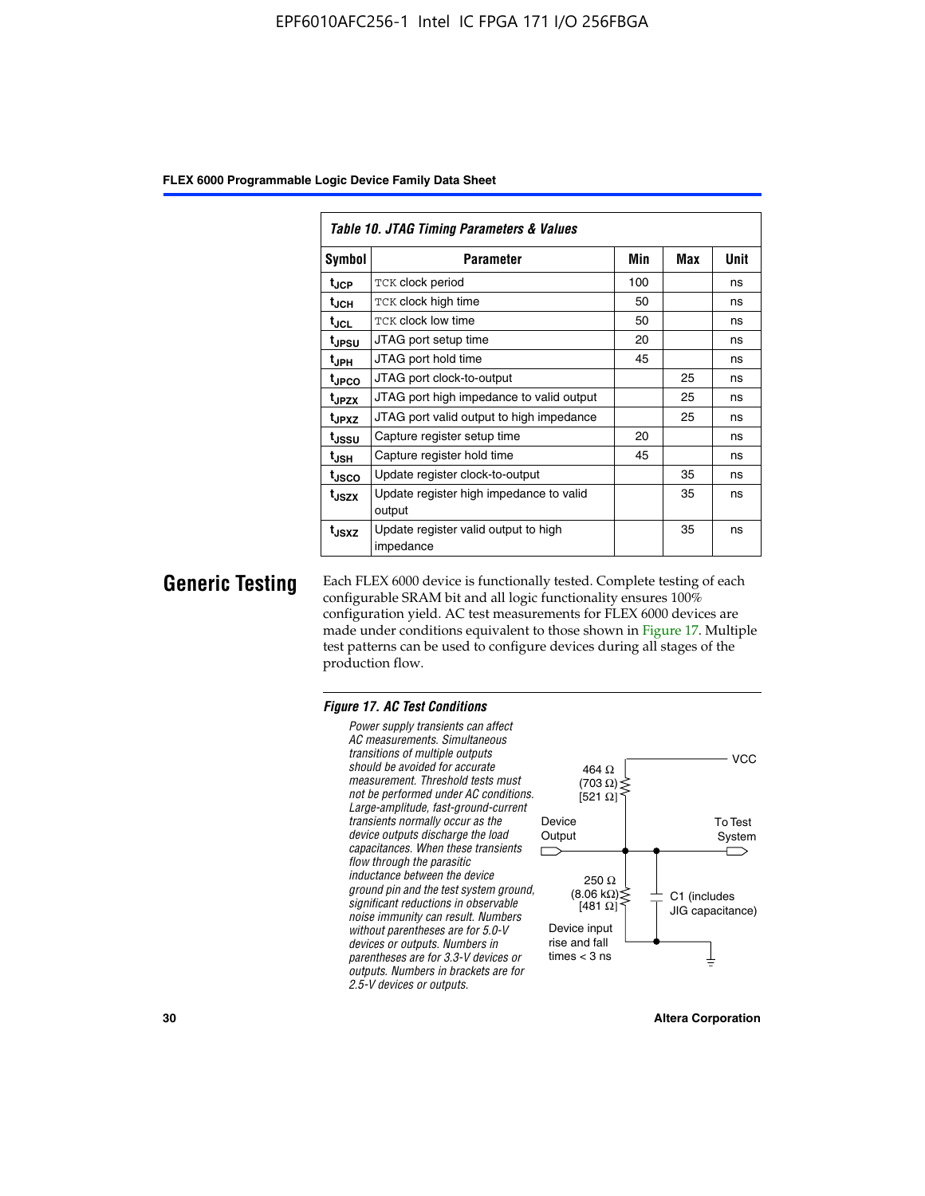*Table 10. JTAG Timing Parameters & Values*

| Symbol | Parameter | Min | Max | Unit |
|---|---|---|---|---|
| $t_{JCP}$ | TCK clock period | 100 | | ns |
| $t_{JCH}$ | TCK clock high time | 50 | | ns |
| $t_{JCL}$ | TCK clock low time | 50 | | ns |
| $t_{JPSU}$ | JTAG port setup time | 20 | | ns |
| $t_{JPH}$ | JTAG port hold time | 45 | | ns |
| $t_{JPCO}$ | JTAG port clock-to-output | | 25 | ns |
| $t_{JPZX}$ | JTAG port high impedance to valid output | | 25 | ns |
| $t_{JPXZ}$ | JTAG port valid output to high impedance | | 25 | ns |
| $t_{JSSU}$ | Capture register setup time | 20 | | ns |
| $t_{JSH}$ | Capture register hold time | 45 | | ns |
| $t_{JSCO}$ | Update register clock-to-output | | 35 | ns |
| $t_{JSZX}$ | Update register high impedance to valid output | | 35 | ns |
| $t_{JSXZ}$ | Update register valid output to high impedance | | 35 | ns |

## Generic Testing

Each FLEX 6000 device is functionally tested. Complete testing of each configurable SRAM bit and all logic functionality ensures 100% configuration yield. AC test measurements for FLEX 6000 devices are made under conditions equivalent to those shown in Figure 17. Multiple test patterns can be used to configure devices during all stages of the production flow.

*Figure 17. AC Test Conditions*

*Power supply transients can affect AC measurements. Simultaneous transitions of multiple outputs should be avoided for accurate measurement. Threshold tests must not be performed under AC conditions. Large-amplitude, fast-ground-current transients normally occur as the device outputs discharge the load capacitances. When these transients flow through the parasitic inductance between the device ground pin and the test system ground, significant reductions in observable noise immunity can result. Numbers without parentheses are for 5.0-V devices or outputs. Numbers in parentheses are for 3.3-V devices or outputs. Numbers in brackets are for 2.5-V devices or outputs.*

VCC

464 Ω (703 Ω) [521 Ω]

Device Output

To Test System

250 Ω (8.06 kΩ) [481 Ω]

C1 (includes JIG capacitance)

Device input rise and fall times < 3 ns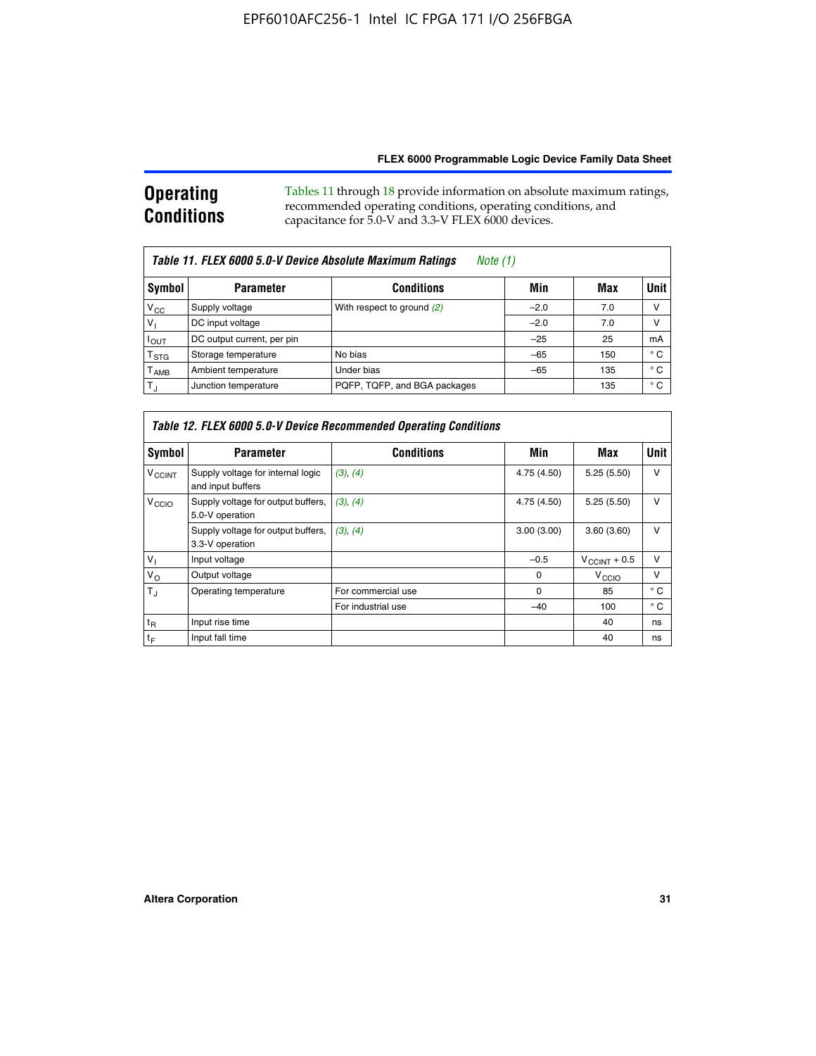## Operating Conditions

Tables 11 through 18 provide information on absolute maximum ratings, recommended operating conditions, operating conditions, and capacitance for 5.0-V and 3.3-V FLEX 6000 devices.

*Table 11. FLEX 6000 5.0-V Device Absolute Maximum Ratings   Note (1)*

| Symbol | Parameter | Conditions | Min | Max | Unit |
|---|---|---|---|---|---|
| $V_{CC}$ | Supply voltage | With respect to ground *(2)* | –2.0 | 7.0 | V |
| $V_I$ | DC input voltage | | –2.0 | 7.0 | V |
| $I_{OUT}$ | DC output current, per pin | | –25 | 25 | mA |
| $T_{STG}$ | Storage temperature | No bias | –65 | 150 | ° C |
| $T_{AMB}$ | Ambient temperature | Under bias | –65 | 135 | ° C |
| $T_J$ | Junction temperature | PQFP, TQFP, and BGA packages | | 135 | ° C |

*Table 12. FLEX 6000 5.0-V Device Recommended Operating Conditions*

| Symbol | Parameter | Conditions | Min | Max | Unit |
|---|---|---|---|---|---|
| $V_{CCINT}$ | Supply voltage for internal logic and input buffers | *(3), (4)* | 4.75 (4.50) | 5.25 (5.50) | V |
| $V_{CCIO}$ | Supply voltage for output buffers, 5.0-V operation | *(3), (4)* | 4.75 (4.50) | 5.25 (5.50) | V |
| | Supply voltage for output buffers, 3.3-V operation | *(3), (4)* | 3.00 (3.00) | 3.60 (3.60) | V |
| $V_I$ | Input voltage | | –0.5 | $V_{CCINT}$ + 0.5 | V |
| $V_O$ | Output voltage | | 0 | $V_{CCIO}$ | V |
| $T_J$ | Operating temperature | For commercial use | 0 | 85 | ° C |
| | | For industrial use | –40 | 100 | ° C |
| $t_R$ | Input rise time | | | 40 | ns |
| $t_F$ | Input fall time | | | 40 | ns |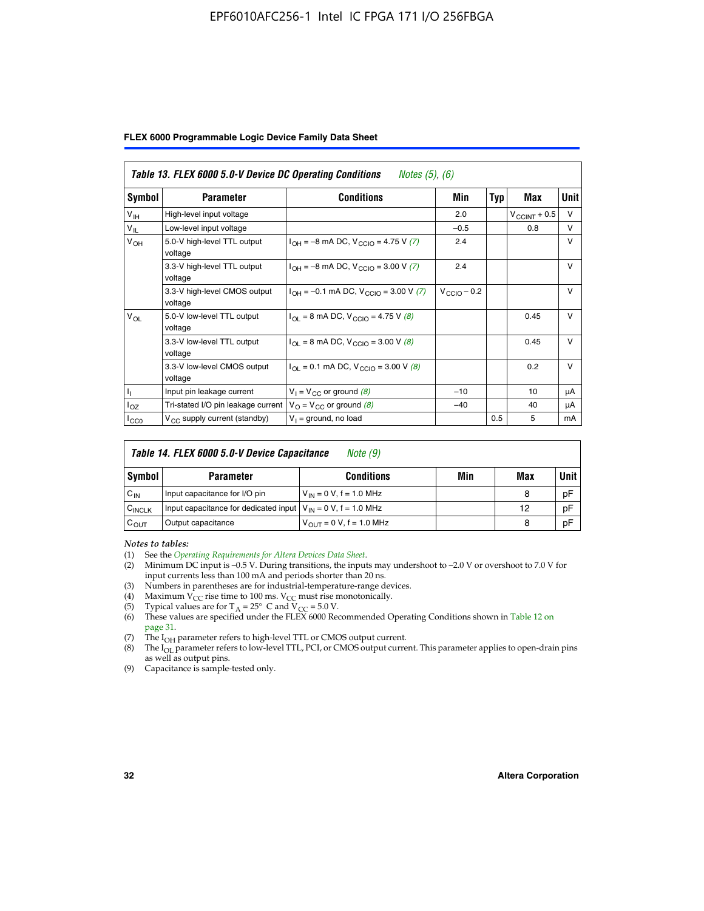| Table 13. FLEX 6000 5.0-V Device DC Operating Conditions *Notes (5), (6)* | | | | | | |
|---|---|---|---|---|---|---|
| **Symbol** | **Parameter** | **Conditions** | **Min** | **Typ** | **Max** | **Unit** |
| $V_{IH}$ | High-level input voltage | | 2.0 | | $V_{CCINT} + 0.5$ | V |
| $V_{IL}$ | Low-level input voltage | | –0.5 | | 0.8 | V |
| $V_{OH}$ | 5.0-V high-level TTL output voltage | $I_{OH}$ = –8 mA DC, $V_{CCIO}$ = 4.75 V *(7)* | 2.4 | | | V |
| | 3.3-V high-level TTL output voltage | $I_{OH}$ = –8 mA DC, $V_{CCIO}$ = 3.00 V *(7)* | 2.4 | | | V |
| | 3.3-V high-level CMOS output voltage | $I_{OH}$ = –0.1 mA DC, $V_{CCIO}$ = 3.00 V *(7)* | $V_{CCIO} – 0.2$ | | | V |
| $V_{OL}$ | 5.0-V low-level TTL output voltage | $I_{OL}$ = 8 mA DC, $V_{CCIO}$ = 4.75 V *(8)* | | | 0.45 | V |
| | 3.3-V low-level TTL output voltage | $I_{OL}$ = 8 mA DC, $V_{CCIO}$ = 3.00 V *(8)* | | | 0.45 | V |
| | 3.3-V low-level CMOS output voltage | $I_{OL}$ = 0.1 mA DC, $V_{CCIO}$ = 3.00 V *(8)* | | | 0.2 | V |
| $I_I$ | Input pin leakage current | $V_I = V_{CC}$ or ground *(8)* | –10 | | 10 | μA |
| $I_{OZ}$ | Tri-stated I/O pin leakage current | $V_O = V_{CC}$ or ground *(8)* | –40 | | 40 | μA |
| $I_{CC0}$ | $V_{CC}$ supply current (standby) | $V_I$ = ground, no load | | 0.5 | 5 | mA |

| Table 14. FLEX 6000 5.0-V Device Capacitance *Note (9)* | | | | | |
|---|---|---|---|---|---|
| **Symbol** | **Parameter** | **Conditions** | **Min** | **Max** | **Unit** |
| $C_{IN}$ | Input capacitance for I/O pin | $V_{IN}$ = 0 V, f = 1.0 MHz | | 8 | pF |
| $C_{INCLK}$ | Input capacitance for dedicated input | $V_{IN}$ = 0 V, f = 1.0 MHz | | 12 | pF |
| $C_{OUT}$ | Output capacitance | $V_{OUT}$ = 0 V, f = 1.0 MHz | | 8 | pF |

*Notes to tables:*

(1) See the *Operating Requirements for Altera Devices Data Sheet*.
(2) Minimum DC input is –0.5 V. During transitions, the inputs may undershoot to –2.0 V or overshoot to 7.0 V for input currents less than 100 mA and periods shorter than 20 ns.
(3) Numbers in parentheses are for industrial-temperature-range devices.
(4) Maximum $V_{CC}$ rise time to 100 ms. $V_{CC}$ must rise monotonically.
(5) Typical values are for $T_A$ = 25° C and $V_{CC}$ = 5.0 V.
(6) These values are specified under the FLEX 6000 Recommended Operating Conditions shown in Table 12 on page 31.
(7) The $I_{OH}$ parameter refers to high-level TTL or CMOS output current.
(8) The $I_{OL}$ parameter refers to low-level TTL, PCI, or CMOS output current. This parameter applies to open-drain pins as well as output pins.
(9) Capacitance is sample-tested only.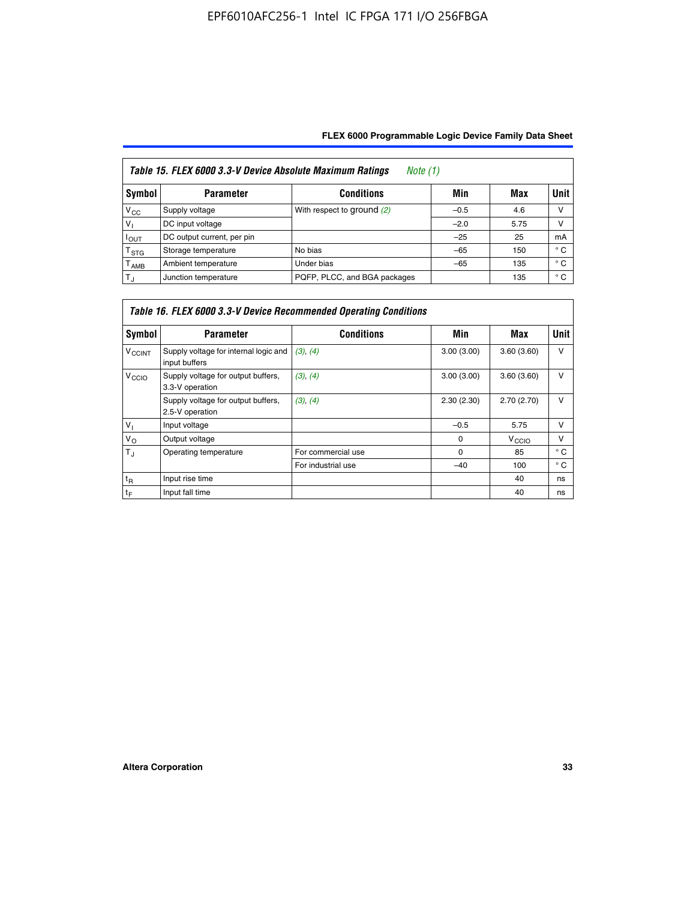*Table 15. FLEX 6000 3.3-V Device Absolute Maximum Ratings* *Note (1)*

| Symbol | Parameter | Conditions | Min | Max | Unit |
|---|---|---|---|---|---|
| $V_{CC}$ | Supply voltage | With respect to ground *(2)* | –0.5 | 4.6 | V |
| $V_I$ | DC input voltage | | –2.0 | 5.75 | V |
| $I_{OUT}$ | DC output current, per pin | | –25 | 25 | mA |
| $T_{STG}$ | Storage temperature | No bias | –65 | 150 | ° C |
| $T_{AMB}$ | Ambient temperature | Under bias | –65 | 135 | ° C |
| $T_J$ | Junction temperature | PQFP, PLCC, and BGA packages | | 135 | ° C |

*Table 16. FLEX 6000 3.3-V Device Recommended Operating Conditions*

| Symbol | Parameter | Conditions | Min | Max | Unit |
|---|---|---|---|---|---|
| $V_{CCINT}$ | Supply voltage for internal logic and input buffers | *(3)*, *(4)* | 3.00 (3.00) | 3.60 (3.60) | V |
| $V_{CCIO}$ | Supply voltage for output buffers, 3.3-V operation | *(3)*, *(4)* | 3.00 (3.00) | 3.60 (3.60) | V |
| | Supply voltage for output buffers, 2.5-V operation | *(3)*, *(4)* | 2.30 (2.30) | 2.70 (2.70) | V |
| $V_I$ | Input voltage | | –0.5 | 5.75 | V |
| $V_O$ | Output voltage | | 0 | $V_{CCIO}$ | V |
| $T_J$ | Operating temperature | For commercial use | 0 | 85 | ° C |
| | | For industrial use | –40 | 100 | ° C |
| $t_R$ | Input rise time | | | 40 | ns |
| $t_F$ | Input fall time | | | 40 | ns |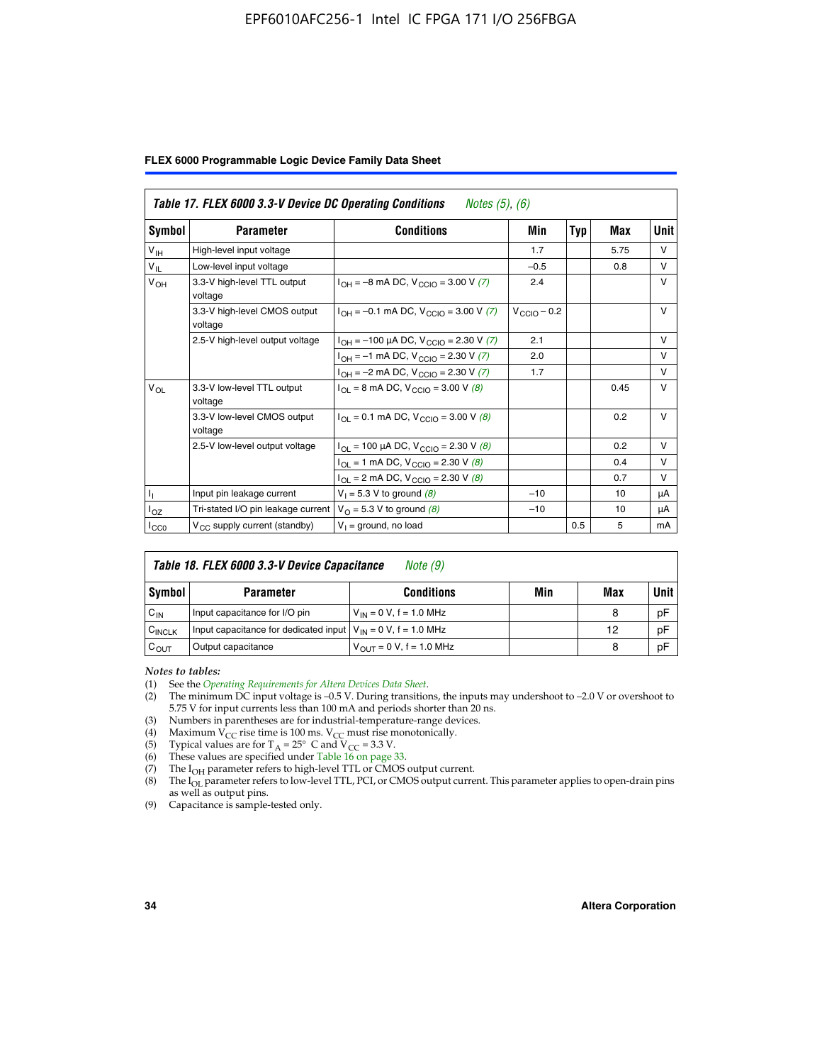**Table 17. FLEX 6000 3.3-V Device DC Operating Conditions** *Notes (5), (6)*

| Symbol | Parameter | Conditions | Min | Typ | Max | Unit |
|---|---|---|---|---|---|---|
| $V_{IH}$ | High-level input voltage | | 1.7 | | 5.75 | V |
| $V_{IL}$ | Low-level input voltage | | –0.5 | | 0.8 | V |
| $V_{OH}$ | 3.3-V high-level TTL output voltage | $I_{OH}$ = –8 mA DC, $V_{CCIO}$ = 3.00 V *(7)* | 2.4 | | | V |
| | 3.3-V high-level CMOS output voltage | $I_{OH}$ = –0.1 mA DC, $V_{CCIO}$ = 3.00 V *(7)* | $V_{CCIO}$ – 0.2 | | | V |
| | 2.5-V high-level output voltage | $I_{OH}$ = –100 µA DC, $V_{CCIO}$ = 2.30 V *(7)* | 2.1 | | | V |
| | | $I_{OH}$ = –1 mA DC, $V_{CCIO}$ = 2.30 V *(7)* | 2.0 | | | V |
| | | $I_{OH}$ = –2 mA DC, $V_{CCIO}$ = 2.30 V *(7)* | 1.7 | | | V |
| $V_{OL}$ | 3.3-V low-level TTL output voltage | $I_{OL}$ = 8 mA DC, $V_{CCIO}$ = 3.00 V *(8)* | | | 0.45 | V |
| | 3.3-V low-level CMOS output voltage | $I_{OL}$ = 0.1 mA DC, $V_{CCIO}$ = 3.00 V *(8)* | | | 0.2 | V |
| | 2.5-V low-level output voltage | $I_{OL}$ = 100 µA DC, $V_{CCIO}$ = 2.30 V *(8)* | | | 0.2 | V |
| | | $I_{OL}$ = 1 mA DC, $V_{CCIO}$ = 2.30 V *(8)* | | | 0.4 | V |
| | | $I_{OL}$ = 2 mA DC, $V_{CCIO}$ = 2.30 V *(8)* | | | 0.7 | V |
| $I_I$ | Input pin leakage current | $V_I$ = 5.3 V to ground *(8)* | –10 | | 10 | µA |
| $I_{OZ}$ | Tri-stated I/O pin leakage current | $V_O$ = 5.3 V to ground *(8)* | –10 | | 10 | µA |
| $I_{CC0}$ | $V_{CC}$ supply current (standby) | $V_I$ = ground, no load | | 0.5 | 5 | mA |

**Table 18. FLEX 6000 3.3-V Device Capacitance** *Note (9)*

| Symbol | Parameter | Conditions | Min | Max | Unit |
|---|---|---|---|---|---|
| $C_{IN}$ | Input capacitance for I/O pin | $V_{IN}$ = 0 V, f = 1.0 MHz | | 8 | pF |
| $C_{INCLK}$ | Input capacitance for dedicated input | $V_{IN}$ = 0 V, f = 1.0 MHz | | 12 | pF |
| $C_{OUT}$ | Output capacitance | $V_{OUT}$ = 0 V, f = 1.0 MHz | | 8 | pF |

*Notes to tables:*

(1) See the *Operating Requirements for Altera Devices Data Sheet*.
(2) The minimum DC input voltage is –0.5 V. During transitions, the inputs may undershoot to –2.0 V or overshoot to 5.75 V for input currents less than 100 mA and periods shorter than 20 ns.
(3) Numbers in parentheses are for industrial-temperature-range devices.
(4) Maximum $V_{CC}$ rise time is 100 ms. $V_{CC}$ must rise monotonically.
(5) Typical values are for $T_A$ = 25° C and $V_{CC}$ = 3.3 V.
(6) These values are specified under Table 16 on page 33.
(7) The $I_{OH}$ parameter refers to high-level TTL or CMOS output current.
(8) The $I_{OL}$ parameter refers to low-level TTL, PCI, or CMOS output current. This parameter applies to open-drain pins as well as output pins.
(9) Capacitance is sample-tested only.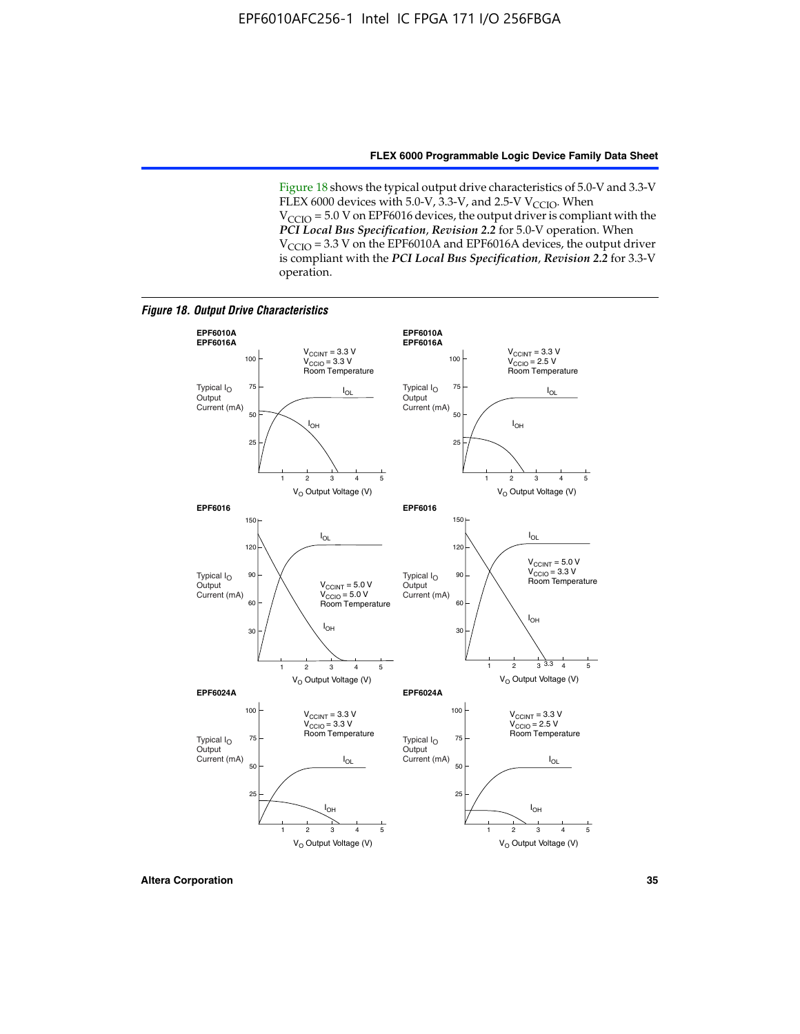Figure 18 shows the typical output drive characteristics of 5.0-V and 3.3-V FLEX 6000 devices with 5.0-V, 3.3-V, and 2.5-V $V_{CCIO}$. When $V_{CCIO}$ = 5.0 V on EPF6016 devices, the output driver is compliant with the ***PCI Local Bus Specification*, *Revision 2.2*** for 5.0-V operation. When $V_{CCIO}$ = 3.3 V on the EPF6010A and EPF6016A devices, the output driver is compliant with the ***PCI Local Bus Specification*, *Revision 2.2*** for 3.3-V operation.

***Figure 18. Output Drive Characteristics***

**EPF6010A, EPF6016A** — $V_{CCINT}$ = 3.3 V, $V_{CCIO}$ = 3.3 V, Room Temperature. Typical $I_O$ Output Current (mA) vs. $V_O$ Output Voltage (V); curves $I_{OL}$ and $I_{OH}$.

**EPF6010A, EPF6016A** — $V_{CCINT}$ = 3.3 V, $V_{CCIO}$ = 2.5 V, Room Temperature. Typical $I_O$ Output Current (mA) vs. $V_O$ Output Voltage (V); curves $I_{OL}$ and $I_{OH}$.

**EPF6016** — $V_{CCINT}$ = 5.0 V, $V_{CCIO}$ = 5.0 V, Room Temperature. Typical $I_O$ Output Current (mA) vs. $V_O$ Output Voltage (V); curves $I_{OL}$ and $I_{OH}$.

**EPF6016** — $V_{CCINT}$ = 5.0 V, $V_{CCIO}$ = 3.3 V, Room Temperature. Typical $I_O$ Output Current (mA) vs. $V_O$ Output Voltage (V); curves $I_{OL}$ and $I_{OH}$.

**EPF6024A** — $V_{CCINT}$ = 3.3 V, $V_{CCIO}$ = 3.3 V, Room Temperature. Typical $I_O$ Output Current (mA) vs. $V_O$ Output Voltage (V); curves $I_{OL}$ and $I_{OH}$.

**EPF6024A** — $V_{CCINT}$ = 3.3 V, $V_{CCIO}$ = 2.5 V, Room Temperature. Typical $I_O$ Output Current (mA) vs. $V_O$ Output Voltage (V); curves $I_{OL}$ and $I_{OH}$.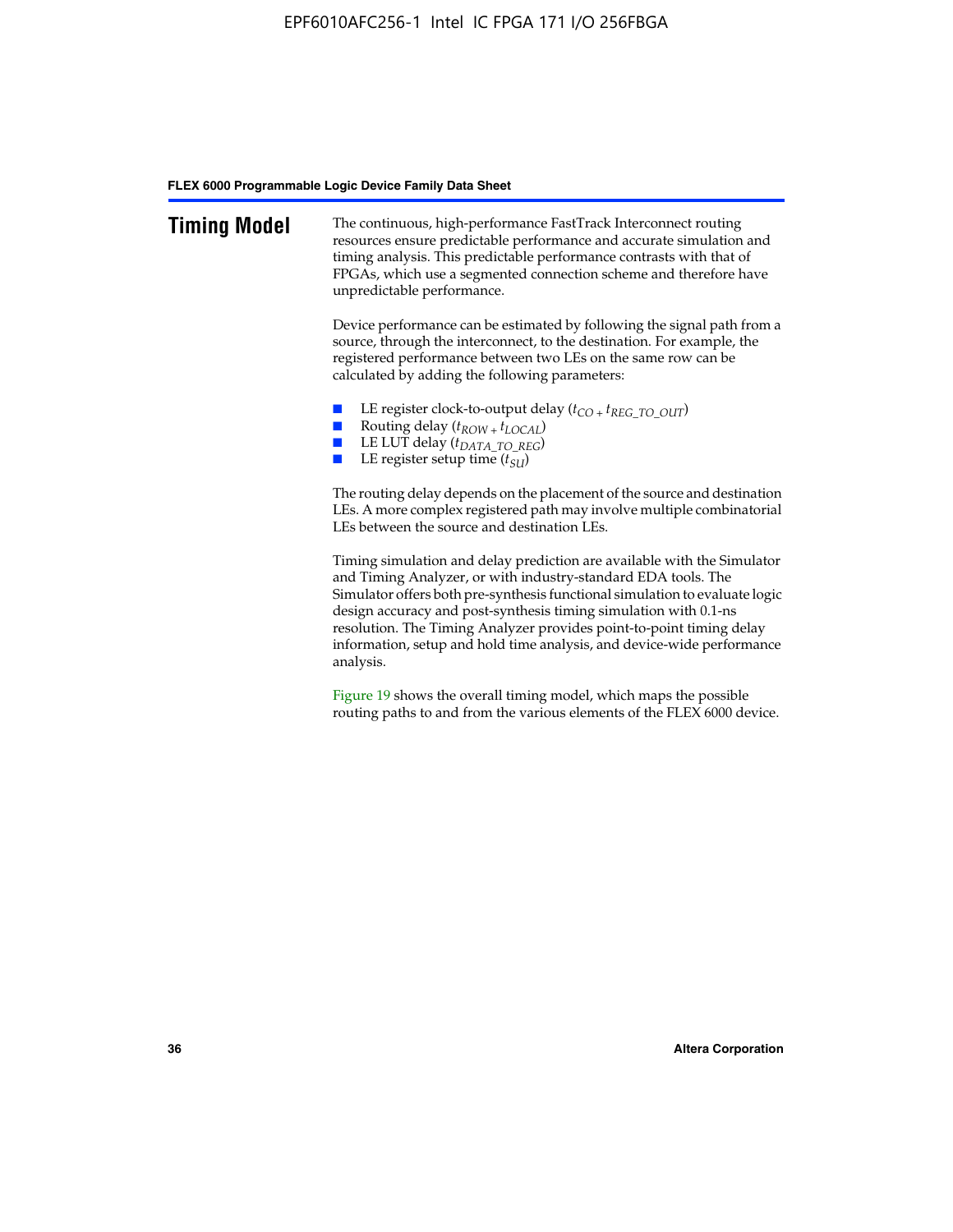## Timing Model

The continuous, high-performance FastTrack Interconnect routing resources ensure predictable performance and accurate simulation and timing analysis. This predictable performance contrasts with that of FPGAs, which use a segmented connection scheme and therefore have unpredictable performance.

Device performance can be estimated by following the signal path from a source, through the interconnect, to the destination. For example, the registered performance between two LEs on the same row can be calculated by adding the following parameters:

- LE register clock-to-output delay ($t_{CO} + t_{REG\_TO\_OUT}$)
- Routing delay ($t_{ROW} + t_{LOCAL}$)
- LE LUT delay ($t_{DATA\_TO\_REG}$)
- LE register setup time ($t_{SU}$)

The routing delay depends on the placement of the source and destination LEs. A more complex registered path may involve multiple combinatorial LEs between the source and destination LEs.

Timing simulation and delay prediction are available with the Simulator and Timing Analyzer, or with industry-standard EDA tools. The Simulator offers both pre-synthesis functional simulation to evaluate logic design accuracy and post-synthesis timing simulation with 0.1-ns resolution. The Timing Analyzer provides point-to-point timing delay information, setup and hold time analysis, and device-wide performance analysis.

Figure 19 shows the overall timing model, which maps the possible routing paths to and from the various elements of the FLEX 6000 device.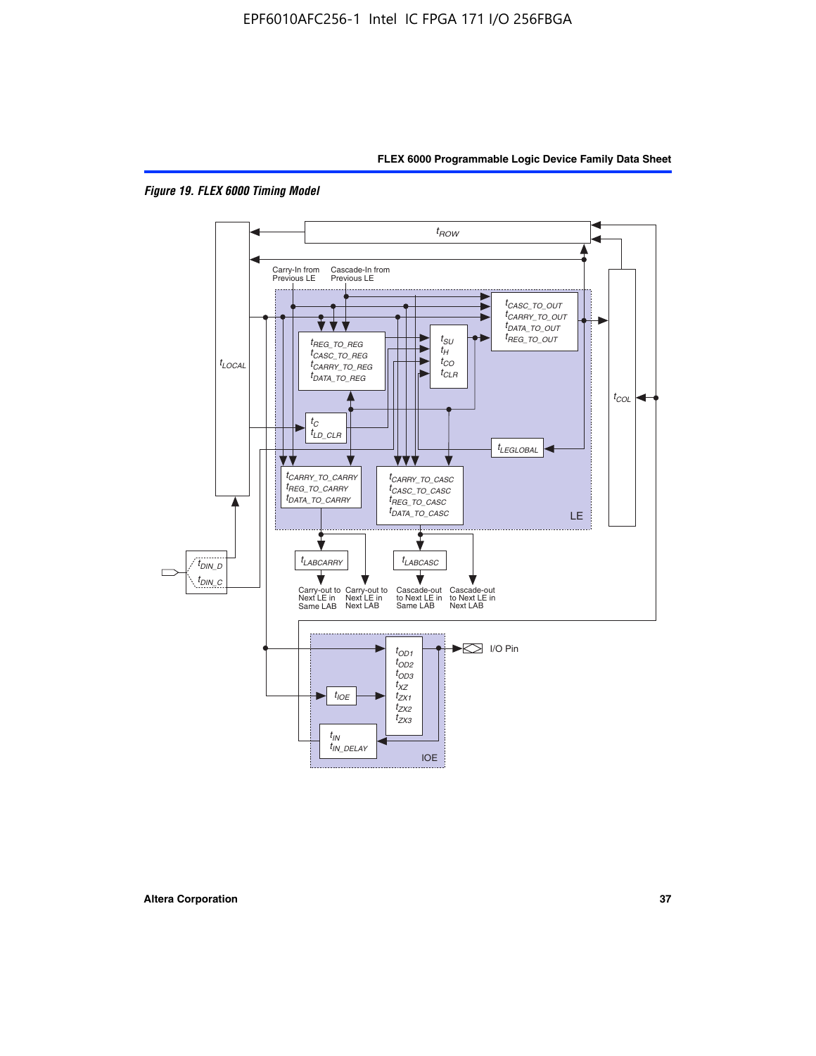*Figure 19. FLEX 6000 Timing Model*

$t_{ROW}$

Carry-In from Previous LE

Cascade-In from Previous LE

$t_{CASC\_TO\_OUT}$
$t_{CARRY\_TO\_OUT}$
$t_{DATA\_TO\_OUT}$
$t_{REG\_TO\_OUT}$

$t_{REG\_TO\_REG}$
$t_{CASC\_TO\_REG}$
$t_{CARRY\_TO\_REG}$
$t_{DATA\_TO\_REG}$

$t_{SU}$
$t_{H}$
$t_{CO}$
$t_{CLR}$

$t_{LOCAL}$

$t_{COL}$

$t_{C}$
$t_{LD\_CLR}$

$t_{LEGLOBAL}$

$t_{CARRY\_TO\_CARRY}$
$t_{REG\_TO\_CARRY}$
$t_{DATA\_TO\_CARRY}$

$t_{CARRY\_TO\_CASC}$
$t_{CASC\_TO\_CASC}$
$t_{REG\_TO\_CASC}$
$t_{DATA\_TO\_CASC}$

LE

$t_{DIN\_D}$
$t_{DIN\_C}$

$t_{LABCARRY}$

$t_{LABCASC}$

Carry-out to Next LE in Same LAB

Carry-out to Next LE in Next LAB

Cascade-out to Next LE in Same LAB

Cascade-out to Next LE in Next LAB

$t_{OD1}$
$t_{OD2}$
$t_{OD3}$
$t_{XZ}$
$t_{ZX1}$
$t_{ZX2}$
$t_{ZX3}$

I/O Pin

$t_{IOE}$

$t_{IN}$
$t_{IN\_DELAY}$

IOE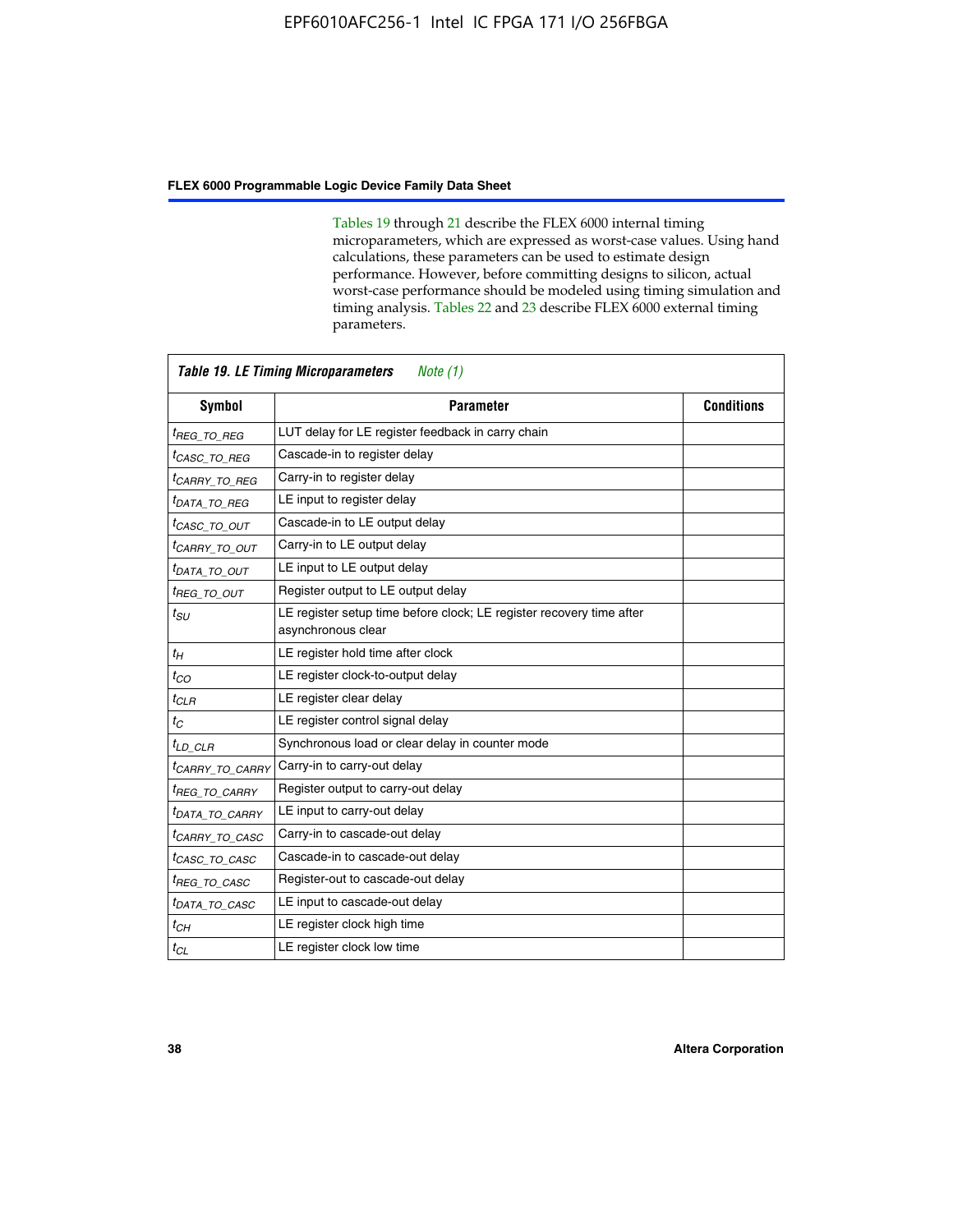Tables 19 through 21 describe the FLEX 6000 internal timing microparameters, which are expressed as worst-case values. Using hand calculations, these parameters can be used to estimate design performance. However, before committing designs to silicon, actual worst-case performance should be modeled using timing simulation and timing analysis. Tables 22 and 23 describe FLEX 6000 external timing parameters.

**Table 19. LE Timing Microparameters** *Note (1)*

| Symbol | Parameter | Conditions |
|---|---|---|
| $t_{REG\_TO\_REG}$ | LUT delay for LE register feedback in carry chain | |
| $t_{CASC\_TO\_REG}$ | Cascade-in to register delay | |
| $t_{CARRY\_TO\_REG}$ | Carry-in to register delay | |
| $t_{DATA\_TO\_REG}$ | LE input to register delay | |
| $t_{CASC\_TO\_OUT}$ | Cascade-in to LE output delay | |
| $t_{CARRY\_TO\_OUT}$ | Carry-in to LE output delay | |
| $t_{DATA\_TO\_OUT}$ | LE input to LE output delay | |
| $t_{REG\_TO\_OUT}$ | Register output to LE output delay | |
| $t_{SU}$ | LE register setup time before clock; LE register recovery time after asynchronous clear | |
| $t_{H}$ | LE register hold time after clock | |
| $t_{CO}$ | LE register clock-to-output delay | |
| $t_{CLR}$ | LE register clear delay | |
| $t_{C}$ | LE register control signal delay | |
| $t_{LD\_CLR}$ | Synchronous load or clear delay in counter mode | |
| $t_{CARRY\_TO\_CARRY}$ | Carry-in to carry-out delay | |
| $t_{REG\_TO\_CARRY}$ | Register output to carry-out delay | |
| $t_{DATA\_TO\_CARRY}$ | LE input to carry-out delay | |
| $t_{CARRY\_TO\_CASC}$ | Carry-in to cascade-out delay | |
| $t_{CASC\_TO\_CASC}$ | Cascade-in to cascade-out delay | |
| $t_{REG\_TO\_CASC}$ | Register-out to cascade-out delay | |
| $t_{DATA\_TO\_CASC}$ | LE input to cascade-out delay | |
| $t_{CH}$ | LE register clock high time | |
| $t_{CL}$ | LE register clock low time | |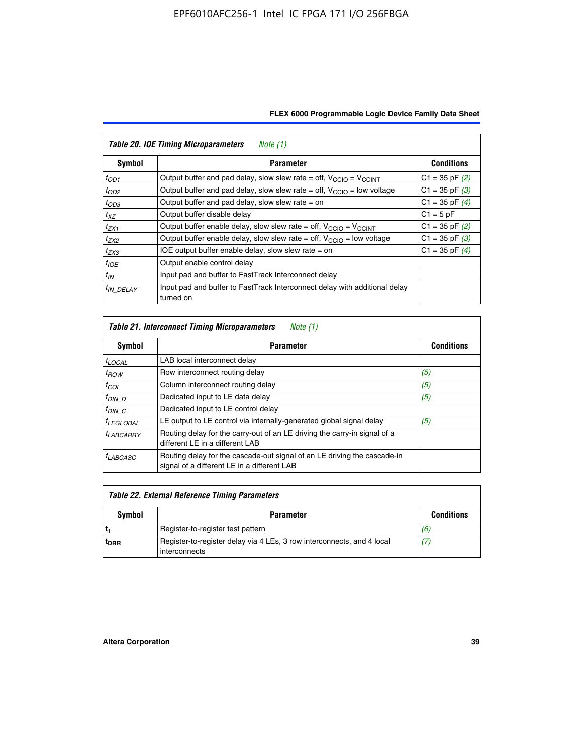| *Table 20. IOE Timing Microparameters* | *Note (1)* | |
|---|---|---|
| **Symbol** | **Parameter** | **Conditions** |
| $t_{OD1}$ | Output buffer and pad delay, slow slew rate = off, $V_{CCIO}$ = $V_{CCINT}$ | C1 = 35 pF *(2)* |
| $t_{OD2}$ | Output buffer and pad delay, slow slew rate = off, $V_{CCIO}$ = low voltage | C1 = 35 pF *(3)* |
| $t_{OD3}$ | Output buffer and pad delay, slow slew rate = on | C1 = 35 pF *(4)* |
| $t_{XZ}$ | Output buffer disable delay | C1 = 5 pF |
| $t_{ZX1}$ | Output buffer enable delay, slow slew rate = off, $V_{CCIO}$ = $V_{CCINT}$ | C1 = 35 pF *(2)* |
| $t_{ZX2}$ | Output buffer enable delay, slow slew rate = off, $V_{CCIO}$ = low voltage | C1 = 35 pF *(3)* |
| $t_{ZX3}$ | IOE output buffer enable delay, slow slew rate = on | C1 = 35 pF *(4)* |
| $t_{IOE}$ | Output enable control delay | |
| $t_{IN}$ | Input pad and buffer to FastTrack Interconnect delay | |
| $t_{IN\_DELAY}$ | Input pad and buffer to FastTrack Interconnect delay with additional delay turned on | |

| *Table 21. Interconnect Timing Microparameters* | *Note (1)* | |
|---|---|---|
| **Symbol** | **Parameter** | **Conditions** |
| $t_{LOCAL}$ | LAB local interconnect delay | |
| $t_{ROW}$ | Row interconnect routing delay | *(5)* |
| $t_{COL}$ | Column interconnect routing delay | *(5)* |
| $t_{DIN\_D}$ | Dedicated input to LE data delay | *(5)* |
| $t_{DIN\_C}$ | Dedicated input to LE control delay | |
| $t_{LEGLOBAL}$ | LE output to LE control via internally-generated global signal delay | *(5)* |
| $t_{LABCARRY}$ | Routing delay for the carry-out of an LE driving the carry-in signal of a different LE in a different LAB | |
| $t_{LABCASC}$ | Routing delay for the cascade-out signal of an LE driving the cascade-in signal of a different LE in a different LAB | |

| *Table 22. External Reference Timing Parameters* | | |
|---|---|---|
| **Symbol** | **Parameter** | **Conditions** |
| $t_1$ | Register-to-register test pattern | *(6)* |
| $t_{DRR}$ | Register-to-register delay via 4 LEs, 3 row interconnects, and 4 local interconnects | *(7)* |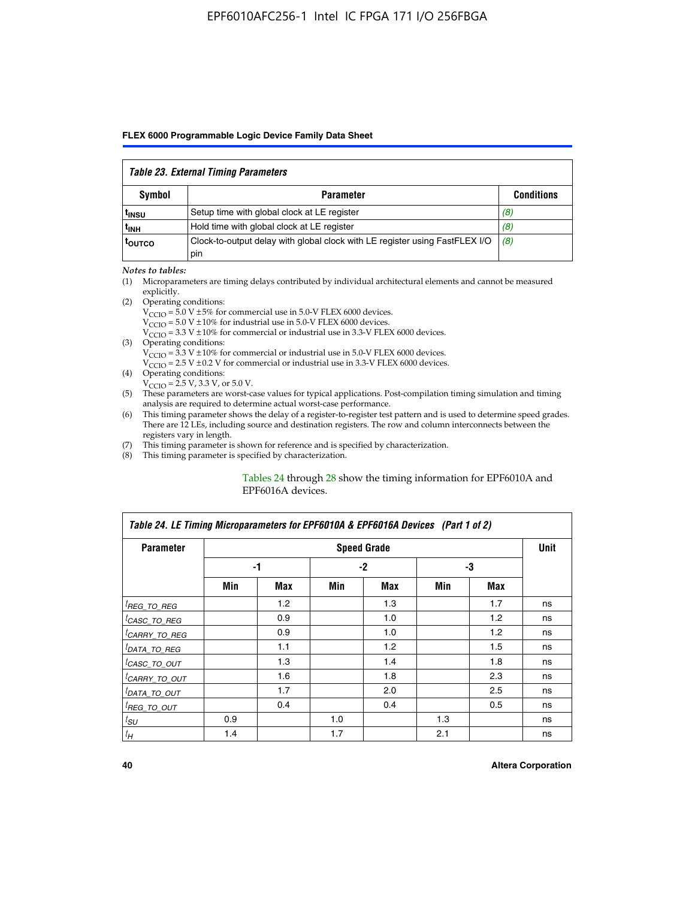| *Table 23. External Timing Parameters* | | |
|---|---|---|
| **Symbol** | **Parameter** | **Conditions** |
| $t_{INSU}$ | Setup time with global clock at LE register | *(8)* |
| $t_{INH}$ | Hold time with global clock at LE register | *(8)* |
| $t_{OUTCO}$ | Clock-to-output delay with global clock with LE register using FastFLEX I/O pin | *(8)* |

*Notes to tables:*

(1) Microparameters are timing delays contributed by individual architectural elements and cannot be measured explicitly.

(2) Operating conditions:
$V_{CCIO}$ = 5.0 V ±5% for commercial use in 5.0-V FLEX 6000 devices.
$V_{CCIO}$ = 5.0 V ±10% for industrial use in 5.0-V FLEX 6000 devices.
$V_{CCIO}$ = 3.3 V ±10% for commercial or industrial use in 3.3-V FLEX 6000 devices.

(3) Operating conditions:
$V_{CCIO}$ = 3.3 V ±10% for commercial or industrial use in 5.0-V FLEX 6000 devices.
$V_{CCIO}$ = 2.5 V ±0.2 V for commercial or industrial use in 3.3-V FLEX 6000 devices.

(4) Operating conditions:
$V_{CCIO}$ = 2.5 V, 3.3 V, or 5.0 V.

(5) These parameters are worst-case values for typical applications. Post-compilation timing simulation and timing analysis are required to determine actual worst-case performance.

(6) This timing parameter shows the delay of a register-to-register test pattern and is used to determine speed grades. There are 12 LEs, including source and destination registers. The row and column interconnects between the registers vary in length.

(7) This timing parameter is shown for reference and is specified by characterization.

(8) This timing parameter is specified by characterization.

Tables 24 through 28 show the timing information for EPF6010A and EPF6016A devices.

| *Table 24. LE Timing Microparameters for EPF6010A & EPF6016A Devices (Part 1 of 2)* | | | | | | | |
|---|---|---|---|---|---|---|---|
| **Parameter** | **Speed Grade** | | | | | | **Unit** |
| | **-1** | | **-2** | | **-3** | | |
| | **Min** | **Max** | **Min** | **Max** | **Min** | **Max** | |
| $t_{REG\_TO\_REG}$ | | 1.2 | | 1.3 | | 1.7 | ns |
| $t_{CASC\_TO\_REG}$ | | 0.9 | | 1.0 | | 1.2 | ns |
| $t_{CARRY\_TO\_REG}$ | | 0.9 | | 1.0 | | 1.2 | ns |
| $t_{DATA\_TO\_REG}$ | | 1.1 | | 1.2 | | 1.5 | ns |
| $t_{CASC\_TO\_OUT}$ | | 1.3 | | 1.4 | | 1.8 | ns |
| $t_{CARRY\_TO\_OUT}$ | | 1.6 | | 1.8 | | 2.3 | ns |
| $t_{DATA\_TO\_OUT}$ | | 1.7 | | 2.0 | | 2.5 | ns |
| $t_{REG\_TO\_OUT}$ | | 0.4 | | 0.4 | | 0.5 | ns |
| $t_{SU}$ | 0.9 | | 1.0 | | 1.3 | | ns |
| $t_{H}$ | 1.4 | | 1.7 | | 2.1 | | ns |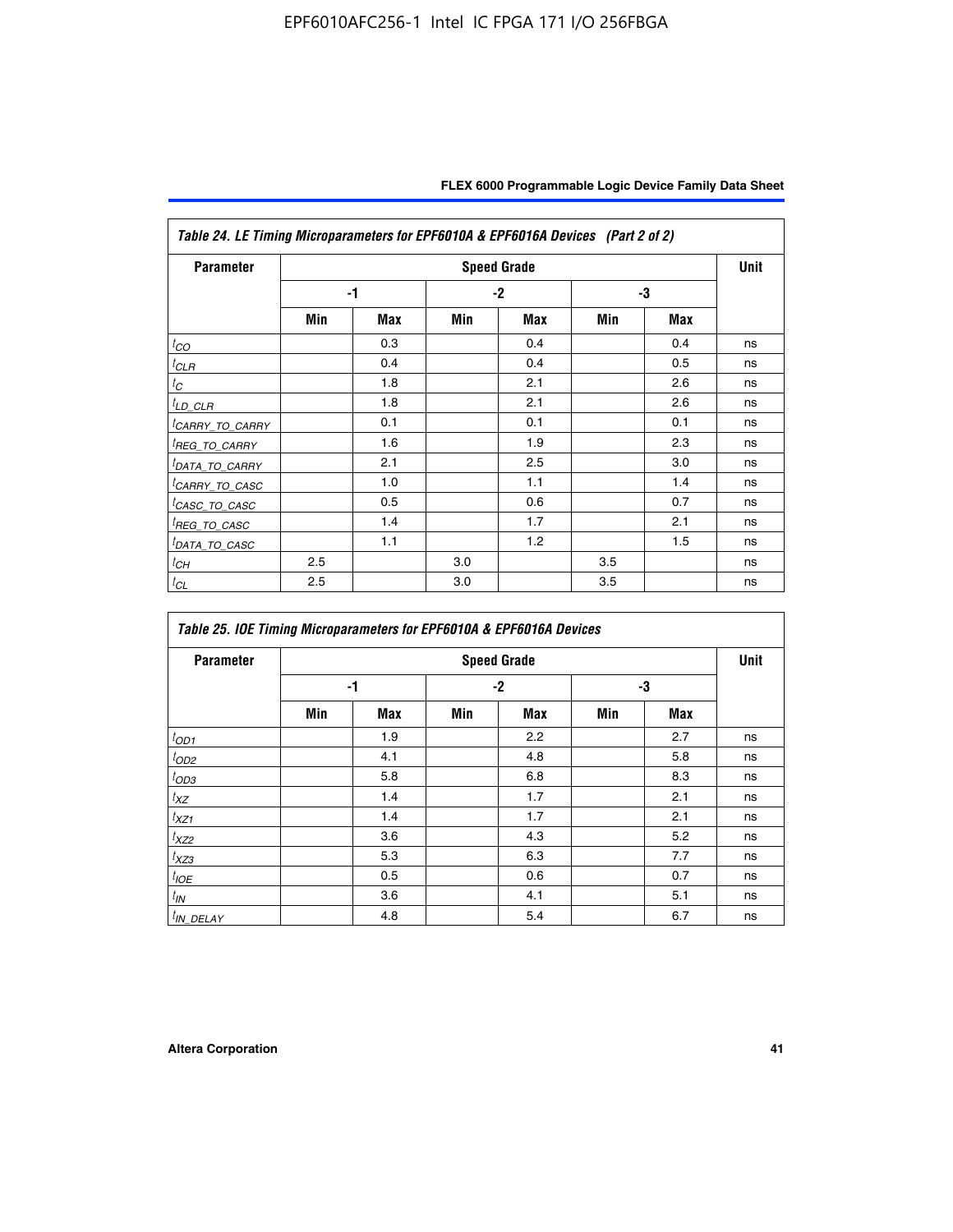*Table 24. LE Timing Microparameters for EPF6010A & EPF6016A Devices (Part 2 of 2)*

| Parameter | Speed Grade | | | | | | Unit |
|---|---|---|---|---|---|---|---|
| | -1 | | -2 | | -3 | | |
| | Min | Max | Min | Max | Min | Max | |
| $t_{CO}$ | | 0.3 | | 0.4 | | 0.4 | ns |
| $t_{CLR}$ | | 0.4 | | 0.4 | | 0.5 | ns |
| $t_C$ | | 1.8 | | 2.1 | | 2.6 | ns |
| $t_{LD\_CLR}$ | | 1.8 | | 2.1 | | 2.6 | ns |
| $t_{CARRY\_TO\_CARRY}$ | | 0.1 | | 0.1 | | 0.1 | ns |
| $t_{REG\_TO\_CARRY}$ | | 1.6 | | 1.9 | | 2.3 | ns |
| $t_{DATA\_TO\_CARRY}$ | | 2.1 | | 2.5 | | 3.0 | ns |
| $t_{CARRY\_TO\_CASC}$ | | 1.0 | | 1.1 | | 1.4 | ns |
| $t_{CASC\_TO\_CASC}$ | | 0.5 | | 0.6 | | 0.7 | ns |
| $t_{REG\_TO\_CASC}$ | | 1.4 | | 1.7 | | 2.1 | ns |
| $t_{DATA\_TO\_CASC}$ | | 1.1 | | 1.2 | | 1.5 | ns |
| $t_{CH}$ | 2.5 | | 3.0 | | 3.5 | | ns |
| $t_{CL}$ | 2.5 | | 3.0 | | 3.5 | | ns |

*Table 25. IOE Timing Microparameters for EPF6010A & EPF6016A Devices*

| Parameter | Speed Grade | | | | | | Unit |
|---|---|---|---|---|---|---|---|
| | -1 | | -2 | | -3 | | |
| | Min | Max | Min | Max | Min | Max | |
| $t_{OD1}$ | | 1.9 | | 2.2 | | 2.7 | ns |
| $t_{OD2}$ | | 4.1 | | 4.8 | | 5.8 | ns |
| $t_{OD3}$ | | 5.8 | | 6.8 | | 8.3 | ns |
| $t_{XZ}$ | | 1.4 | | 1.7 | | 2.1 | ns |
| $t_{XZ1}$ | | 1.4 | | 1.7 | | 2.1 | ns |
| $t_{XZ2}$ | | 3.6 | | 4.3 | | 5.2 | ns |
| $t_{XZ3}$ | | 5.3 | | 6.3 | | 7.7 | ns |
| $t_{IOE}$ | | 0.5 | | 0.6 | | 0.7 | ns |
| $t_{IN}$ | | 3.6 | | 4.1 | | 5.1 | ns |
| $t_{IN\_DELAY}$ | | 4.8 | | 5.4 | | 6.7 | ns |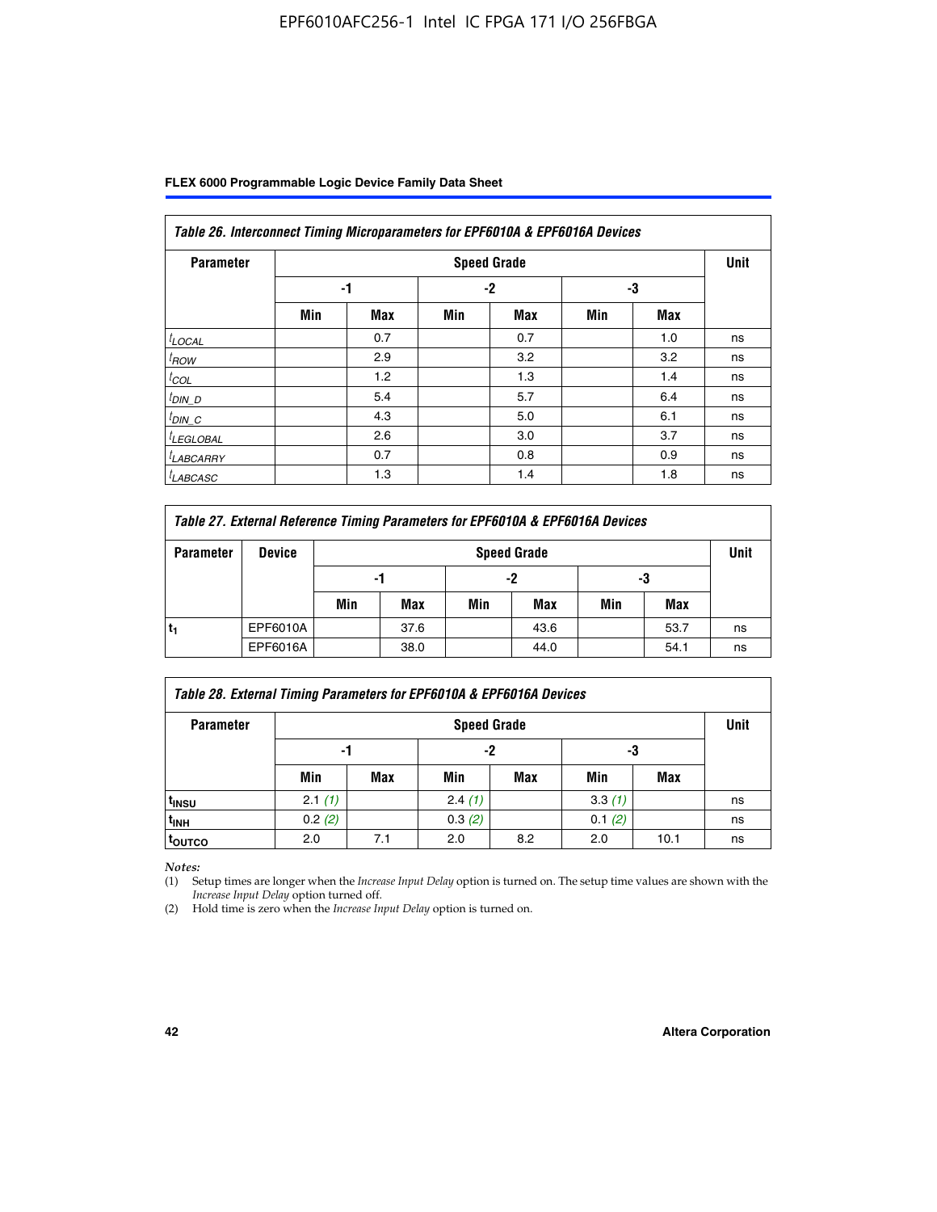*Table 26. Interconnect Timing Microparameters for EPF6010A & EPF6016A Devices*

| Parameter | Speed Grade | | | | | | Unit |
|---|---|---|---|---|---|---|---|
| | -1 | | -2 | | -3 | | |
| | Min | Max | Min | Max | Min | Max | |
| $t_{LOCAL}$ | | 0.7 | | 0.7 | | 1.0 | ns |
| $t_{ROW}$ | | 2.9 | | 3.2 | | 3.2 | ns |
| $t_{COL}$ | | 1.2 | | 1.3 | | 1.4 | ns |
| $t_{DIN\_D}$ | | 5.4 | | 5.7 | | 6.4 | ns |
| $t_{DIN\_C}$ | | 4.3 | | 5.0 | | 6.1 | ns |
| $t_{LEGLOBAL}$ | | 2.6 | | 3.0 | | 3.7 | ns |
| $t_{LABCARRY}$ | | 0.7 | | 0.8 | | 0.9 | ns |
| $t_{LABCASC}$ | | 1.3 | | 1.4 | | 1.8 | ns |

*Table 27. External Reference Timing Parameters for EPF6010A & EPF6016A Devices*

| Parameter | Device | Speed Grade | | | | | | Unit |
|---|---|---|---|---|---|---|---|---|
| | | -1 | | -2 | | -3 | | |
| | | Min | Max | Min | Max | Min | Max | |
| $t_1$ | EPF6010A | | 37.6 | | 43.6 | | 53.7 | ns |
| | EPF6016A | | 38.0 | | 44.0 | | 54.1 | ns |

*Table 28. External Timing Parameters for EPF6010A & EPF6016A Devices*

| Parameter | Speed Grade | | | | | | Unit |
|---|---|---|---|---|---|---|---|
| | -1 | | -2 | | -3 | | |
| | Min | Max | Min | Max | Min | Max | |
| $t_{INSU}$ | 2.1 *(1)* | | 2.4 *(1)* | | 3.3 *(1)* | | ns |
| $t_{INH}$ | 0.2 *(2)* | | 0.3 *(2)* | | 0.1 *(2)* | | ns |
| $t_{OUTCO}$ | 2.0 | 7.1 | 2.0 | 8.2 | 2.0 | 10.1 | ns |

*Notes:*

(1) Setup times are longer when the *Increase Input Delay* option is turned on. The setup time values are shown with the *Increase Input Delay* option turned off.

(2) Hold time is zero when the *Increase Input Delay* option is turned on.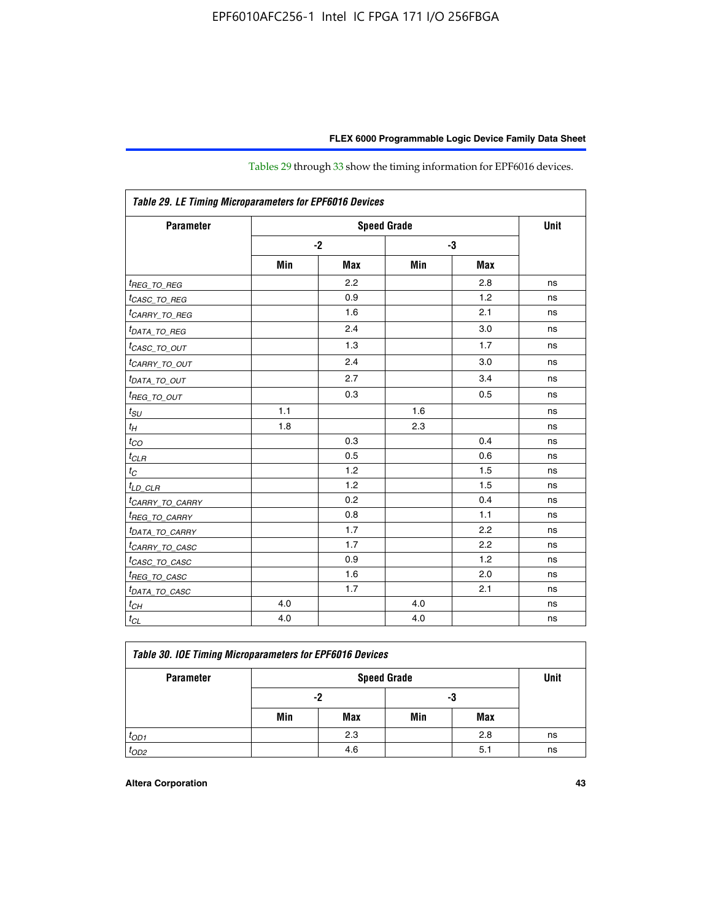Tables 29 through 33 show the timing information for EPF6016 devices.

| *Table 29. LE Timing Microparameters for EPF6016 Devices* | | | | | |
|---|---|---|---|---|---|
| **Parameter** | **Speed Grade** | | | | **Unit** |
| | **-2** | | **-3** | | |
| | **Min** | **Max** | **Min** | **Max** | |
| $t_{REG\_TO\_REG}$ | | 2.2 | | 2.8 | ns |
| $t_{CASC\_TO\_REG}$ | | 0.9 | | 1.2 | ns |
| $t_{CARRY\_TO\_REG}$ | | 1.6 | | 2.1 | ns |
| $t_{DATA\_TO\_REG}$ | | 2.4 | | 3.0 | ns |
| $t_{CASC\_TO\_OUT}$ | | 1.3 | | 1.7 | ns |
| $t_{CARRY\_TO\_OUT}$ | | 2.4 | | 3.0 | ns |
| $t_{DATA\_TO\_OUT}$ | | 2.7 | | 3.4 | ns |
| $t_{REG\_TO\_OUT}$ | | 0.3 | | 0.5 | ns |
| $t_{SU}$ | 1.1 | | 1.6 | | ns |
| $t_H$ | 1.8 | | 2.3 | | ns |
| $t_{CO}$ | | 0.3 | | 0.4 | ns |
| $t_{CLR}$ | | 0.5 | | 0.6 | ns |
| $t_C$ | | 1.2 | | 1.5 | ns |
| $t_{LD\_CLR}$ | | 1.2 | | 1.5 | ns |
| $t_{CARRY\_TO\_CARRY}$ | | 0.2 | | 0.4 | ns |
| $t_{REG\_TO\_CARRY}$ | | 0.8 | | 1.1 | ns |
| $t_{DATA\_TO\_CARRY}$ | | 1.7 | | 2.2 | ns |
| $t_{CARRY\_TO\_CASC}$ | | 1.7 | | 2.2 | ns |
| $t_{CASC\_TO\_CASC}$ | | 0.9 | | 1.2 | ns |
| $t_{REG\_TO\_CASC}$ | | 1.6 | | 2.0 | ns |
| $t_{DATA\_TO\_CASC}$ | | 1.7 | | 2.1 | ns |
| $t_{CH}$ | 4.0 | | 4.0 | | ns |
| $t_{CL}$ | 4.0 | | 4.0 | | ns |

| *Table 30. IOE Timing Microparameters for EPF6016 Devices* | | | | | |
|---|---|---|---|---|---|
| **Parameter** | **Speed Grade** | | | | **Unit** |
| | **-2** | | **-3** | | |
| | **Min** | **Max** | **Min** | **Max** | |
| $t_{OD1}$ | | 2.3 | | 2.8 | ns |
| $t_{OD2}$ | | 4.6 | | 5.1 | ns |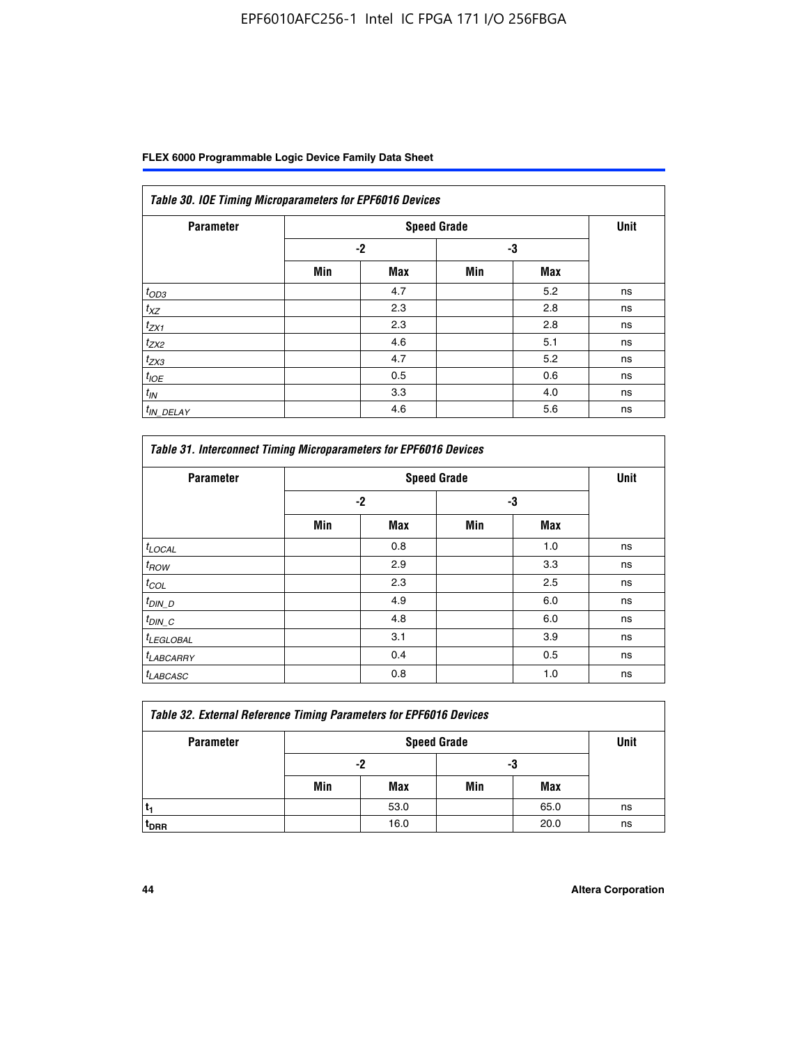| *Table 30. IOE Timing Microparameters for EPF6016 Devices* | | | | | |
|---|---|---|---|---|---|
| **Parameter** | **Speed Grade** | | | | **Unit** |
| | **-2** | | **-3** | | |
| | **Min** | **Max** | **Min** | **Max** | |
| $t_{OD3}$ | | 4.7 | | 5.2 | ns |
| $t_{XZ}$ | | 2.3 | | 2.8 | ns |
| $t_{ZX1}$ | | 2.3 | | 2.8 | ns |
| $t_{ZX2}$ | | 4.6 | | 5.1 | ns |
| $t_{ZX3}$ | | 4.7 | | 5.2 | ns |
| $t_{IOE}$ | | 0.5 | | 0.6 | ns |
| $t_{IN}$ | | 3.3 | | 4.0 | ns |
| $t_{IN\_DELAY}$ | | 4.6 | | 5.6 | ns |

| *Table 31. Interconnect Timing Microparameters for EPF6016 Devices* | | | | | |
|---|---|---|---|---|---|
| **Parameter** | **Speed Grade** | | | | **Unit** |
| | **-2** | | **-3** | | |
| | **Min** | **Max** | **Min** | **Max** | |
| $t_{LOCAL}$ | | 0.8 | | 1.0 | ns |
| $t_{ROW}$ | | 2.9 | | 3.3 | ns |
| $t_{COL}$ | | 2.3 | | 2.5 | ns |
| $t_{DIN\_D}$ | | 4.9 | | 6.0 | ns |
| $t_{DIN\_C}$ | | 4.8 | | 6.0 | ns |
| $t_{LEGLOBAL}$ | | 3.1 | | 3.9 | ns |
| $t_{LABCARRY}$ | | 0.4 | | 0.5 | ns |
| $t_{LABCASC}$ | | 0.8 | | 1.0 | ns |

| *Table 32. External Reference Timing Parameters for EPF6016 Devices* | | | | | |
|---|---|---|---|---|---|
| **Parameter** | **Speed Grade** | | | | **Unit** |
| | **-2** | | **-3** | | |
| | **Min** | **Max** | **Min** | **Max** | |
| $t_1$ | | 53.0 | | 65.0 | ns |
| $t_{DRR}$ | | 16.0 | | 20.0 | ns |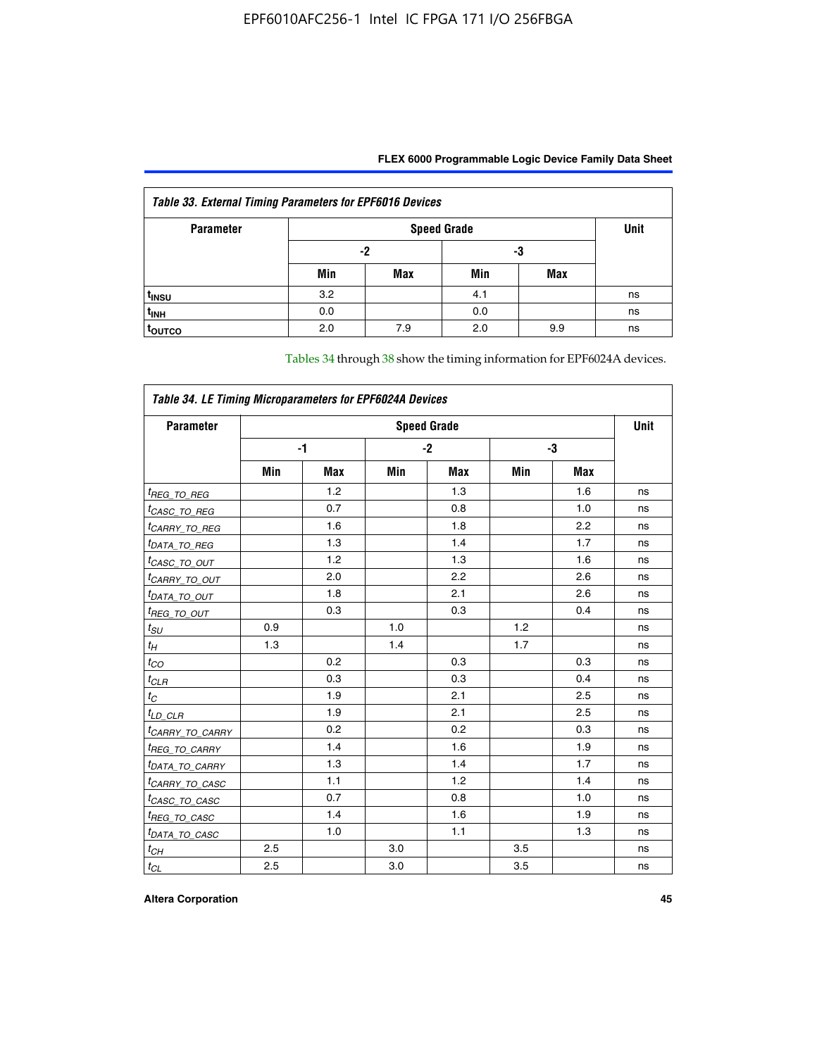*Table 33. External Timing Parameters for EPF6016 Devices*

| Parameter | Speed Grade | | | | Unit |
|---|---|---|---|---|---|
| | -2 | | -3 | | |
| | Min | Max | Min | Max | |
| $t_{INSU}$ | 3.2 | | 4.1 | | ns |
| $t_{INH}$ | 0.0 | | 0.0 | | ns |
| $t_{OUTCO}$ | 2.0 | 7.9 | 2.0 | 9.9 | ns |

Tables 34 through 38 show the timing information for EPF6024A devices.

*Table 34. LE Timing Microparameters for EPF6024A Devices*

| Parameter | Speed Grade | | | | | | Unit |
|---|---|---|---|---|---|---|---|
| | -1 | | -2 | | -3 | | |
| | Min | Max | Min | Max | Min | Max | |
| $t_{REG\_TO\_REG}$ | | 1.2 | | 1.3 | | 1.6 | ns |
| $t_{CASC\_TO\_REG}$ | | 0.7 | | 0.8 | | 1.0 | ns |
| $t_{CARRY\_TO\_REG}$ | | 1.6 | | 1.8 | | 2.2 | ns |
| $t_{DATA\_TO\_REG}$ | | 1.3 | | 1.4 | | 1.7 | ns |
| $t_{CASC\_TO\_OUT}$ | | 1.2 | | 1.3 | | 1.6 | ns |
| $t_{CARRY\_TO\_OUT}$ | | 2.0 | | 2.2 | | 2.6 | ns |
| $t_{DATA\_TO\_OUT}$ | | 1.8 | | 2.1 | | 2.6 | ns |
| $t_{REG\_TO\_OUT}$ | | 0.3 | | 0.3 | | 0.4 | ns |
| $t_{SU}$ | 0.9 | | 1.0 | | 1.2 | | ns |
| $t_{H}$ | 1.3 | | 1.4 | | 1.7 | | ns |
| $t_{CO}$ | | 0.2 | | 0.3 | | 0.3 | ns |
| $t_{CLR}$ | | 0.3 | | 0.3 | | 0.4 | ns |
| $t_{C}$ | | 1.9 | | 2.1 | | 2.5 | ns |
| $t_{LD\_CLR}$ | | 1.9 | | 2.1 | | 2.5 | ns |
| $t_{CARRY\_TO\_CARRY}$ | | 0.2 | | 0.2 | | 0.3 | ns |
| $t_{REG\_TO\_CARRY}$ | | 1.4 | | 1.6 | | 1.9 | ns |
| $t_{DATA\_TO\_CARRY}$ | | 1.3 | | 1.4 | | 1.7 | ns |
| $t_{CARRY\_TO\_CASC}$ | | 1.1 | | 1.2 | | 1.4 | ns |
| $t_{CASC\_TO\_CASC}$ | | 0.7 | | 0.8 | | 1.0 | ns |
| $t_{REG\_TO\_CASC}$ | | 1.4 | | 1.6 | | 1.9 | ns |
| $t_{DATA\_TO\_CASC}$ | | 1.0 | | 1.1 | | 1.3 | ns |
| $t_{CH}$ | 2.5 | | 3.0 | | 3.5 | | ns |
| $t_{CL}$ | 2.5 | | 3.0 | | 3.5 | | ns |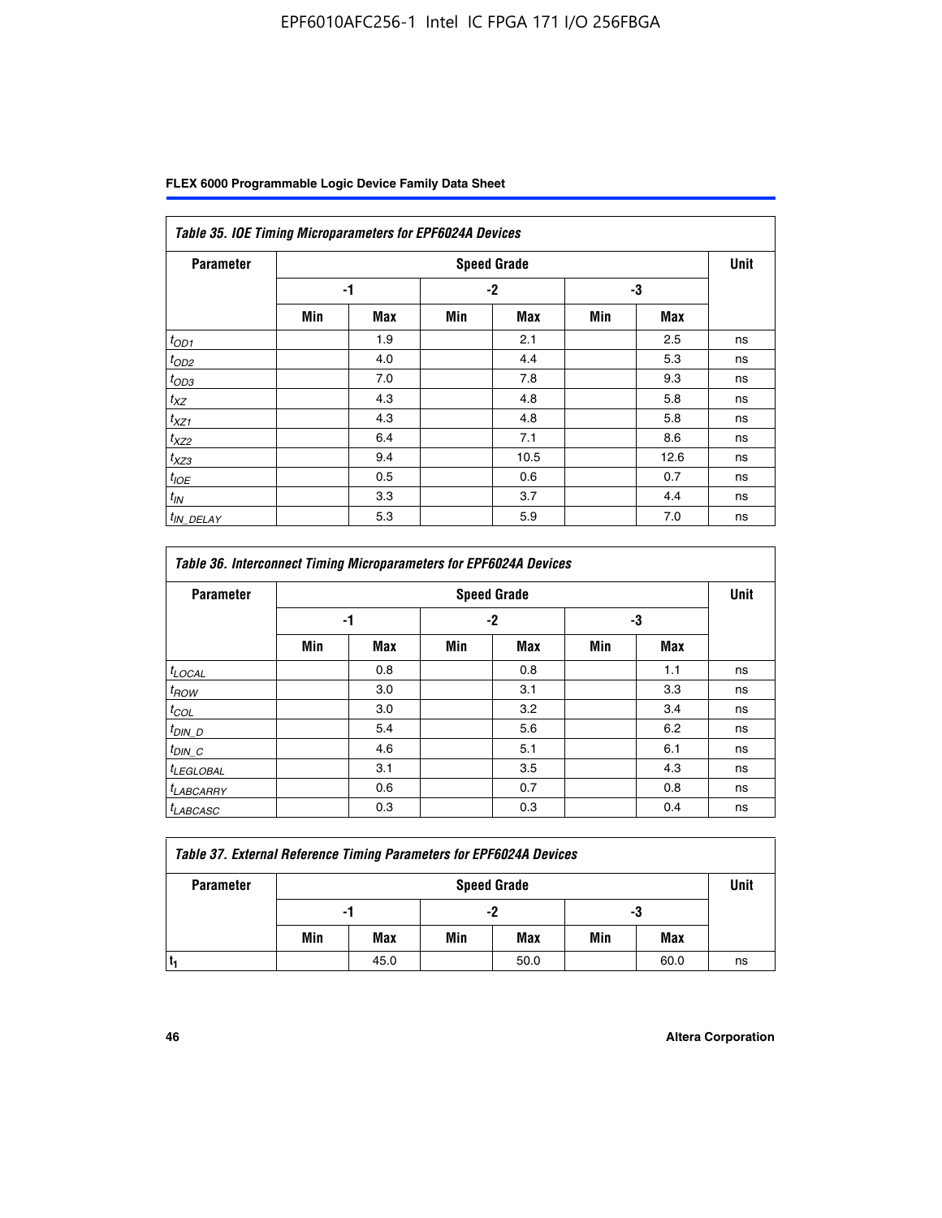*Table 35. IOE Timing Microparameters for EPF6024A Devices*

| Parameter | Speed Grade | | | | | | Unit |
|---|---|---|---|---|---|---|---|
| | -1 | | -2 | | -3 | | |
| | Min | Max | Min | Max | Min | Max | |
| $t_{OD1}$ | | 1.9 | | 2.1 | | 2.5 | ns |
| $t_{OD2}$ | | 4.0 | | 4.4 | | 5.3 | ns |
| $t_{OD3}$ | | 7.0 | | 7.8 | | 9.3 | ns |
| $t_{XZ}$ | | 4.3 | | 4.8 | | 5.8 | ns |
| $t_{XZ1}$ | | 4.3 | | 4.8 | | 5.8 | ns |
| $t_{XZ2}$ | | 6.4 | | 7.1 | | 8.6 | ns |
| $t_{XZ3}$ | | 9.4 | | 10.5 | | 12.6 | ns |
| $t_{IOE}$ | | 0.5 | | 0.6 | | 0.7 | ns |
| $t_{IN}$ | | 3.3 | | 3.7 | | 4.4 | ns |
| $t_{IN\_DELAY}$ | | 5.3 | | 5.9 | | 7.0 | ns |

*Table 36. Interconnect Timing Microparameters for EPF6024A Devices*

| Parameter | Speed Grade | | | | | | Unit |
|---|---|---|---|---|---|---|---|
| | -1 | | -2 | | -3 | | |
| | Min | Max | Min | Max | Min | Max | |
| $t_{LOCAL}$ | | 0.8 | | 0.8 | | 1.1 | ns |
| $t_{ROW}$ | | 3.0 | | 3.1 | | 3.3 | ns |
| $t_{COL}$ | | 3.0 | | 3.2 | | 3.4 | ns |
| $t_{DIN\_D}$ | | 5.4 | | 5.6 | | 6.2 | ns |
| $t_{DIN\_C}$ | | 4.6 | | 5.1 | | 6.1 | ns |
| $t_{LEGLOBAL}$ | | 3.1 | | 3.5 | | 4.3 | ns |
| $t_{LABCARRY}$ | | 0.6 | | 0.7 | | 0.8 | ns |
| $t_{LABCASC}$ | | 0.3 | | 0.3 | | 0.4 | ns |

*Table 37. External Reference Timing Parameters for EPF6024A Devices*

| Parameter | Speed Grade | | | | | | Unit |
|---|---|---|---|---|---|---|---|
| | -1 | | -2 | | -3 | | |
| | Min | Max | Min | Max | Min | Max | |
| $t_1$ | | 45.0 | | 50.0 | | 60.0 | ns |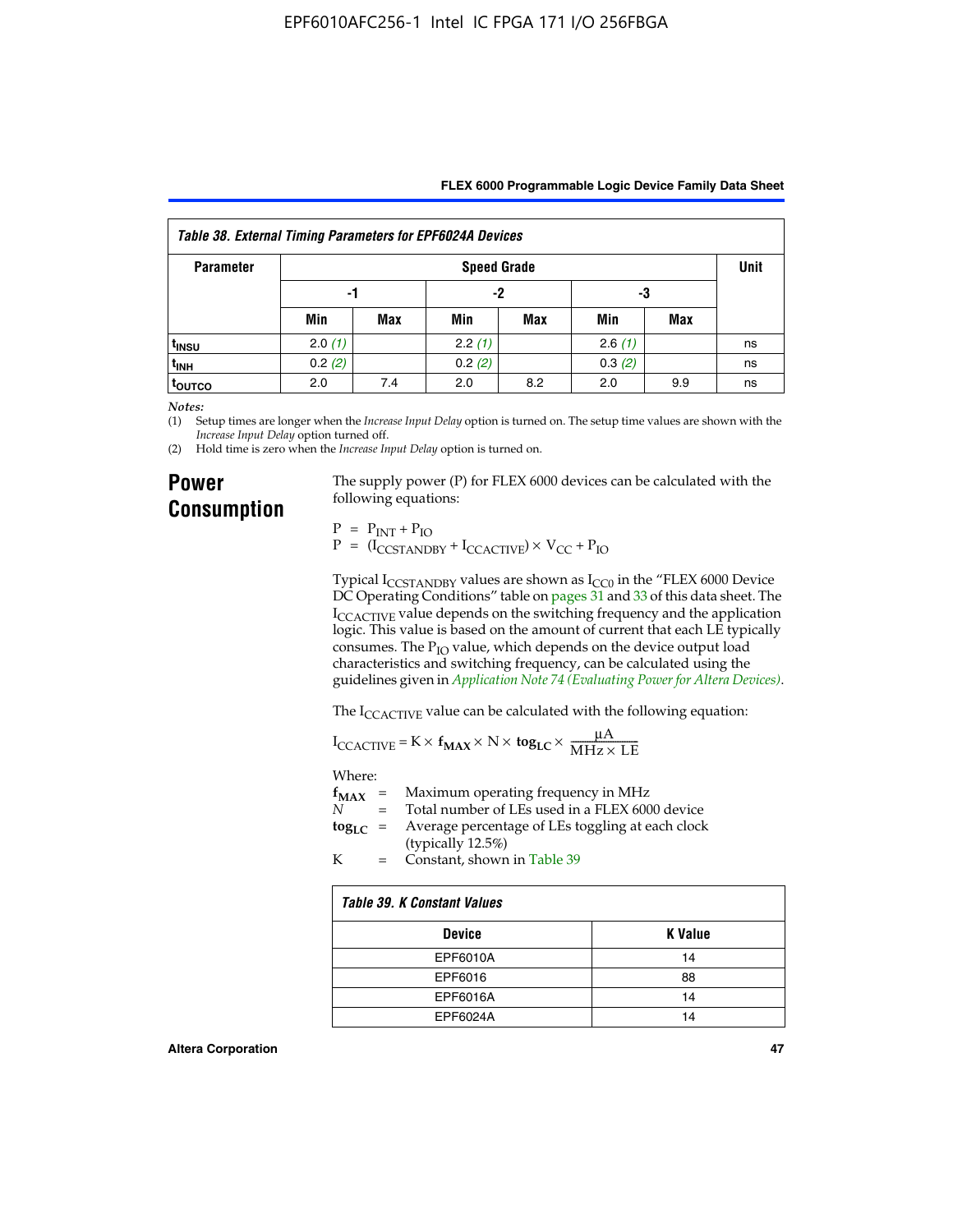*Table 38. External Timing Parameters for EPF6024A Devices*

| Parameter | Speed Grade | | | | | | Unit |
|---|---|---|---|---|---|---|---|
| | -1 | | -2 | | -3 | | |
| | Min | Max | Min | Max | Min | Max | |
| $t_{INSU}$ | 2.0 *(1)* | | 2.2 *(1)* | | 2.6 *(1)* | | ns |
| $t_{INH}$ | 0.2 *(2)* | | 0.2 *(2)* | | 0.3 *(2)* | | ns |
| $t_{OUTCO}$ | 2.0 | 7.4 | 2.0 | 8.2 | 2.0 | 9.9 | ns |

*Notes:*

(1) Setup times are longer when the *Increase Input Delay* option is turned on. The setup time values are shown with the *Increase Input Delay* option turned off.

(2) Hold time is zero when the *Increase Input Delay* option is turned on.

## Power Consumption

The supply power (P) for FLEX 6000 devices can be calculated with the following equations:

$$P = P_{INT} + P_{IO}$$
$$P = (I_{CCSTANDBY} + I_{CCACTIVE}) \times V_{CC} + P_{IO}$$

Typical $I_{CCSTANDBY}$ values are shown as $I_{CC0}$ in the "FLEX 6000 Device DC Operating Conditions" table on pages 31 and 33 of this data sheet. The $I_{CCACTIVE}$ value depends on the switching frequency and the application logic. This value is based on the amount of current that each LE typically consumes. The $P_{IO}$ value, which depends on the device output load characteristics and switching frequency, can be calculated using the guidelines given in *Application Note 74 (Evaluating Power for Altera Devices)*.

The $I_{CCACTIVE}$ value can be calculated with the following equation:

$$I_{CCACTIVE} = K \times \mathbf{f_{MAX}} \times N \times \mathbf{tog_{LC}} \times \frac{\mu A}{MHz \times LE}$$

Where:

$\mathbf{f_{MAX}}$ = Maximum operating frequency in MHz
$N$ = Total number of LEs used in a FLEX 6000 device
$\mathbf{tog_{LC}}$ = Average percentage of LEs toggling at each clock (typically 12.5%)
K = Constant, shown in Table 39

*Table 39. K Constant Values*

| Device | K Value |
|---|---|
| EPF6010A | 14 |
| EPF6016 | 88 |
| EPF6016A | 14 |
| EPF6024A | 14 |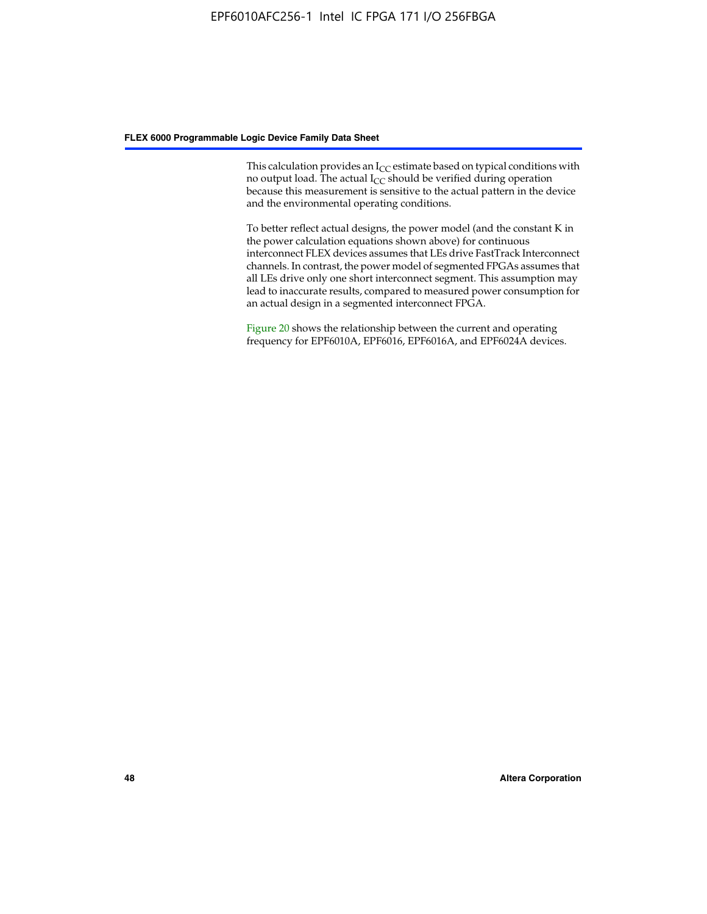This calculation provides an $I_{CC}$ estimate based on typical conditions with no output load. The actual $I_{CC}$ should be verified during operation because this measurement is sensitive to the actual pattern in the device and the environmental operating conditions.

To better reflect actual designs, the power model (and the constant K in the power calculation equations shown above) for continuous interconnect FLEX devices assumes that LEs drive FastTrack Interconnect channels. In contrast, the power model of segmented FPGAs assumes that all LEs drive only one short interconnect segment. This assumption may lead to inaccurate results, compared to measured power consumption for an actual design in a segmented interconnect FPGA.

Figure 20 shows the relationship between the current and operating frequency for EPF6010A, EPF6016, EPF6016A, and EPF6024A devices.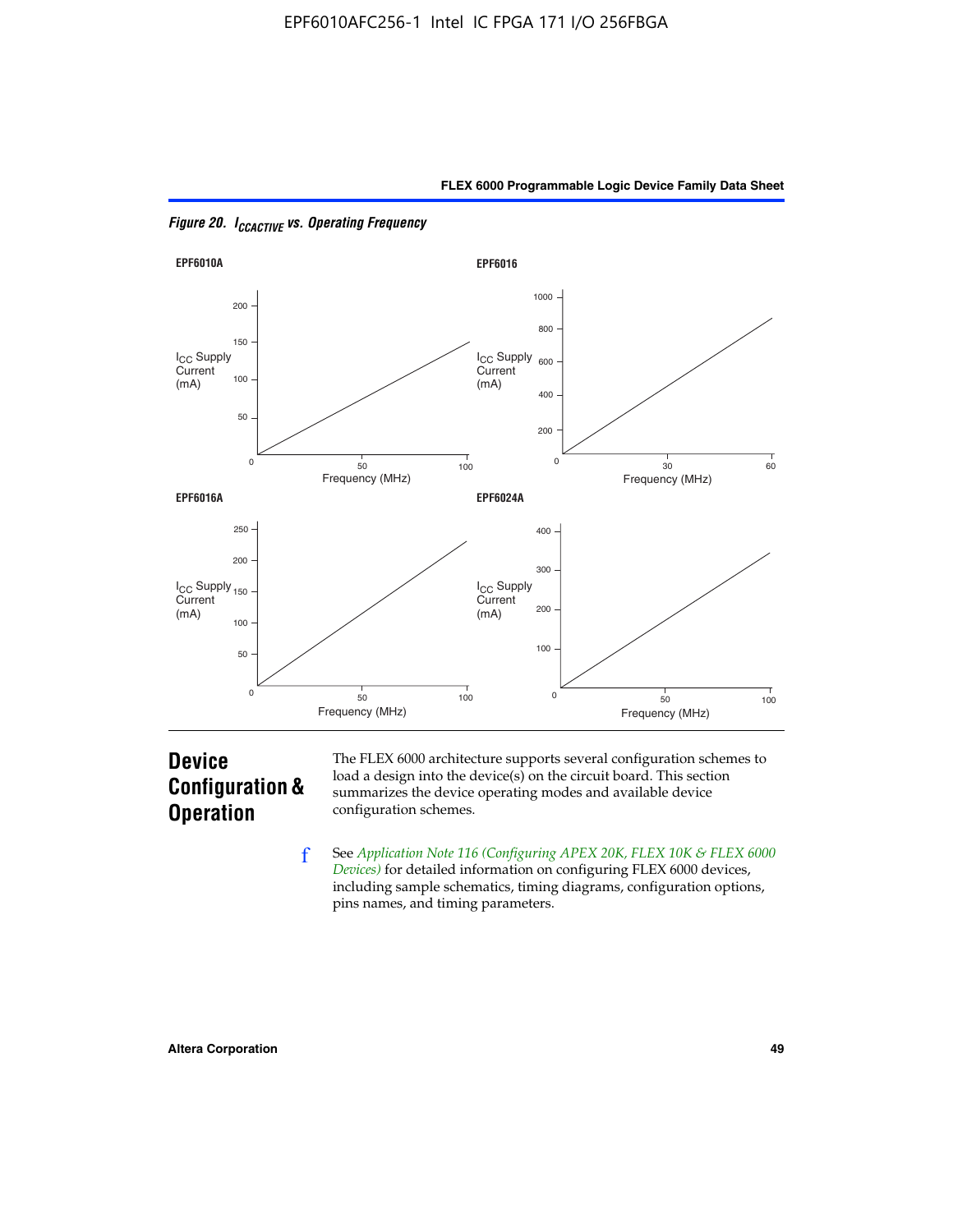*Figure 20. $I_{CCACTIVE}$ vs. Operating Frequency*

**EPF6010A**

$I_{CC}$ Supply Current (mA): 0, 50, 100, 150, 200

Frequency (MHz): 0, 50, 100

**EPF6016**

$I_{CC}$ Supply Current (mA): 200, 400, 600, 800, 1000

Frequency (MHz): 0, 30, 60

**EPF6016A**

$I_{CC}$ Supply Current (mA): 0, 50, 100, 150, 200, 250

Frequency (MHz): 0, 50, 100

**EPF6024A**

$I_{CC}$ Supply Current (mA): 0, 100, 200, 300, 400

Frequency (MHz): 0, 50, 100

## Device Configuration & Operation

The FLEX 6000 architecture supports several configuration schemes to load a design into the device(s) on the circuit board. This section summarizes the device operating modes and available device configuration schemes.

See *Application Note 116 (Configuring APEX 20K, FLEX 10K & FLEX 6000 Devices)* for detailed information on configuring FLEX 6000 devices, including sample schematics, timing diagrams, configuration options, pins names, and timing parameters.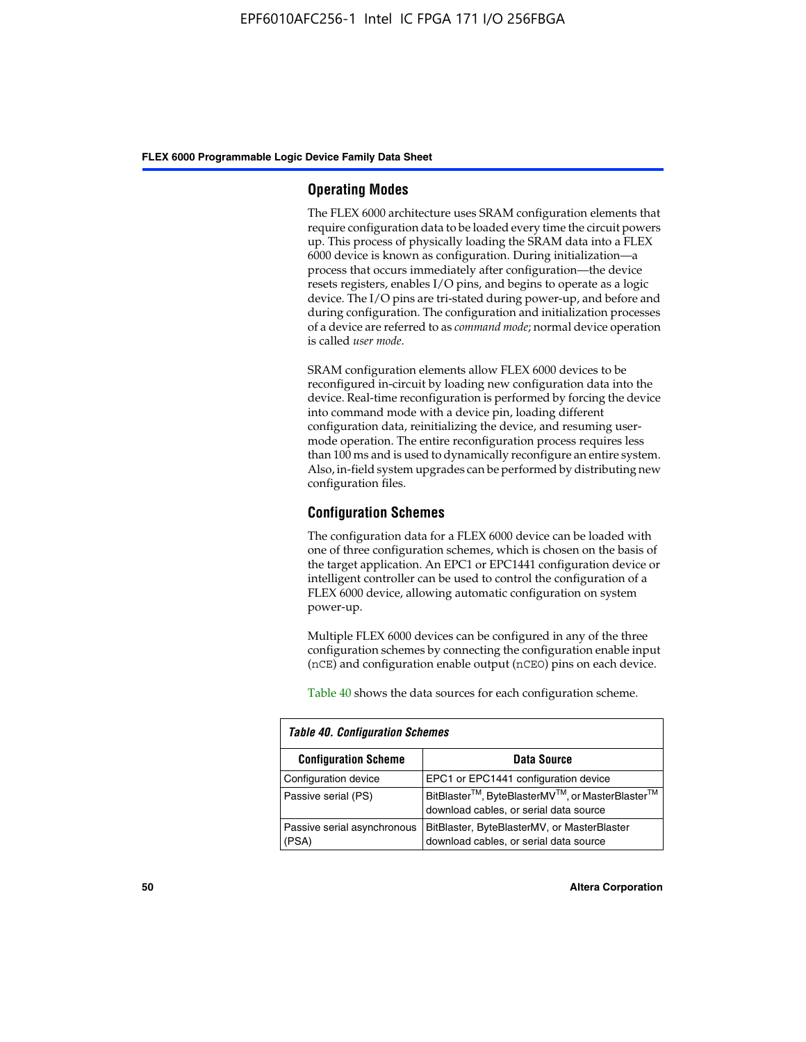## Operating Modes

The FLEX 6000 architecture uses SRAM configuration elements that require configuration data to be loaded every time the circuit powers up. This process of physically loading the SRAM data into a FLEX 6000 device is known as configuration. During initialization—a process that occurs immediately after configuration—the device resets registers, enables I/O pins, and begins to operate as a logic device. The I/O pins are tri-stated during power-up, and before and during configuration. The configuration and initialization processes of a device are referred to as *command mode*; normal device operation is called *user mode*.

SRAM configuration elements allow FLEX 6000 devices to be reconfigured in-circuit by loading new configuration data into the device. Real-time reconfiguration is performed by forcing the device into command mode with a device pin, loading different configuration data, reinitializing the device, and resuming user-mode operation. The entire reconfiguration process requires less than 100 ms and is used to dynamically reconfigure an entire system. Also, in-field system upgrades can be performed by distributing new configuration files.

## Configuration Schemes

The configuration data for a FLEX 6000 device can be loaded with one of three configuration schemes, which is chosen on the basis of the target application. An EPC1 or EPC1441 configuration device or intelligent controller can be used to control the configuration of a FLEX 6000 device, allowing automatic configuration on system power-up.

Multiple FLEX 6000 devices can be configured in any of the three configuration schemes by connecting the configuration enable input (nCE) and configuration enable output (nCEO) pins on each device.

Table 40 shows the data sources for each configuration scheme.

*Table 40. Configuration Schemes*

| Configuration Scheme | Data Source |
|---|---|
| Configuration device | EPC1 or EPC1441 configuration device |
| Passive serial (PS) | BitBlaster™, ByteBlasterMV™, or MasterBlaster™ download cables, or serial data source |
| Passive serial asynchronous (PSA) | BitBlaster, ByteBlasterMV, or MasterBlaster download cables, or serial data source |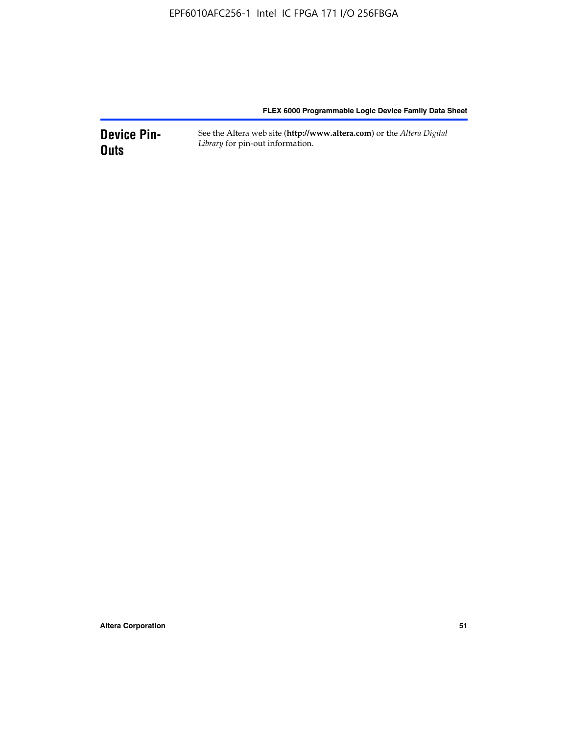## Device Pin-Outs

See the Altera web site (**http://www.altera.com**) or the *Altera Digital Library* for pin-out information.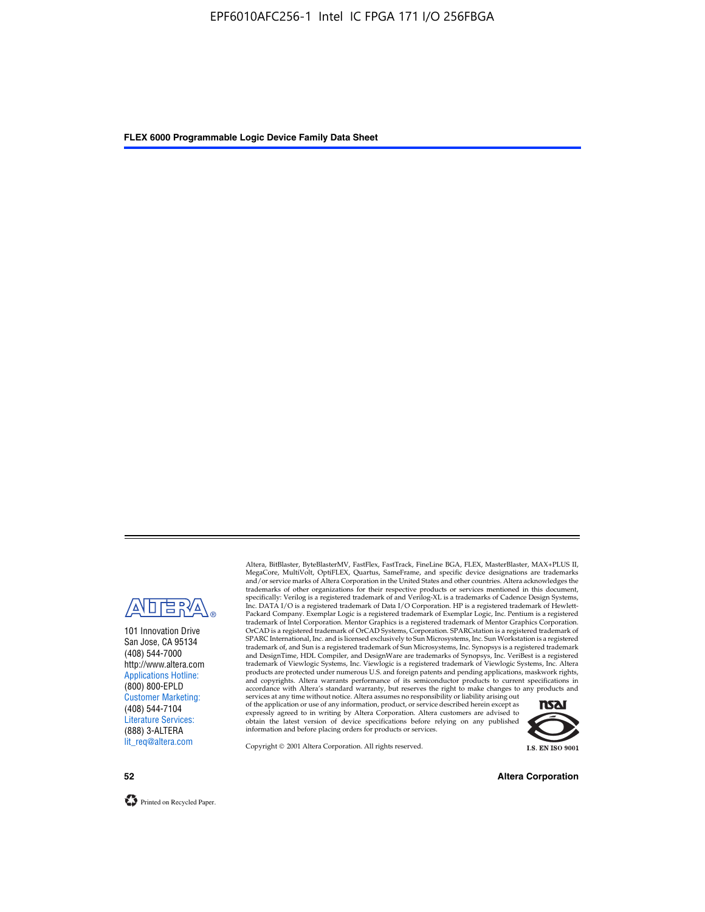101 Innovation Drive
San Jose, CA 95134
(408) 544-7000
http://www.altera.com
Applications Hotline:
(800) 800-EPLD
Customer Marketing:
(408) 544-7104
Literature Services:
(888) 3-ALTERA
lit_req@altera.com

Altera, BitBlaster, ByteBlasterMV, FastFlex, FastTrack, FineLine BGA, FLEX, MasterBlaster, MAX+PLUS II, MegaCore, MultiVolt, OptiFLEX, Quartus, SameFrame, and specific device designations are trademarks and/or service marks of Altera Corporation in the United States and other countries. Altera acknowledges the trademarks of other organizations for their respective products or services mentioned in this document, specifically: Verilog is a registered trademark of and Verilog-XL is a trademarks of Cadence Design Systems, Inc. DATA I/O is a registered trademark of Data I/O Corporation. HP is a registered trademark of Hewlett-Packard Company. Exemplar Logic is a registered trademark of Exemplar Logic, Inc. Pentium is a registered trademark of Intel Corporation. Mentor Graphics is a registered trademark of Mentor Graphics Corporation. OrCAD is a registered trademark of OrCAD Systems, Corporation. SPARCstation is a registered trademark of SPARC International, Inc. and is licensed exclusively to Sun Microsystems, Inc. Sun Workstation is a registered trademark of, and Sun is a registered trademark of Sun Microsystems, Inc. Synopsys is a registered trademark and DesignTime, HDL Compiler, and DesignWare are trademarks of Synopsys, Inc. VeriBest is a registered trademark of Viewlogic Systems, Inc. Viewlogic is a registered trademark of Viewlogic Systems, Inc. Altera products are protected under numerous U.S. and foreign patents and pending applications, maskwork rights, and copyrights. Altera warrants performance of its semiconductor products to current specifications in accordance with Altera's standard warranty, but reserves the right to make changes to any products and services at any time without notice. Altera assumes no responsibility or liability arising out of the application or use of any information, product, or service described herein except as expressly agreed to in writing by Altera Corporation. Altera customers are advised to obtain the latest version of device specifications before relying on any published information and before placing orders for products or services.

Copyright © 2001 Altera Corporation. All rights reserved.

I.S. EN ISO 9001

Printed on Recycled Paper.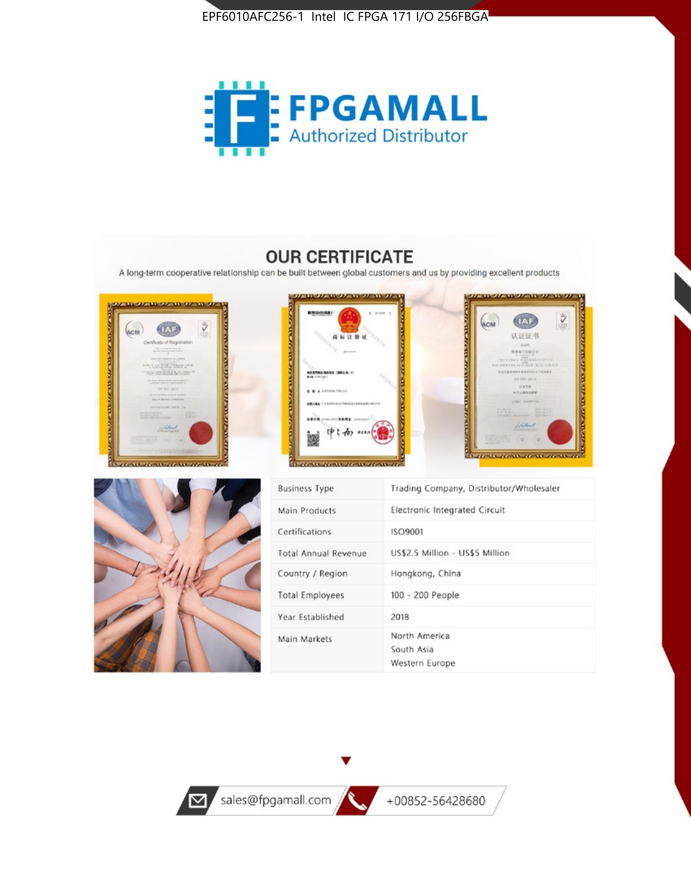FPGAMALL
Authorized Distributor

## OUR CERTIFICATE

A long-term cooperative relationship can be built between global customers and us by providing excellent products

| | |
|---|---|
| Business Type | Trading Company, Distributor/Wholesaler |
| Main Products | Electronic Integrated Circuit |
| Certifications | ISO9001 |
| Total Annual Revenue | US$2.5 Million - US$5 Million |
| Country / Region | Hongkong, China |
| Total Employees | 100 - 200 People |
| Year Established | 2018 |
| Main Markets | North America<br>South Asia<br>Western Europe |

sales@fpgamall.com

+00852-56428680